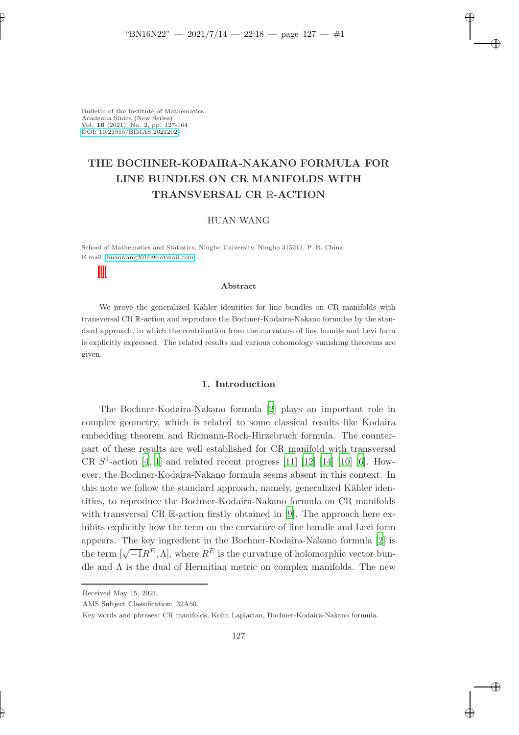Bulletin of the Institute of Mathematics
Academia Sinica (New Series)
Vol. **16** (2021), No. 2, pp. 127-164
DOI: 10.21915/BIMAS.2021202

# THE BOCHNER-KODAIRA-NAKANO FORMULA FOR LINE BUNDLES ON CR MANIFOLDS WITH TRANSVERSAL CR $\mathbb{R}$-ACTION

HUAN WANG

School of Mathematics and Statistics, Ningbo University, Ningbo 315211, P. R. China.
E-mail: huanwang2016@hotmail.com

**Abstract**

We prove the generalized Kähler identities for line bundles on CR manifolds with transversal CR $\mathbb{R}$-action and reproduce the Bochner-Kodaira-Nakano formulas by the standard approach, in which the contribution from the curvature of line bundle and Levi form is explicitly expressed. The related results and various cohomology vanishing theorems are given.

## 1. Introduction

The Bochner-Kodaira-Nakano formula [2] plays an important role in complex geometry, which is related to some classical results like Kodaira embedding theorem and Riemann-Roch-Hirzebruch formula. The counterpart of these results are well established for CR manifold with transversal CR $S^1$-action [4, 1] and related recent progress [11] [12] [14] [10] [6]. However, the Bochner-Kodaira-Nakano formula seems absent in this context. In this note we follow the standard approach, namely, generalized Kähler identities, to reproduce the Bochner-Kodaira-Nakano formula on CR manifolds with transversal CR $\mathbb{R}$-action firstly obtained in [9]. The approach here exhibits explicitly how the term on the curvature of line bundle and Levi form appears. The key ingredient in the Bochner-Kodaira-Nakano formula [2] is the term $[\sqrt{-1}R^E, \Lambda]$, where $R^E$ is the curvature of holomorphic vector bundle and $\Lambda$ is the dual of Hermitian metric on complex manifolds. The new

Received May 15, 2021.

AMS Subject Classification: 32A50.

Key words and phrases: CR manifolds, Kohn Laplacian, Bochner-Kodaira-Nakano formula.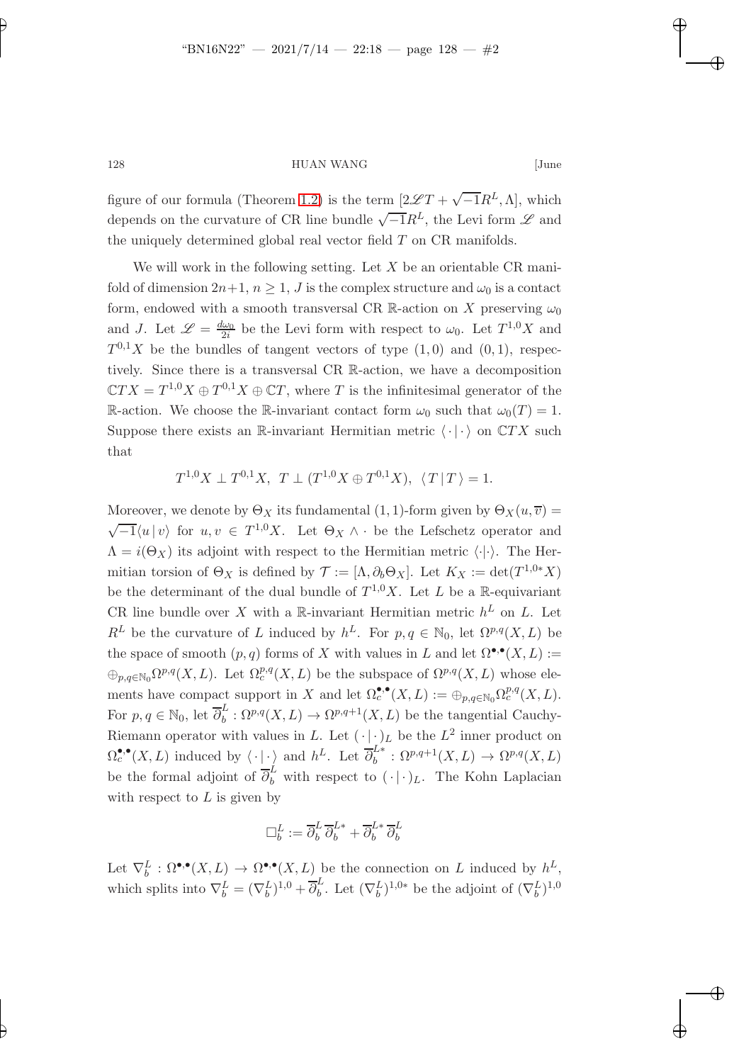figure of our formula (Theorem 1.2) is the term $[2\mathscr{L}T + \sqrt{-1}R^L, \Lambda]$, which depends on the curvature of CR line bundle $\sqrt{-1}R^L$, the Levi form $\mathscr{L}$ and the uniquely determined global real vector field $T$ on CR manifolds.

We will work in the following setting. Let $X$ be an orientable CR manifold of dimension $2n+1$, $n \geq 1$, $J$ is the complex structure and $\omega_0$ is a contact form, endowed with a smooth transversal CR $\mathbb{R}$-action on $X$ preserving $\omega_0$ and $J$. Let $\mathscr{L} = \frac{d\omega_0}{2i}$ be the Levi form with respect to $\omega_0$. Let $T^{1,0}X$ and $T^{0,1}X$ be the bundles of tangent vectors of type $(1,0)$ and $(0,1)$, respectively. Since there is a transversal CR $\mathbb{R}$-action, we have a decomposition $\mathbb{C}TX = T^{1,0}X \oplus T^{0,1}X \oplus \mathbb{C}T$, where $T$ is the infinitesimal generator of the $\mathbb{R}$-action. We choose the $\mathbb{R}$-invariant contact form $\omega_0$ such that $\omega_0(T) = 1$. Suppose there exists an $\mathbb{R}$-invariant Hermitian metric $\langle \cdot \,|\, \cdot \rangle$ on $\mathbb{C}TX$ such that

$$T^{1,0}X \perp T^{0,1}X, \;\; T \perp (T^{1,0}X \oplus T^{0,1}X), \;\; \langle T \,|\, T \rangle = 1.$$

Moreover, we denote by $\Theta_X$ its fundamental $(1,1)$-form given by $\Theta_X(u, \overline{v}) = \sqrt{-1}\langle u \,|\, v \rangle$ for $u, v \in T^{1,0}X$. Let $\Theta_X \wedge \cdot$ be the Lefschetz operator and $\Lambda = i(\Theta_X)$ its adjoint with respect to the Hermitian metric $\langle\cdot|\cdot\rangle$. The Hermitian torsion of $\Theta_X$ is defined by $\mathcal{T} := [\Lambda, \partial_b \Theta_X]$. Let $K_X := \det(T^{1,0*}X)$ be the determinant of the dual bundle of $T^{1,0}X$. Let $L$ be a $\mathbb{R}$-equivariant CR line bundle over $X$ with a $\mathbb{R}$-invariant Hermitian metric $h^L$ on $L$. Let $R^L$ be the curvature of $L$ induced by $h^L$. For $p, q \in \mathbb{N}_0$, let $\Omega^{p,q}(X, L)$ be the space of smooth $(p,q)$ forms of $X$ with values in $L$ and let $\Omega^{\bullet,\bullet}(X, L) := \oplus_{p,q \in \mathbb{N}_0} \Omega^{p,q}(X, L)$. Let $\Omega^{p,q}_c(X, L)$ be the subspace of $\Omega^{p,q}(X, L)$ whose elements have compact support in $X$ and let $\Omega^{\bullet,\bullet}_c(X, L) := \oplus_{p,q \in \mathbb{N}_0} \Omega^{p,q}_c(X, L)$. For $p, q \in \mathbb{N}_0$, let $\overline{\partial}^L_b : \Omega^{p,q}(X, L) \to \Omega^{p,q+1}(X, L)$ be the tangential Cauchy-Riemann operator with values in $L$. Let $(\cdot\,|\,\cdot)_L$ be the $L^2$ inner product on $\Omega^{\bullet,\bullet}_c(X, L)$ induced by $\langle \cdot \,|\, \cdot \rangle$ and $h^L$. Let $\overline{\partial}^{L*}_b : \Omega^{p,q+1}(X, L) \to \Omega^{p,q}(X, L)$ be the formal adjoint of $\overline{\partial}^L_b$ with respect to $(\cdot\,|\,\cdot)_L$. The Kohn Laplacian with respect to $L$ is given by

$$\square^L_b := \overline{\partial}^L_b \overline{\partial}^{L*}_b + \overline{\partial}^{L*}_b \overline{\partial}^L_b$$

Let $\nabla^L_b : \Omega^{\bullet,\bullet}(X, L) \to \Omega^{\bullet,\bullet}(X, L)$ be the connection on $L$ induced by $h^L$, which splits into $\nabla^L_b = (\nabla^L_b)^{1,0} + \overline{\partial}^L_b$. Let $(\nabla^L_b)^{1,0*}$ be the adjoint of $(\nabla^L_b)^{1,0}$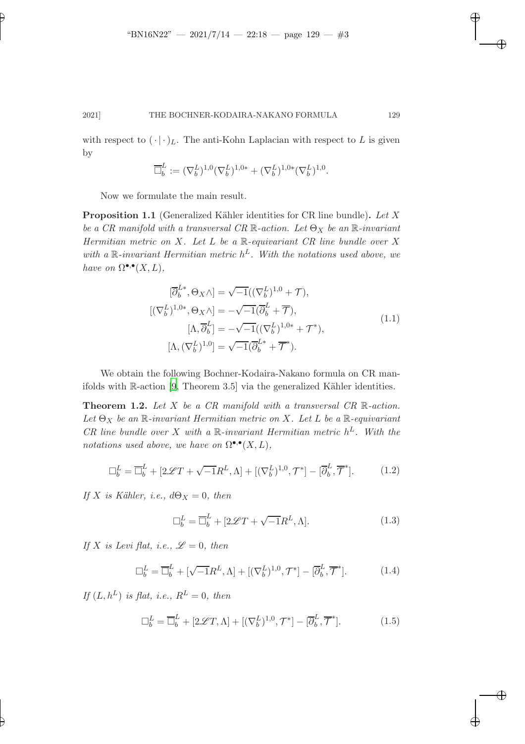with respect to $(\cdot|\cdot)_L$. The anti-Kohn Laplacian with respect to $L$ is given by

$$\overline{\square}_b^L := (\nabla_b^L)^{1,0}(\nabla_b^L)^{1,0*} + (\nabla_b^L)^{1,0*}(\nabla_b^L)^{1,0}.$$

Now we formulate the main result.

**Proposition 1.1** (Generalized Kähler identities for CR line bundle)**.** *Let $X$ be a CR manifold with a transversal CR $\mathbb{R}$-action. Let $\Theta_X$ be an $\mathbb{R}$-invariant Hermitian metric on $X$. Let $L$ be a $\mathbb{R}$-equivariant CR line bundle over $X$ with a $\mathbb{R}$-invariant Hermitian metric $h^L$. With the notations used above, we have on $\Omega^{\bullet,\bullet}(X,L)$,*

$$\begin{aligned}
[\overline{\partial}_b^{L*}, \Theta_X\wedge] &= \sqrt{-1}((\nabla_b^L)^{1,0} + \mathcal{T}), \\
[(\nabla_b^L)^{1,0*}, \Theta_X\wedge] &= -\sqrt{-1}(\overline{\partial}_b^L + \overline{\mathcal{T}}), \\
[\Lambda, \overline{\partial}_b^L] &= -\sqrt{-1}((\nabla_b^L)^{1,0*} + \mathcal{T}^*), \\
[\Lambda, (\nabla_b^L)^{1,0}] &= \sqrt{-1}(\overline{\partial}_b^{L*} + \overline{\mathcal{T}}^*).
\end{aligned} \tag{1.1}$$

We obtain the following Bochner-Kodaira-Nakano formula on CR manifolds with $\mathbb{R}$-action [9, Theorem 3.5] via the generalized Kähler identities.

**Theorem 1.2.** *Let $X$ be a CR manifold with a transversal CR $\mathbb{R}$-action. Let $\Theta_X$ be an $\mathbb{R}$-invariant Hermitian metric on $X$. Let $L$ be a $\mathbb{R}$-equivariant CR line bundle over $X$ with a $\mathbb{R}$-invariant Hermitian metric $h^L$. With the notations used above, we have on $\Omega^{\bullet,\bullet}(X,L)$,*

$$\square_b^L = \overline{\square}_b^L + [2\mathscr{L}T + \sqrt{-1}R^L, \Lambda] + [(\nabla_b^L)^{1,0}, \mathcal{T}^*] - [\overline{\partial}_b^L, \overline{\mathcal{T}}^*]. \tag{1.2}$$

*If $X$ is Kähler, i.e., $d\Theta_X = 0$, then*

$$\square_b^L = \overline{\square}_b^L + [2\mathscr{L}T + \sqrt{-1}R^L, \Lambda]. \tag{1.3}$$

*If $X$ is Levi flat, i.e., $\mathscr{L} = 0$, then*

$$\square_b^L = \overline{\square}_b^L + [\sqrt{-1}R^L, \Lambda] + [(\nabla_b^L)^{1,0}, \mathcal{T}^*] - [\overline{\partial}_b^L, \overline{\mathcal{T}}^*]. \tag{1.4}$$

*If $(L, h^L)$ is flat, i.e., $R^L = 0$, then*

$$\square_b^L = \overline{\square}_b^L + [2\mathscr{L}T, \Lambda] + [(\nabla_b^L)^{1,0}, \mathcal{T}^*] - [\overline{\partial}_b^L, \overline{\mathcal{T}}^*]. \tag{1.5}$$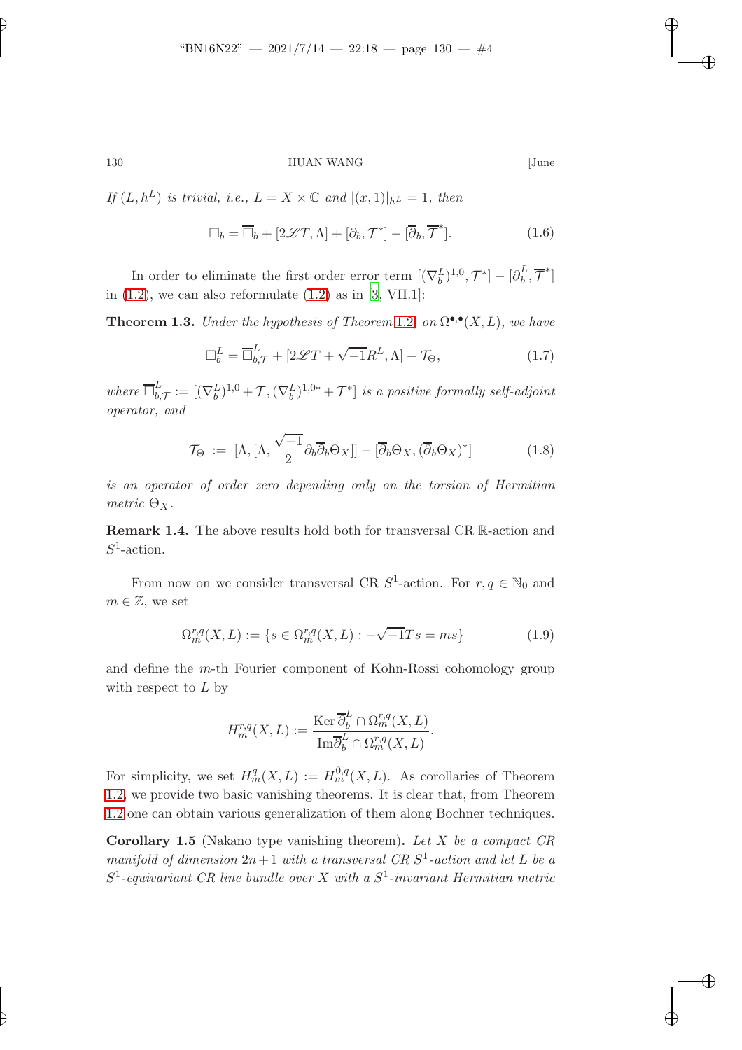*If $(L, h^L)$ is trivial, i.e., $L = X \times \mathbb{C}$ and $|(x,1)|_{h^L} = 1$, then*

$$\square_b = \overline{\square}_b + [2\mathscr{L}T, \Lambda] + [\partial_b, \mathcal{T}^*] - [\overline{\partial}_b, \overline{\mathcal{T}}^*]. \tag{1.6}$$

In order to eliminate the first order error term $[(\nabla_b^L)^{1,0}, \mathcal{T}^*] - [\overline{\partial}_b^L, \overline{\mathcal{T}}^*]$ in (1.2), we can also reformulate (1.2) as in [3, VII.1]:

**Theorem 1.3.** *Under the hypothesis of Theorem 1.2, on $\Omega^{\bullet,\bullet}(X, L)$, we have*

$$\square_b^L = \overline{\square}_{b,\mathcal{T}}^L + [2\mathscr{L}T + \sqrt{-1}R^L, \Lambda] + \mathcal{T}_\Theta, \tag{1.7}$$

*where $\overline{\square}_{b,\mathcal{T}}^L := [(\nabla_b^L)^{1,0} + \mathcal{T}, (\nabla_b^L)^{1,0*} + \mathcal{T}^*]$ is a positive formally self-adjoint operator, and*

$$\mathcal{T}_\Theta \ := \ [\Lambda, [\Lambda, \frac{\sqrt{-1}}{2}\partial_b\overline{\partial}_b\Theta_X]] - [\overline{\partial}_b\Theta_X, (\overline{\partial}_b\Theta_X)^*] \tag{1.8}$$

*is an operator of order zero depending only on the torsion of Hermitian metric $\Theta_X$.*

**Remark 1.4.** The above results hold both for transversal CR $\mathbb{R}$-action and $S^1$-action.

From now on we consider transversal CR $S^1$-action. For $r, q \in \mathbb{N}_0$ and $m \in \mathbb{Z}$, we set

$$\Omega_m^{r,q}(X, L) := \{s \in \Omega_m^{r,q}(X, L) : -\sqrt{-1}Ts = ms\} \tag{1.9}$$

and define the $m$-th Fourier component of Kohn-Rossi cohomology group with respect to $L$ by

$$H_m^{r,q}(X, L) := \frac{\operatorname{Ker}\overline{\partial}_b^L \cap \Omega_m^{r,q}(X, L)}{\operatorname{Im}\overline{\partial}_b^L \cap \Omega_m^{r,q}(X, L)}.$$

For simplicity, we set $H_m^q(X, L) := H_m^{0,q}(X, L)$. As corollaries of Theorem 1.2, we provide two basic vanishing theorems. It is clear that, from Theorem 1.2 one can obtain various generalization of them along Bochner techniques.

**Corollary 1.5** (Nakano type vanishing theorem)**.** *Let $X$ be a compact CR manifold of dimension $2n+1$ with a transversal CR $S^1$-action and let $L$ be a $S^1$-equivariant CR line bundle over $X$ with a $S^1$-invariant Hermitian metric*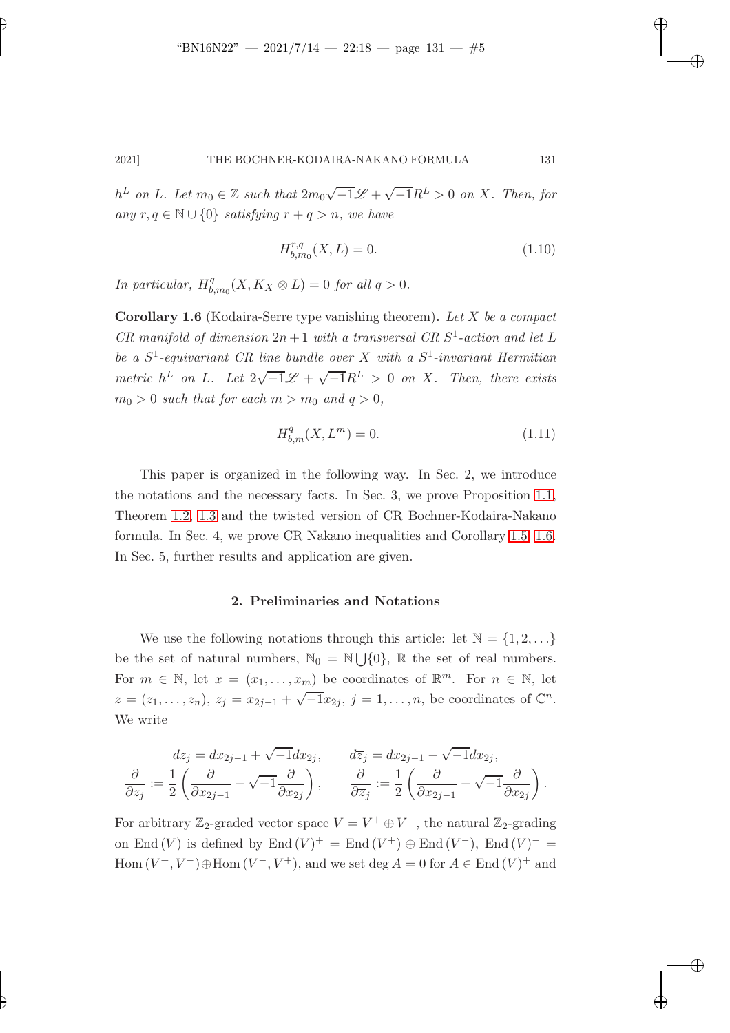$h^L$ on $L$. Let $m_0 \in \mathbb{Z}$ such that $2m_0\sqrt{-1}\mathscr{L} + \sqrt{-1}R^L > 0$ on $X$. Then, for any $r, q \in \mathbb{N} \cup \{0\}$ satisfying $r + q > n$, we have

$$H^{r,q}_{b,m_0}(X, L) = 0. \tag{1.10}$$

*In particular,* $H^q_{b,m_0}(X, K_X \otimes L) = 0$ *for all* $q > 0$.

**Corollary 1.6** (Kodaira-Serre type vanishing theorem)**.** *Let $X$ be a compact CR manifold of dimension $2n+1$ with a transversal CR $S^1$-action and let $L$ be a $S^1$-equivariant CR line bundle over $X$ with a $S^1$-invariant Hermitian metric $h^L$ on $L$. Let $2\sqrt{-1}\mathscr{L} + \sqrt{-1}R^L > 0$ on $X$. Then, there exists $m_0 > 0$ such that for each $m > m_0$ and $q > 0$,*

$$H^q_{b,m}(X, L^m) = 0. \tag{1.11}$$

This paper is organized in the following way. In Sec. 2, we introduce the notations and the necessary facts. In Sec. 3, we prove Proposition 1.1, Theorem 1.2, 1.3 and the twisted version of CR Bochner-Kodaira-Nakano formula. In Sec. 4, we prove CR Nakano inequalities and Corollary 1.5, 1.6. In Sec. 5, further results and application are given.

## 2. Preliminaries and Notations

We use the following notations through this article: let $\mathbb{N} = \{1, 2, \ldots\}$ be the set of natural numbers, $\mathbb{N}_0 = \mathbb{N}\bigcup\{0\}$, $\mathbb{R}$ the set of real numbers. For $m \in \mathbb{N}$, let $x = (x_1, \ldots, x_m)$ be coordinates of $\mathbb{R}^m$. For $n \in \mathbb{N}$, let $z = (z_1, \ldots, z_n)$, $z_j = x_{2j-1} + \sqrt{-1}x_{2j}$, $j = 1, \ldots, n$, be coordinates of $\mathbb{C}^n$. We write

$$dz_j = dx_{2j-1} + \sqrt{-1}dx_{2j}, \qquad d\overline{z}_j = dx_{2j-1} - \sqrt{-1}dx_{2j},$$
$$\frac{\partial}{\partial z_j} := \frac{1}{2}\left(\frac{\partial}{\partial x_{2j-1}} - \sqrt{-1}\frac{\partial}{\partial x_{2j}}\right), \qquad \frac{\partial}{\partial \overline{z}_j} := \frac{1}{2}\left(\frac{\partial}{\partial x_{2j-1}} + \sqrt{-1}\frac{\partial}{\partial x_{2j}}\right).$$

For arbitrary $\mathbb{Z}_2$-graded vector space $V = V^+ \oplus V^-$, the natural $\mathbb{Z}_2$-grading on $\mathrm{End}\,(V)$ is defined by $\mathrm{End}\,(V)^+ = \mathrm{End}\,(V^+) \oplus \mathrm{End}\,(V^-)$, $\mathrm{End}\,(V)^- = \mathrm{Hom}\,(V^+, V^-) \oplus \mathrm{Hom}\,(V^-, V^+)$, and we set $\deg A = 0$ for $A \in \mathrm{End}\,(V)^+$ and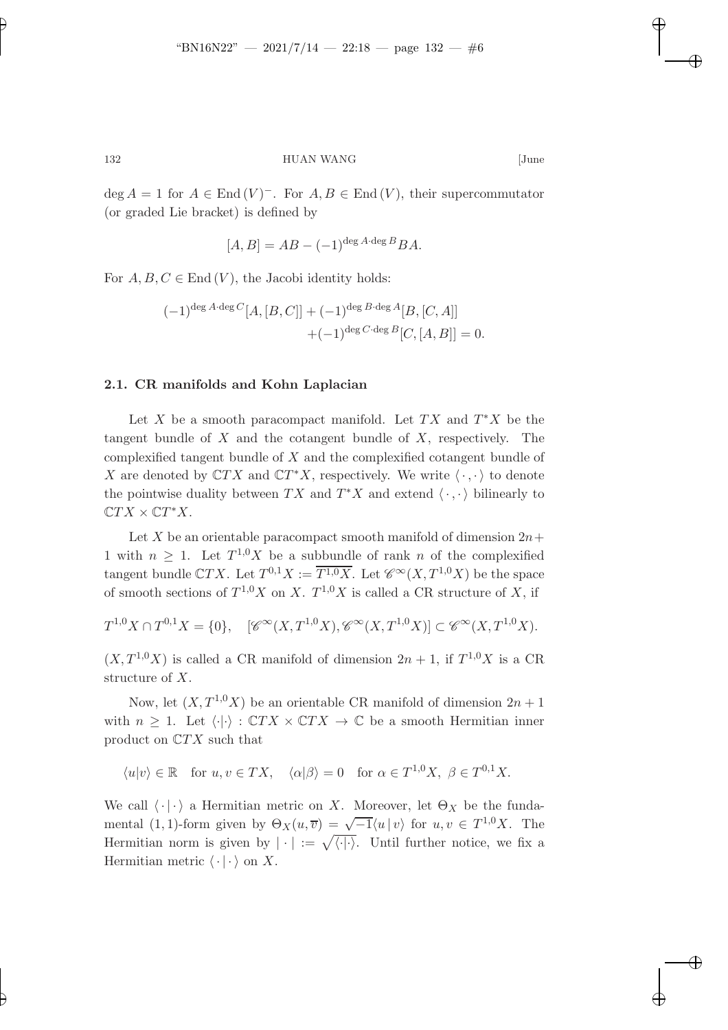$\deg A = 1$ for $A \in \mathrm{End}(V)^-$. For $A, B \in \mathrm{End}(V)$, their supercommutator (or graded Lie bracket) is defined by

$$[A, B] = AB - (-1)^{\deg A \cdot \deg B} BA.$$

For $A, B, C \in \mathrm{End}(V)$, the Jacobi identity holds:

$$(-1)^{\deg A \cdot \deg C}[A, [B, C]] + (-1)^{\deg B \cdot \deg A}[B, [C, A]] + (-1)^{\deg C \cdot \deg B}[C, [A, B]] = 0.$$

### 2.1. CR manifolds and Kohn Laplacian

Let $X$ be a smooth paracompact manifold. Let $TX$ and $T^*X$ be the tangent bundle of $X$ and the cotangent bundle of $X$, respectively. The complexified tangent bundle of $X$ and the complexified cotangent bundle of $X$ are denoted by $\mathbb{C}TX$ and $\mathbb{C}T^*X$, respectively. We write $\langle \cdot , \cdot \rangle$ to denote the pointwise duality between $TX$ and $T^*X$ and extend $\langle \cdot , \cdot \rangle$ bilinearly to $\mathbb{C}TX \times \mathbb{C}T^*X$.

Let $X$ be an orientable paracompact smooth manifold of dimension $2n+1$ with $n \geq 1$. Let $T^{1,0}X$ be a subbundle of rank $n$ of the complexified tangent bundle $\mathbb{C}TX$. Let $T^{0,1}X := \overline{T^{1,0}X}$. Let $\mathscr{C}^\infty(X, T^{1,0}X)$ be the space of smooth sections of $T^{1,0}X$ on $X$. $T^{1,0}X$ is called a CR structure of $X$, if

$$T^{1,0}X \cap T^{0,1}X = \{0\}, \quad [\mathscr{C}^\infty(X, T^{1,0}X), \mathscr{C}^\infty(X, T^{1,0}X)] \subset \mathscr{C}^\infty(X, T^{1,0}X).$$

$(X, T^{1,0}X)$ is called a CR manifold of dimension $2n+1$, if $T^{1,0}X$ is a CR structure of $X$.

Now, let $(X, T^{1,0}X)$ be an orientable CR manifold of dimension $2n+1$ with $n \geq 1$. Let $\langle \cdot | \cdot \rangle : \mathbb{C}TX \times \mathbb{C}TX \to \mathbb{C}$ be a smooth Hermitian inner product on $\mathbb{C}TX$ such that

$$\langle u | v \rangle \in \mathbb{R} \quad \text{for } u, v \in TX, \quad \langle \alpha | \beta \rangle = 0 \quad \text{for } \alpha \in T^{1,0}X,\ \beta \in T^{0,1}X.$$

We call $\langle \cdot | \cdot \rangle$ a Hermitian metric on $X$. Moreover, let $\Theta_X$ be the fundamental $(1,1)$-form given by $\Theta_X(u, \overline{v}) = \sqrt{-1}\langle u \,|\, v \rangle$ for $u, v \in T^{1,0}X$. The Hermitian norm is given by $| \cdot | := \sqrt{\langle \cdot | \cdot \rangle}$. Until further notice, we fix a Hermitian metric $\langle \cdot | \cdot \rangle$ on $X$.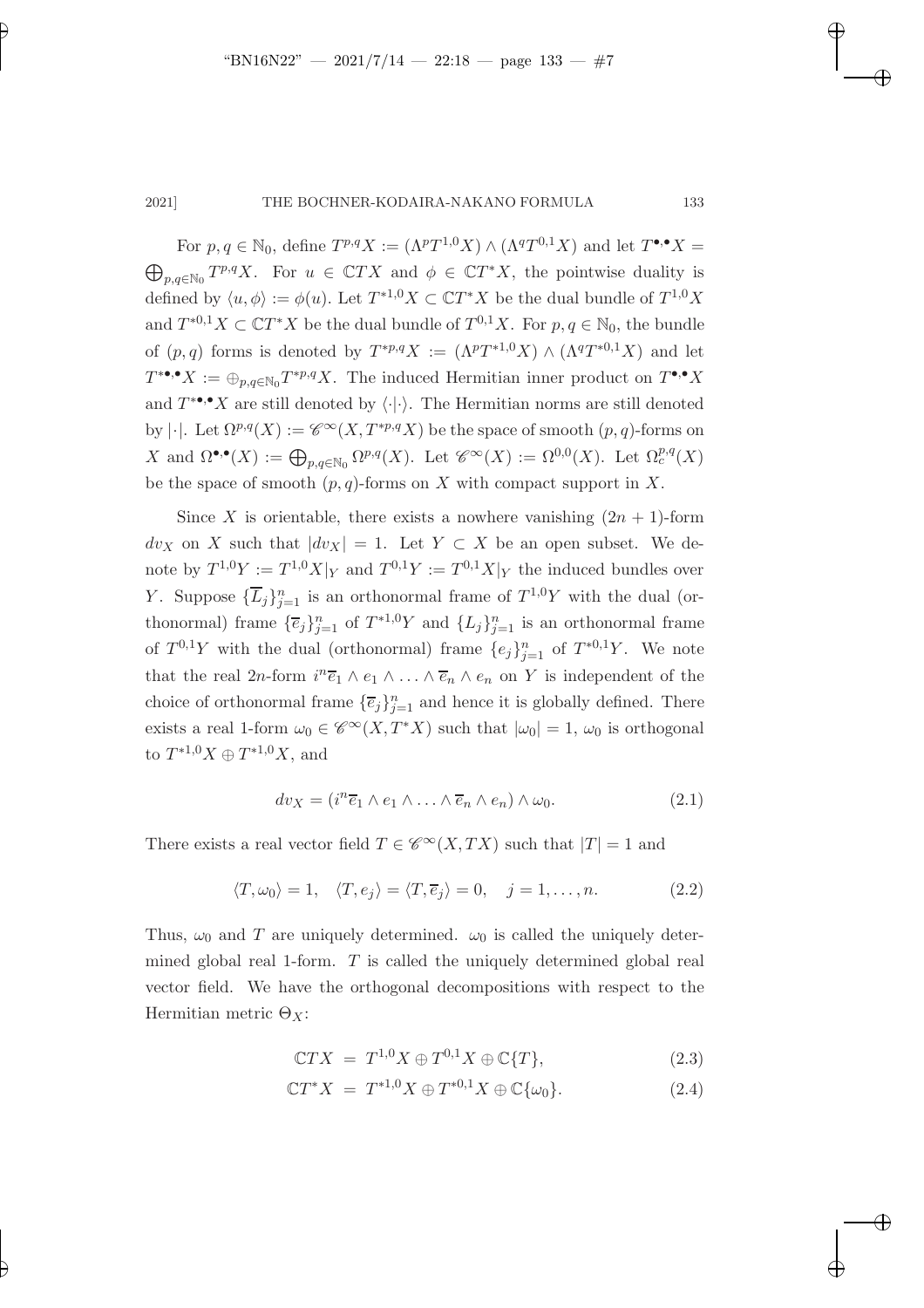For $p, q \in \mathbb{N}_0$, define $T^{p,q}X := (\Lambda^p T^{1,0}X) \wedge (\Lambda^q T^{0,1}X)$ and let $T^{\bullet,\bullet}X = \bigoplus_{p,q\in\mathbb{N}_0} T^{p,q}X$. For $u \in \mathbb{C}TX$ and $\phi \in \mathbb{C}T^*X$, the pointwise duality is defined by $\langle u, \phi\rangle := \phi(u)$. Let $T^{*1,0}X \subset \mathbb{C}T^*X$ be the dual bundle of $T^{1,0}X$ and $T^{*0,1}X \subset \mathbb{C}T^*X$ be the dual bundle of $T^{0,1}X$. For $p, q \in \mathbb{N}_0$, the bundle of $(p, q)$ forms is denoted by $T^{*p,q}X := (\Lambda^p T^{*1,0}X) \wedge (\Lambda^q T^{*0,1}X)$ and let $T^{*\bullet,\bullet}X := \oplus_{p,q\in\mathbb{N}_0} T^{*p,q}X$. The induced Hermitian inner product on $T^{\bullet,\bullet}X$ and $T^{*\bullet,\bullet}X$ are still denoted by $\langle\cdot|\cdot\rangle$. The Hermitian norms are still denoted by $|\cdot|$. Let $\Omega^{p,q}(X) := \mathscr{C}^\infty(X, T^{*p,q}X)$ be the space of smooth $(p,q)$-forms on $X$ and $\Omega^{\bullet,\bullet}(X) := \bigoplus_{p,q\in\mathbb{N}_0} \Omega^{p,q}(X)$. Let $\mathscr{C}^\infty(X) := \Omega^{0,0}(X)$. Let $\Omega^{p,q}_c(X)$ be the space of smooth $(p,q)$-forms on $X$ with compact support in $X$.

Since $X$ is orientable, there exists a nowhere vanishing $(2n+1)$-form $dv_X$ on $X$ such that $|dv_X| = 1$. Let $Y \subset X$ be an open subset. We denote by $T^{1,0}Y := T^{1,0}X|_Y$ and $T^{0,1}Y := T^{0,1}X|_Y$ the induced bundles over $Y$. Suppose $\{\overline{L}_j\}_{j=1}^n$ is an orthonormal frame of $T^{1,0}Y$ with the dual (orthonormal) frame $\{\overline{e}_j\}_{j=1}^n$ of $T^{*1,0}Y$ and $\{L_j\}_{j=1}^n$ is an orthonormal frame of $T^{0,1}Y$ with the dual (orthonormal) frame $\{e_j\}_{j=1}^n$ of $T^{*0,1}Y$. We note that the real $2n$-form $i^n\overline{e}_1 \wedge e_1 \wedge \ldots \wedge \overline{e}_n \wedge e_n$ on $Y$ is independent of the choice of orthonormal frame $\{\overline{e}_j\}_{j=1}^n$ and hence it is globally defined. There exists a real 1-form $\omega_0 \in \mathscr{C}^\infty(X, T^*X)$ such that $|\omega_0| = 1$, $\omega_0$ is orthogonal to $T^{*1,0}X \oplus T^{*1,0}X$, and

$$dv_X = (i^n\overline{e}_1 \wedge e_1 \wedge \ldots \wedge \overline{e}_n \wedge e_n) \wedge \omega_0. \tag{2.1}$$

There exists a real vector field $T \in \mathscr{C}^\infty(X, TX)$ such that $|T| = 1$ and

$$\langle T, \omega_0\rangle = 1, \quad \langle T, e_j\rangle = \langle T, \overline{e}_j\rangle = 0, \quad j = 1, \ldots, n. \tag{2.2}$$

Thus, $\omega_0$ and $T$ are uniquely determined. $\omega_0$ is called the uniquely determined global real 1-form. $T$ is called the uniquely determined global real vector field. We have the orthogonal decompositions with respect to the Hermitian metric $\Theta_X$:

$$\mathbb{C}TX = T^{1,0}X \oplus T^{0,1}X \oplus \mathbb{C}\{T\}, \tag{2.3}$$

$$\mathbb{C}T^*X = T^{*1,0}X \oplus T^{*0,1}X \oplus \mathbb{C}\{\omega_0\}. \tag{2.4}$$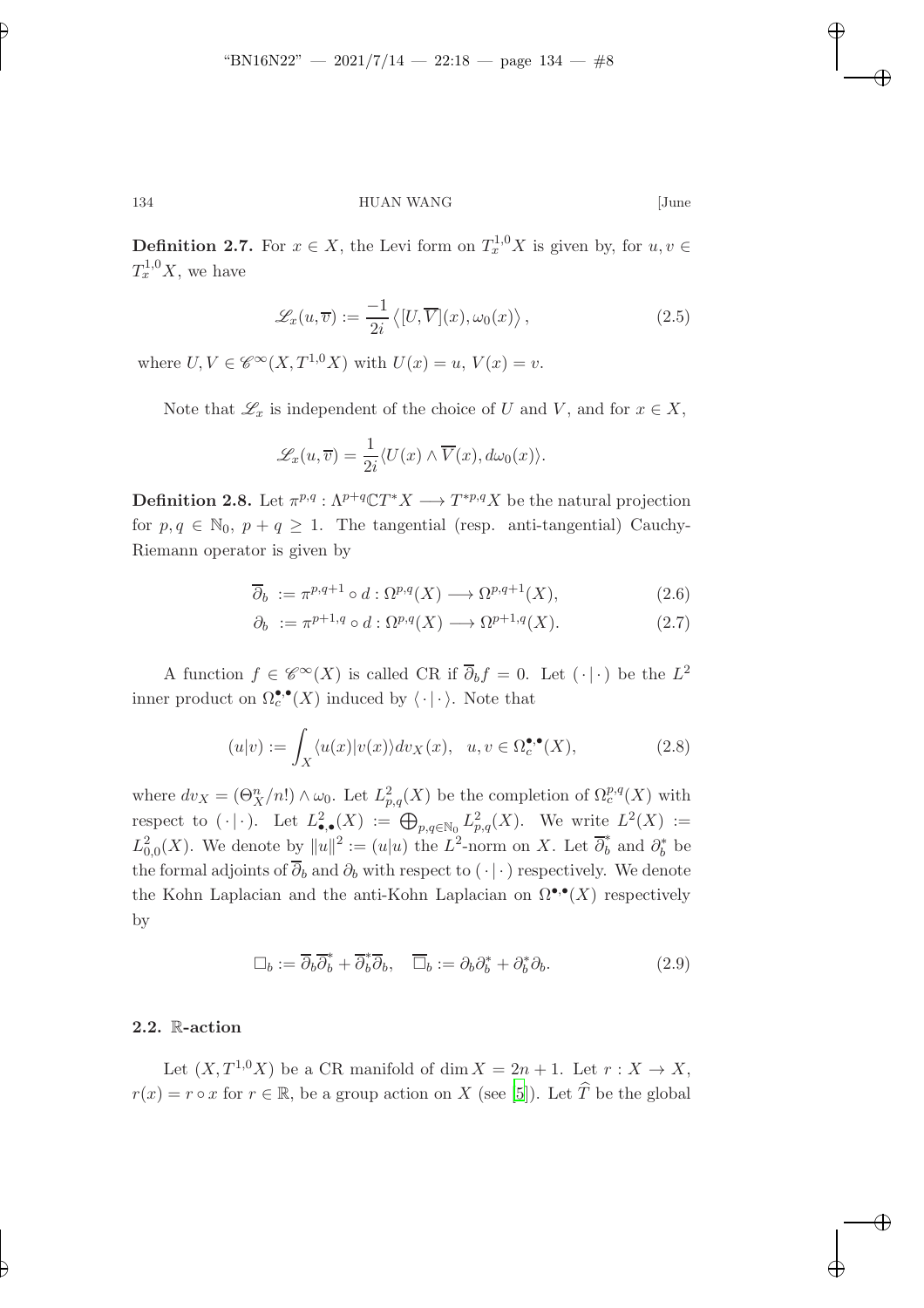**Definition 2.7.** For $x \in X$, the Levi form on $T_x^{1,0}X$ is given by, for $u, v \in T_x^{1,0}X$, we have

$$\mathscr{L}_x(u, \overline{v}) := \frac{-1}{2i} \left\langle [U, \overline{V}](x), \omega_0(x) \right\rangle, \tag{2.5}$$

where $U, V \in \mathscr{C}^\infty(X, T^{1,0}X)$ with $U(x) = u$, $V(x) = v$.

Note that $\mathscr{L}_x$ is independent of the choice of $U$ and $V$, and for $x \in X$,

$$\mathscr{L}_x(u, \overline{v}) = \frac{1}{2i} \langle U(x) \wedge \overline{V}(x), d\omega_0(x) \rangle.$$

**Definition 2.8.** Let $\pi^{p,q} : \Lambda^{p+q}\mathbb{C}T^*X \longrightarrow T^{*p,q}X$ be the natural projection for $p, q \in \mathbb{N}_0$, $p + q \geq 1$. The tangential (resp. anti-tangential) Cauchy-Riemann operator is given by

$$\overline{\partial}_b := \pi^{p,q+1} \circ d : \Omega^{p,q}(X) \longrightarrow \Omega^{p,q+1}(X), \tag{2.6}$$

$$\partial_b := \pi^{p+1,q} \circ d : \Omega^{p,q}(X) \longrightarrow \Omega^{p+1,q}(X). \tag{2.7}$$

A function $f \in \mathscr{C}^\infty(X)$ is called CR if $\overline{\partial}_b f = 0$. Let $(\cdot|\cdot)$ be the $L^2$ inner product on $\Omega_c^{\bullet,\bullet}(X)$ induced by $\langle \cdot | \cdot \rangle$. Note that

$$(u|v) := \int_X \langle u(x)|v(x)\rangle dv_X(x), \quad u, v \in \Omega_c^{\bullet,\bullet}(X), \tag{2.8}$$

where $dv_X = (\Theta_X^n/n!) \wedge \omega_0$. Let $L^2_{p,q}(X)$ be the completion of $\Omega_c^{p,q}(X)$ with respect to $(\cdot|\cdot)$. Let $L^2_{\bullet,\bullet}(X) := \bigoplus_{p,q\in\mathbb{N}_0} L^2_{p,q}(X)$. We write $L^2(X) := L^2_{0,0}(X)$. We denote by $\|u\|^2 := (u|u)$ the $L^2$-norm on $X$. Let $\overline{\partial}_b^*$ and $\partial_b^*$ be the formal adjoints of $\overline{\partial}_b$ and $\partial_b$ with respect to $(\cdot|\cdot)$ respectively. We denote the Kohn Laplacian and the anti-Kohn Laplacian on $\Omega^{\bullet,\bullet}(X)$ respectively by

$$\Box_b := \overline{\partial}_b \overline{\partial}_b^* + \overline{\partial}_b^* \overline{\partial}_b, \quad \overline{\Box}_b := \partial_b \partial_b^* + \partial_b^* \partial_b. \tag{2.9}$$

### 2.2. $\mathbb{R}$-action

Let $(X, T^{1,0}X)$ be a CR manifold of $\dim X = 2n + 1$. Let $r : X \to X$, $r(x) = r \circ x$ for $r \in \mathbb{R}$, be a group action on $X$ (see [5]). Let $\widehat{T}$ be the global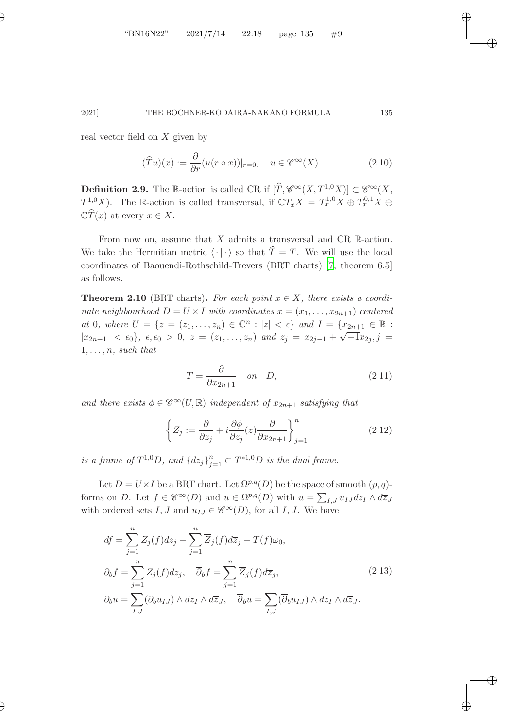real vector field on $X$ given by

$$(\widehat{T}u)(x) := \frac{\partial}{\partial r}(u(r \circ x))|_{r=0}, \quad u \in \mathscr{C}^\infty(X). \tag{2.10}$$

**Definition 2.9.** The $\mathbb{R}$-action is called CR if $[\widehat{T}, \mathscr{C}^\infty(X, T^{1,0}X)] \subset \mathscr{C}^\infty(X, T^{1,0}X)$. The $\mathbb{R}$-action is called transversal, if $\mathbb{C}T_xX = T_x^{1,0}X \oplus T_x^{0,1}X \oplus \mathbb{C}\widehat{T}(x)$ at every $x \in X$.

From now on, assume that $X$ admits a transversal and CR $\mathbb{R}$-action. We take the Hermitian metric $\langle \cdot | \cdot \rangle$ so that $\widehat{T} = T$. We will use the local coordinates of Baouendi-Rothschild-Trevers (BRT charts) [7, theorem 6.5] as follows.

**Theorem 2.10** (BRT charts)**.** *For each point $x \in X$, there exists a coordinate neighbourhood $D = U \times I$ with coordinates $x = (x_1, \ldots, x_{2n+1})$ centered at 0, where $U = \{z = (z_1, \ldots, z_n) \in \mathbb{C}^n : |z| < \epsilon\}$ and $I = \{x_{2n+1} \in \mathbb{R} : |x_{2n+1}| < \epsilon_0\}$, $\epsilon, \epsilon_0 > 0$, $z = (z_1, \ldots, z_n)$ and $z_j = x_{2j-1} + \sqrt{-1}x_{2j}, j = 1, \ldots, n$, such that*

$$T = \frac{\partial}{\partial x_{2n+1}} \quad on \quad D, \tag{2.11}$$

*and there exists $\phi \in \mathscr{C}^\infty(U, \mathbb{R})$ independent of $x_{2n+1}$ satisfying that*

$$\left\{ Z_j := \frac{\partial}{\partial z_j} + i\frac{\partial \phi}{\partial z_j}(z)\frac{\partial}{\partial x_{2n+1}} \right\}_{j=1}^n \tag{2.12}$$

*is a frame of $T^{1,0}D$, and $\{dz_j\}_{j=1}^n \subset T^{*1,0}D$ is the dual frame.*

Let $D = U \times I$ be a BRT chart. Let $\Omega^{p,q}(D)$ be the space of smooth $(p,q)$-forms on $D$. Let $f \in \mathscr{C}^\infty(D)$ and $u \in \Omega^{p,q}(D)$ with $u = \sum_{I,J} u_{IJ} dz_I \wedge d\overline{z}_J$ with ordered sets $I, J$ and $u_{IJ} \in \mathscr{C}^\infty(D)$, for all $I, J$. We have

$$\begin{aligned}
df &= \sum_{j=1}^n Z_j(f)dz_j + \sum_{j=1}^n \overline{Z}_j(f)d\overline{z}_j + T(f)\omega_0, \\
\partial_b f &= \sum_{j=1}^n Z_j(f)dz_j, \quad \overline{\partial}_b f = \sum_{j=1}^n \overline{Z}_j(f)d\overline{z}_j, \\
\partial_b u &= \sum_{I,J} (\partial_b u_{IJ}) \wedge dz_I \wedge d\overline{z}_J, \quad \overline{\partial}_b u = \sum_{I,J} (\overline{\partial}_b u_{IJ}) \wedge dz_I \wedge d\overline{z}_J.
\end{aligned} \tag{2.13}$$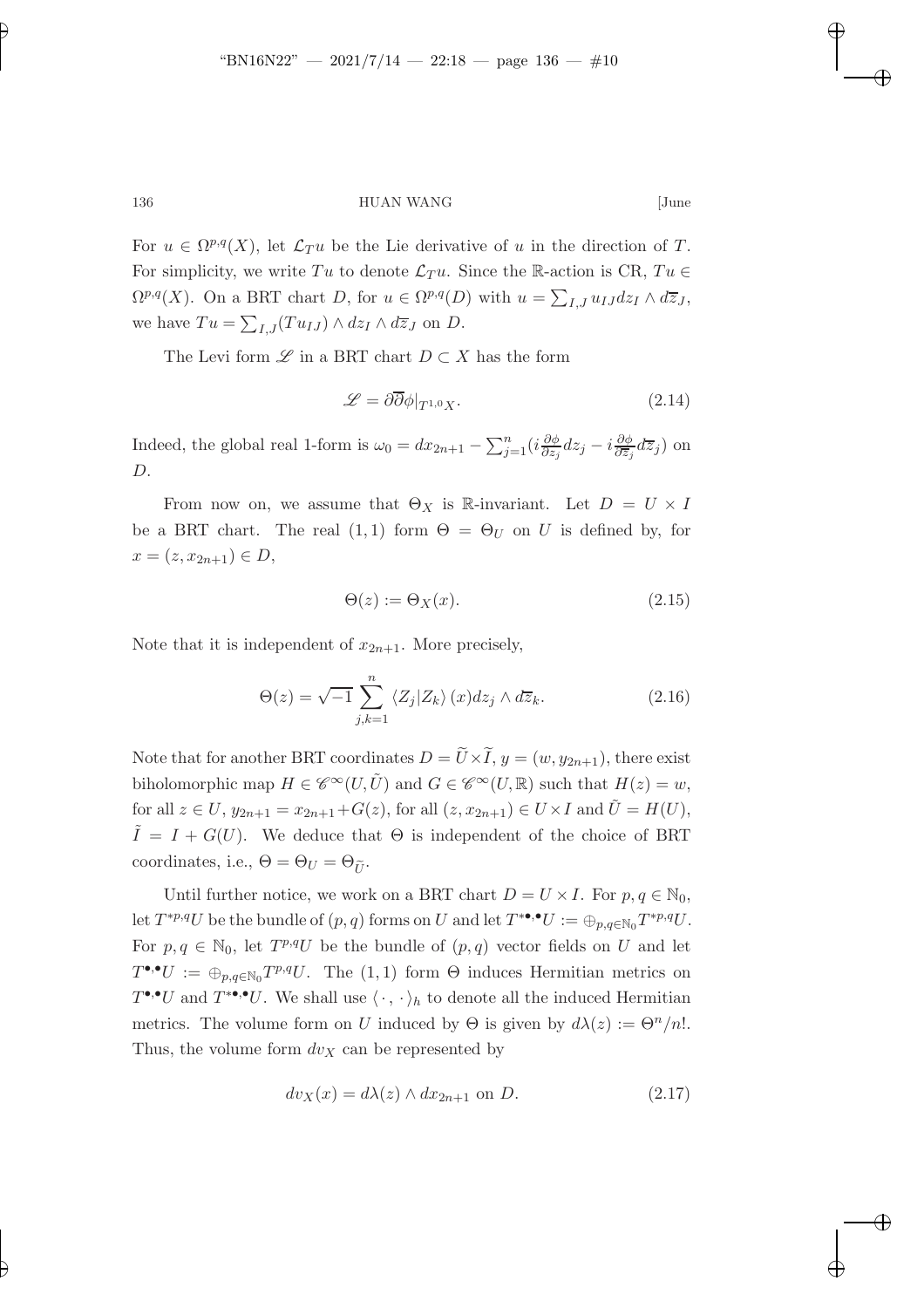For $u \in \Omega^{p,q}(X)$, let $\mathcal{L}_T u$ be the Lie derivative of $u$ in the direction of $T$. For simplicity, we write $Tu$ to denote $\mathcal{L}_T u$. Since the $\mathbb{R}$-action is CR, $Tu \in \Omega^{p,q}(X)$. On a BRT chart $D$, for $u \in \Omega^{p,q}(D)$ with $u = \sum_{I,J} u_{IJ} dz_I \wedge d\overline{z}_J$, we have $Tu = \sum_{I,J}(Tu_{IJ}) \wedge dz_I \wedge d\overline{z}_J$ on $D$.

The Levi form $\mathscr{L}$ in a BRT chart $D \subset X$ has the form

$$\mathscr{L} = \partial\overline{\partial}\phi|_{T^{1,0}X}. \tag{2.14}$$

Indeed, the global real 1-form is $\omega_0 = dx_{2n+1} - \sum_{j=1}^n (i\frac{\partial\phi}{\partial z_j} dz_j - i\frac{\partial\phi}{\partial\overline{z}_j} d\overline{z}_j)$ on $D$.

From now on, we assume that $\Theta_X$ is $\mathbb{R}$-invariant. Let $D = U \times I$ be a BRT chart. The real $(1,1)$ form $\Theta = \Theta_U$ on $U$ is defined by, for $x = (z, x_{2n+1}) \in D$,

$$\Theta(z) := \Theta_X(x). \tag{2.15}$$

Note that it is independent of $x_{2n+1}$. More precisely,

$$\Theta(z) = \sqrt{-1}\sum_{j,k=1}^n \langle Z_j | Z_k \rangle (x) dz_j \wedge d\overline{z}_k. \tag{2.16}$$

Note that for another BRT coordinates $D = \widetilde{U} \times \widetilde{I}$, $y = (w, y_{2n+1})$, there exist biholomorphic map $H \in \mathscr{C}^\infty(U, \tilde{U})$ and $G \in \mathscr{C}^\infty(U, \mathbb{R})$ such that $H(z) = w$, for all $z \in U$, $y_{2n+1} = x_{2n+1} + G(z)$, for all $(z, x_{2n+1}) \in U \times I$ and $\tilde{U} = H(U)$, $\tilde{I} = I + G(U)$. We deduce that $\Theta$ is independent of the choice of BRT coordinates, i.e., $\Theta = \Theta_U = \Theta_{\widetilde{U}}$.

Until further notice, we work on a BRT chart $D = U \times I$. For $p, q \in \mathbb{N}_0$, let $T^{*p,q}U$ be the bundle of $(p,q)$ forms on $U$ and let $T^{*\bullet,\bullet}U := \oplus_{p,q\in\mathbb{N}_0} T^{*p,q}U$. For $p, q \in \mathbb{N}_0$, let $T^{p,q}U$ be the bundle of $(p,q)$ vector fields on $U$ and let $T^{\bullet,\bullet}U := \oplus_{p,q\in\mathbb{N}_0} T^{p,q}U$. The $(1,1)$ form $\Theta$ induces Hermitian metrics on $T^{\bullet,\bullet}U$ and $T^{*\bullet,\bullet}U$. We shall use $\langle\cdot\,,\,\cdot\rangle_h$ to denote all the induced Hermitian metrics. The volume form on $U$ induced by $\Theta$ is given by $d\lambda(z) := \Theta^n/n!$. Thus, the volume form $dv_X$ can be represented by

$$dv_X(x) = d\lambda(z) \wedge dx_{2n+1} \text{ on } D. \tag{2.17}$$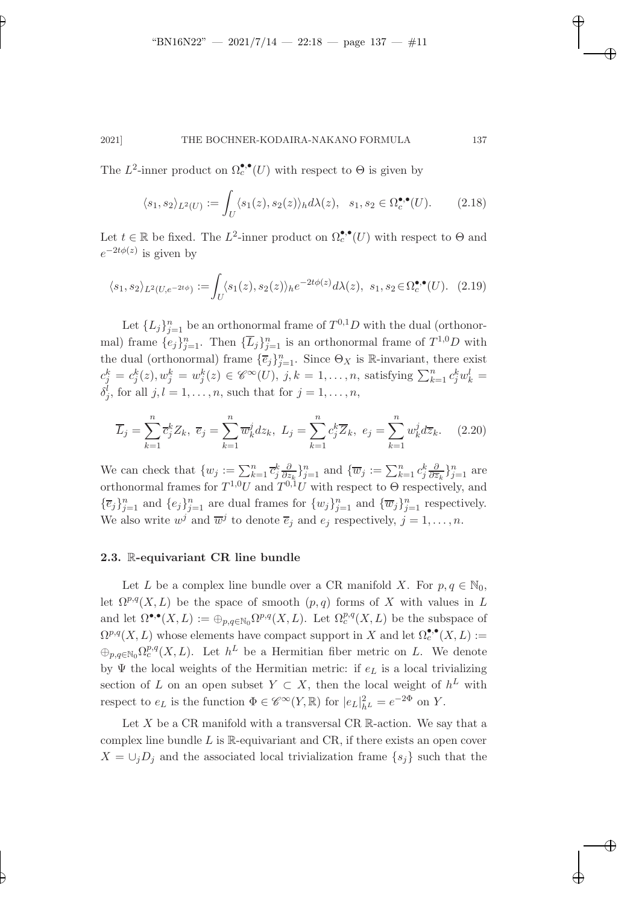The $L^2$-inner product on $\Omega_c^{\bullet,\bullet}(U)$ with respect to $\Theta$ is given by

$$\langle s_1, s_2\rangle_{L^2(U)} := \int_U \langle s_1(z), s_2(z)\rangle_h d\lambda(z), \quad s_1, s_2 \in \Omega_c^{\bullet,\bullet}(U). \tag{2.18}$$

Let $t \in \mathbb{R}$ be fixed. The $L^2$-inner product on $\Omega_c^{\bullet,\bullet}(U)$ with respect to $\Theta$ and $e^{-2t\phi(z)}$ is given by

$$\langle s_1, s_2\rangle_{L^2(U,e^{-2t\phi})} := \int_U \langle s_1(z), s_2(z)\rangle_h e^{-2t\phi(z)} d\lambda(z), \ s_1, s_2 \in \Omega_c^{\bullet,\bullet}(U). \tag{2.19}$$

Let $\{L_j\}_{j=1}^n$ be an orthonormal frame of $T^{0,1}D$ with the dual (orthonormal) frame $\{e_j\}_{j=1}^n$. Then $\{\overline{L}_j\}_{j=1}^n$ is an orthonormal frame of $T^{1,0}D$ with the dual (orthonormal) frame $\{\overline{e}_j\}_{j=1}^n$. Since $\Theta_X$ is $\mathbb{R}$-invariant, there exist $c_j^k = c_j^k(z), w_j^k = w_j^k(z) \in \mathscr{C}^\infty(U)$, $j, k = 1, \ldots, n$, satisfying $\sum_{k=1}^n c_j^k w_k^l = \delta_j^l$, for all $j, l = 1, \ldots, n$, such that for $j = 1, \ldots, n$,

$$\overline{L}_j = \sum_{k=1}^n \overline{c}_j^k Z_k, \ \overline{e}_j = \sum_{k=1}^n \overline{w}_k^j dz_k, \ L_j = \sum_{k=1}^n c_j^k \overline{Z}_k, \ e_j = \sum_{k=1}^n w_k^j d\overline{z}_k. \tag{2.20}$$

We can check that $\{w_j := \sum_{k=1}^n \overline{c}_j^k \frac{\partial}{\partial z_k}\}_{j=1}^n$ and $\{\overline{w}_j := \sum_{k=1}^n c_j^k \frac{\partial}{\partial \overline{z}_k}\}_{j=1}^n$ are orthonormal frames for $T^{1,0}U$ and $T^{0,1}U$ with respect to $\Theta$ respectively, and $\{\overline{e}_j\}_{j=1}^n$ and $\{e_j\}_{j=1}^n$ are dual frames for $\{w_j\}_{j=1}^n$ and $\{\overline{w}_j\}_{j=1}^n$ respectively. We also write $w^j$ and $\overline{w}^j$ to denote $\overline{e}_j$ and $e_j$ respectively, $j = 1, \ldots, n$.

### 2.3. $\mathbb{R}$-equivariant CR line bundle

Let $L$ be a complex line bundle over a CR manifold $X$. For $p, q \in \mathbb{N}_0$, let $\Omega^{p,q}(X, L)$ be the space of smooth $(p, q)$ forms of $X$ with values in $L$ and let $\Omega^{\bullet,\bullet}(X, L) := \oplus_{p,q\in\mathbb{N}_0}\Omega^{p,q}(X, L)$. Let $\Omega_c^{p,q}(X, L)$ be the subspace of $\Omega^{p,q}(X, L)$ whose elements have compact support in $X$ and let $\Omega_c^{\bullet,\bullet}(X, L) := \oplus_{p,q\in\mathbb{N}_0}\Omega_c^{p,q}(X, L)$. Let $h^L$ be a Hermitian fiber metric on $L$. We denote by $\Psi$ the local weights of the Hermitian metric: if $e_L$ is a local trivializing section of $L$ on an open subset $Y \subset X$, then the local weight of $h^L$ with respect to $e_L$ is the function $\Phi \in \mathscr{C}^\infty(Y, \mathbb{R})$ for $|e_L|_{h^L}^2 = e^{-2\Phi}$ on $Y$.

Let $X$ be a CR manifold with a transversal CR $\mathbb{R}$-action. We say that a complex line bundle $L$ is $\mathbb{R}$-equivariant and CR, if there exists an open cover $X = \cup_j D_j$ and the associated local trivialization frame $\{s_j\}$ such that the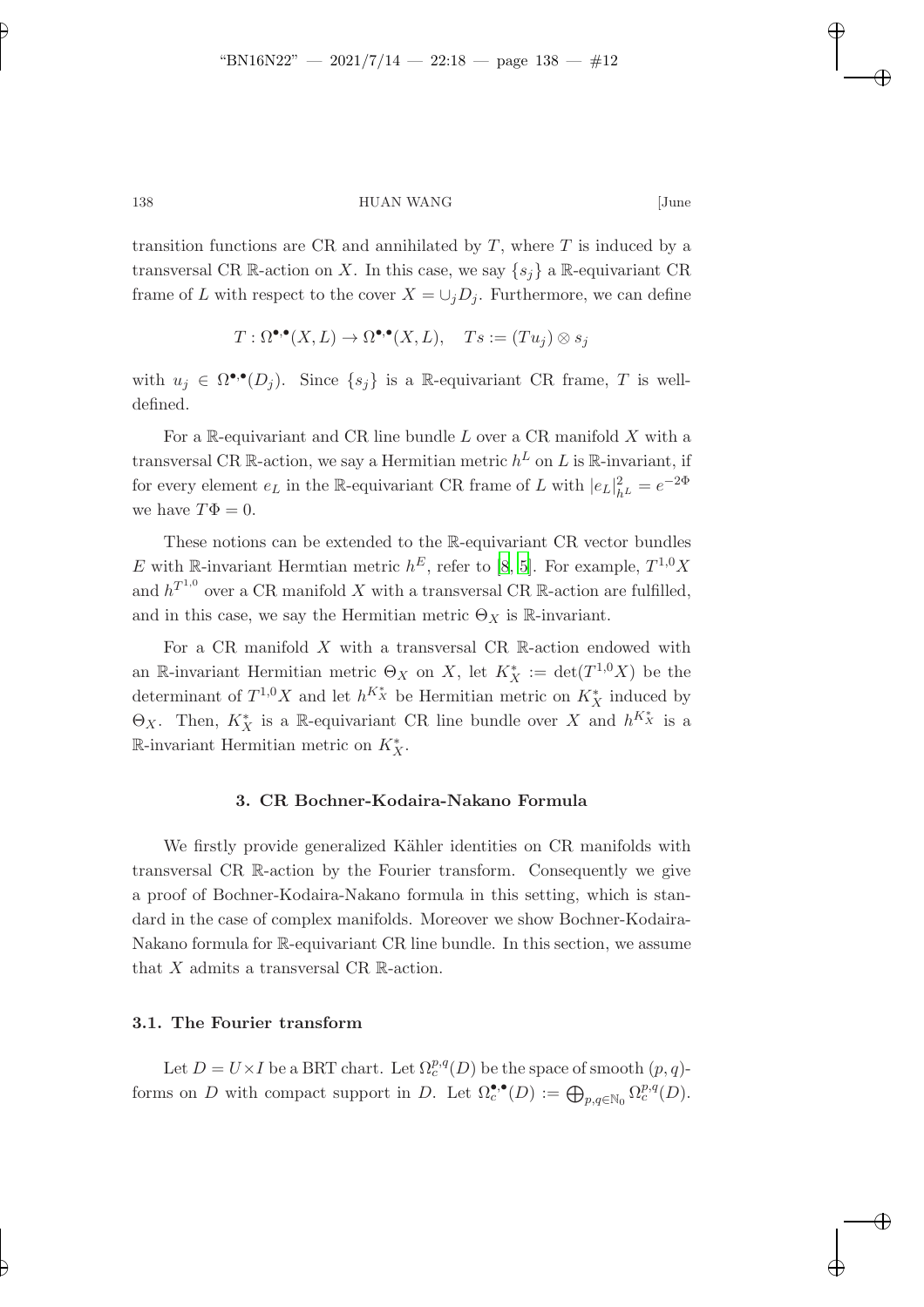transition functions are CR and annihilated by $T$, where $T$ is induced by a transversal CR $\mathbb{R}$-action on $X$. In this case, we say $\{s_j\}$ a $\mathbb{R}$-equivariant CR frame of $L$ with respect to the cover $X = \cup_j D_j$. Furthermore, we can define

$$T : \Omega^{\bullet,\bullet}(X, L) \to \Omega^{\bullet,\bullet}(X, L), \quad Ts := (Tu_j) \otimes s_j$$

with $u_j \in \Omega^{\bullet,\bullet}(D_j)$. Since $\{s_j\}$ is a $\mathbb{R}$-equivariant CR frame, $T$ is well-defined.

For a $\mathbb{R}$-equivariant and CR line bundle $L$ over a CR manifold $X$ with a transversal CR $\mathbb{R}$-action, we say a Hermitian metric $h^L$ on $L$ is $\mathbb{R}$-invariant, if for every element $e_L$ in the $\mathbb{R}$-equivariant CR frame of $L$ with $|e_L|^2_{h^L} = e^{-2\Phi}$ we have $T\Phi = 0$.

These notions can be extended to the $\mathbb{R}$-equivariant CR vector bundles $E$ with $\mathbb{R}$-invariant Hermtian metric $h^E$, refer to [8, 5]. For example, $T^{1,0}X$ and $h^{T^{1,0}}$ over a CR manifold $X$ with a transversal CR $\mathbb{R}$-action are fulfilled, and in this case, we say the Hermitian metric $\Theta_X$ is $\mathbb{R}$-invariant.

For a CR manifold $X$ with a transversal CR $\mathbb{R}$-action endowed with an $\mathbb{R}$-invariant Hermitian metric $\Theta_X$ on $X$, let $K^*_X := \det(T^{1,0}X)$ be the determinant of $T^{1,0}X$ and let $h^{K^*_X}$ be Hermitian metric on $K^*_X$ induced by $\Theta_X$. Then, $K^*_X$ is a $\mathbb{R}$-equivariant CR line bundle over $X$ and $h^{K^*_X}$ is a $\mathbb{R}$-invariant Hermitian metric on $K^*_X$.

## 3. CR Bochner-Kodaira-Nakano Formula

We firstly provide generalized Kähler identities on CR manifolds with transversal CR $\mathbb{R}$-action by the Fourier transform. Consequently we give a proof of Bochner-Kodaira-Nakano formula in this setting, which is standard in the case of complex manifolds. Moreover we show Bochner-Kodaira-Nakano formula for $\mathbb{R}$-equivariant CR line bundle. In this section, we assume that $X$ admits a transversal CR $\mathbb{R}$-action.

### 3.1. The Fourier transform

Let $D = U \times I$ be a BRT chart. Let $\Omega^{p,q}_c(D)$ be the space of smooth $(p, q)$-forms on $D$ with compact support in $D$. Let $\Omega^{\bullet,\bullet}_c(D) := \bigoplus_{p,q\in\mathbb{N}_0} \Omega^{p,q}_c(D)$.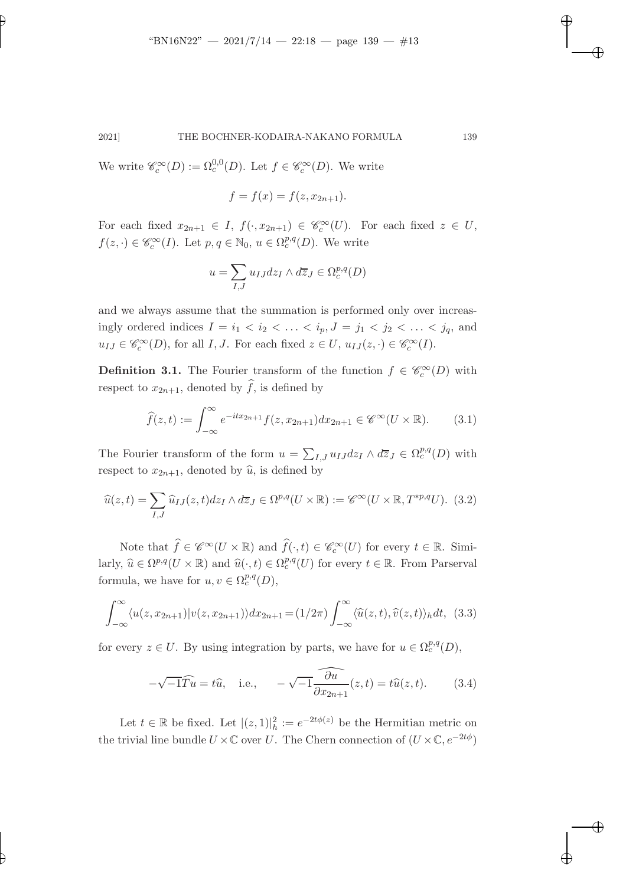We write $\mathscr{C}_c^\infty(D) := \Omega_c^{0,0}(D)$. Let $f \in \mathscr{C}_c^\infty(D)$. We write

$$f = f(x) = f(z, x_{2n+1}).$$

For each fixed $x_{2n+1} \in I$, $f(\cdot, x_{2n+1}) \in \mathscr{C}_c^\infty(U)$. For each fixed $z \in U$, $f(z, \cdot) \in \mathscr{C}_c^\infty(I)$. Let $p, q \in \mathbb{N}_0$, $u \in \Omega_c^{p,q}(D)$. We write

$$u = \sum_{I,J} u_{IJ} dz_I \wedge d\overline{z}_J \in \Omega_c^{p,q}(D)$$

and we always assume that the summation is performed only over increasingly ordered indices $I = i_1 < i_2 < \ldots < i_p, J = j_1 < j_2 < \ldots < j_q$, and $u_{IJ} \in \mathscr{C}_c^\infty(D)$, for all $I, J$. For each fixed $z \in U$, $u_{IJ}(z, \cdot) \in \mathscr{C}_c^\infty(I)$.

**Definition 3.1.** The Fourier transform of the function $f \in \mathscr{C}_c^\infty(D)$ with respect to $x_{2n+1}$, denoted by $\widehat{f}$, is defined by

$$\widehat{f}(z,t) := \int_{-\infty}^{\infty} e^{-itx_{2n+1}} f(z, x_{2n+1}) dx_{2n+1} \in \mathscr{C}^\infty(U \times \mathbb{R}). \tag{3.1}$$

The Fourier transform of the form $u = \sum_{I,J} u_{IJ} dz_I \wedge d\overline{z}_J \in \Omega_c^{p,q}(D)$ with respect to $x_{2n+1}$, denoted by $\widehat{u}$, is defined by

$$\widehat{u}(z,t) = \sum_{I,J} \widehat{u}_{IJ}(z,t) dz_I \wedge d\overline{z}_J \in \Omega^{p,q}(U \times \mathbb{R}) := \mathscr{C}^\infty(U \times \mathbb{R}, T^{*p,q}U). \tag{3.2}$$

Note that $\widehat{f} \in \mathscr{C}^\infty(U \times \mathbb{R})$ and $\widehat{f}(\cdot, t) \in \mathscr{C}_c^\infty(U)$ for every $t \in \mathbb{R}$. Similarly, $\widehat{u} \in \Omega^{p,q}(U \times \mathbb{R})$ and $\widehat{u}(\cdot, t) \in \Omega_c^{p,q}(U)$ for every $t \in \mathbb{R}$. From Parserval formula, we have for $u, v \in \Omega_c^{p,q}(D)$,

$$\int_{-\infty}^{\infty} \langle u(z, x_{2n+1}) | v(z, x_{2n+1}) \rangle dx_{2n+1} = (1/2\pi) \int_{-\infty}^{\infty} \langle \widehat{u}(z,t), \widehat{v}(z,t) \rangle_h dt, \tag{3.3}$$

for every $z \in U$. By using integration by parts, we have for $u \in \Omega_c^{p,q}(D)$,

$$-\sqrt{-1}\widehat{Tu} = t\widehat{u}, \quad \text{i.e.,} \quad -\sqrt{-1}\widehat{\frac{\partial u}{\partial x_{2n+1}}}(z,t) = t\widehat{u}(z,t). \tag{3.4}$$

Let $t \in \mathbb{R}$ be fixed. Let $|(z,1)|_h^2 := e^{-2t\phi(z)}$ be the Hermitian metric on the trivial line bundle $U \times \mathbb{C}$ over $U$. The Chern connection of $(U \times \mathbb{C}, e^{-2t\phi})$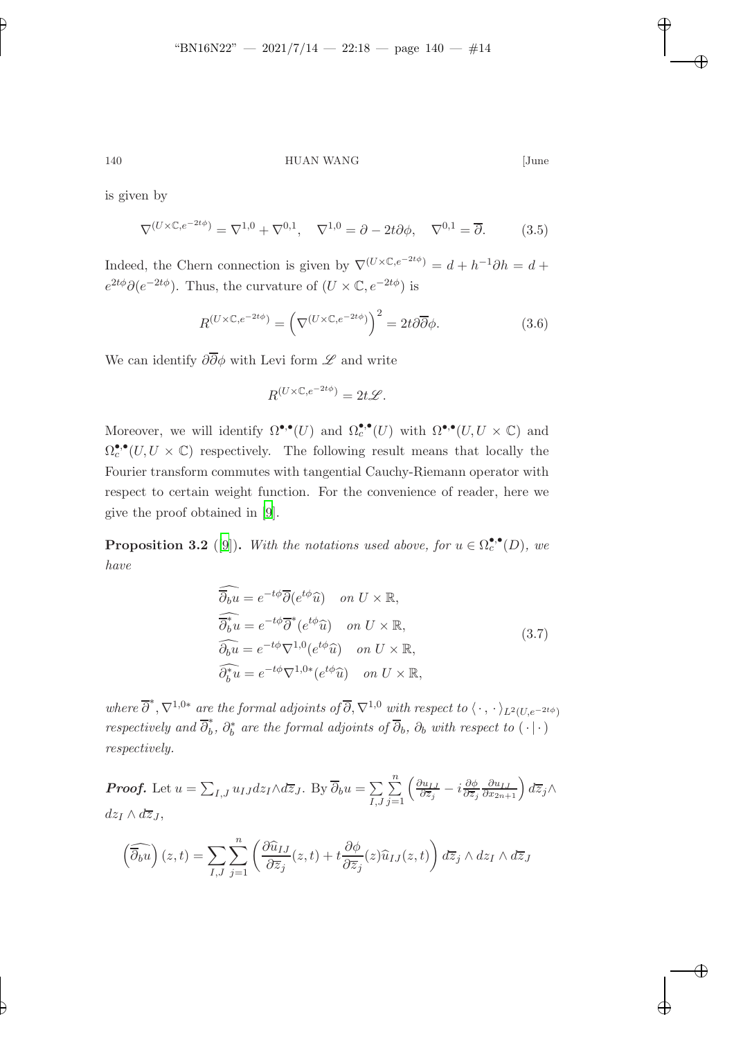is given by

$$\nabla^{(U\times\mathbb{C},e^{-2t\phi})} = \nabla^{1,0} + \nabla^{0,1}, \quad \nabla^{1,0} = \partial - 2t\partial\phi, \quad \nabla^{0,1} = \overline{\partial}. \tag{3.5}$$

Indeed, the Chern connection is given by $\nabla^{(U\times\mathbb{C},e^{-2t\phi})} = d + h^{-1}\partial h = d + e^{2t\phi}\partial(e^{-2t\phi})$. Thus, the curvature of $(U\times\mathbb{C}, e^{-2t\phi})$ is

$$R^{(U\times\mathbb{C},e^{-2t\phi})} = \left(\nabla^{(U\times\mathbb{C},e^{-2t\phi})}\right)^2 = 2t\partial\overline{\partial}\phi. \tag{3.6}$$

We can identify $\partial\overline{\partial}\phi$ with Levi form $\mathscr{L}$ and write

$$R^{(U\times\mathbb{C},e^{-2t\phi})} = 2t\mathscr{L}.$$

Moreover, we will identify $\Omega^{\bullet,\bullet}(U)$ and $\Omega_c^{\bullet,\bullet}(U)$ with $\Omega^{\bullet,\bullet}(U, U\times\mathbb{C})$ and $\Omega_c^{\bullet,\bullet}(U, U\times\mathbb{C})$ respectively. The following result means that locally the Fourier transform commutes with tangential Cauchy-Riemann operator with respect to certain weight function. For the convenience of reader, here we give the proof obtained in [9].

**Proposition 3.2** ([9]). *With the notations used above, for $u \in \Omega_c^{\bullet,\bullet}(D)$, we have*

$$\begin{aligned}
\widehat{\overline{\partial}_b u} &= e^{-t\phi}\overline{\partial}(e^{t\phi}\widehat{u}) \quad \text{on } U\times\mathbb{R}, \\
\widehat{\overline{\partial}_b^* u} &= e^{-t\phi}\overline{\partial}^*(e^{t\phi}\widehat{u}) \quad \text{on } U\times\mathbb{R}, \\
\widehat{\partial_b u} &= e^{-t\phi}\nabla^{1,0}(e^{t\phi}\widehat{u}) \quad \text{on } U\times\mathbb{R}, \\
\widehat{\partial_b^* u} &= e^{-t\phi}\nabla^{1,0*}(e^{t\phi}\widehat{u}) \quad \text{on } U\times\mathbb{R},
\end{aligned} \tag{3.7}$$

*where $\overline{\partial}^*, \nabla^{1,0*}$ are the formal adjoints of $\overline{\partial}, \nabla^{1,0}$ with respect to $\langle\cdot,\cdot\rangle_{L^2(U,e^{-2t\phi})}$ respectively and $\overline{\partial}_b^*$, $\partial_b^*$ are the formal adjoints of $\overline{\partial}_b$, $\partial_b$ with respect to $(\cdot\,|\,\cdot)$ respectively.*

***Proof.*** Let $u = \sum_{I,J} u_{IJ} dz_I \wedge d\overline{z}_J$. By $\overline{\partial}_b u = \sum_{I,J}\sum_{j=1}^n \left(\frac{\partial u_{IJ}}{\partial \overline{z}_j} - i\frac{\partial\phi}{\partial\overline{z}_j}\frac{\partial u_{IJ}}{\partial x_{2n+1}}\right) d\overline{z}_j \wedge dz_I \wedge d\overline{z}_J$,

$$\left(\widehat{\overline{\partial}_b u}\right)(z,t) = \sum_{I,J}\sum_{j=1}^n \left(\frac{\partial \widehat{u}_{IJ}}{\partial\overline{z}_j}(z,t) + t\frac{\partial\phi}{\partial\overline{z}_j}(z)\widehat{u}_{IJ}(z,t)\right) d\overline{z}_j \wedge dz_I \wedge d\overline{z}_J$$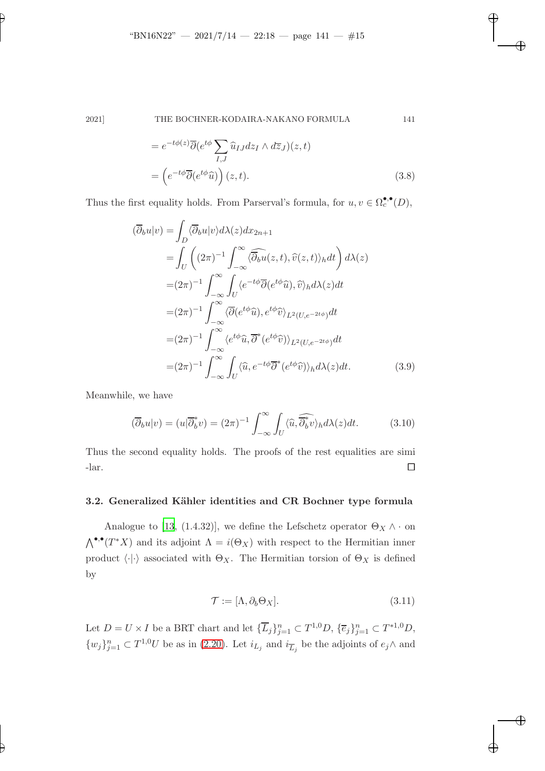$$
\begin{aligned}
&= e^{-t\phi(z)}\overline{\partial}(e^{t\phi}\sum_{I,J}\widehat{u}_{IJ}dz_I\wedge d\overline{z}_J)(z,t) \\
&= \left(e^{-t\phi}\overline{\partial}(e^{t\phi}\widehat{u})\right)(z,t). \qquad (3.8)
\end{aligned}
$$

Thus the first equality holds. From Parserval's formula, for $u, v \in \Omega_c^{\bullet,\bullet}(D)$,

$$
\begin{aligned}
(\overline{\partial}_b u|v) &= \int_D \langle \overline{\partial}_b u|v\rangle d\lambda(z)dx_{2n+1} \\
&= \int_U \left((2\pi)^{-1}\int_{-\infty}^{\infty}\langle \widehat{\overline{\partial}_b u}(z,t), \widehat{v}(z,t)\rangle_h dt\right)d\lambda(z) \\
&= (2\pi)^{-1}\int_{-\infty}^{\infty}\int_U \langle e^{-t\phi}\overline{\partial}(e^{t\phi}\widehat{u}), \widehat{v}\rangle_h d\lambda(z)dt \\
&= (2\pi)^{-1}\int_{-\infty}^{\infty}\langle \overline{\partial}(e^{t\phi}\widehat{u}), e^{t\phi}\widehat{v}\rangle_{L^2(U,e^{-2t\phi})}dt \\
&= (2\pi)^{-1}\int_{-\infty}^{\infty}\langle e^{t\phi}\widehat{u}, \overline{\partial}^*(e^{t\phi}\widehat{v})\rangle_{L^2(U,e^{-2t\phi})}dt \\
&= (2\pi)^{-1}\int_{-\infty}^{\infty}\int_U \langle \widehat{u}, e^{-t\phi}\overline{\partial}^*(e^{t\phi}\widehat{v})\rangle_h d\lambda(z)dt. \qquad (3.9)
\end{aligned}
$$

Meanwhile, we have

$$
(\overline{\partial}_b u|v) = (u|\overline{\partial}_b^* v) = (2\pi)^{-1}\int_{-\infty}^{\infty}\int_U \langle \widehat{u}, \widehat{\overline{\partial}_b^* v}\rangle_h d\lambda(z)dt. \qquad (3.10)
$$

Thus the second equality holds. The proofs of the rest equalities are simi -lar. □

### 3.2. Generalized Kähler identities and CR Bochner type formula

Analogue to [13, (1.4.32)], we define the Lefschetz operator $\Theta_X \wedge \cdot$ on $\bigwedge^{\bullet,\bullet}(T^*X)$ and its adjoint $\Lambda = i(\Theta_X)$ with respect to the Hermitian inner product $\langle\cdot|\cdot\rangle$ associated with $\Theta_X$. The Hermitian torsion of $\Theta_X$ is defined by

$$
\mathcal{T} := [\Lambda, \partial_b\Theta_X]. \qquad (3.11)
$$

Let $D = U \times I$ be a BRT chart and let $\{\overline{L}_j\}_{j=1}^n \subset T^{1,0}D$, $\{\overline{e}_j\}_{j=1}^n \subset T^{*1,0}D$, $\{w_j\}_{j=1}^n \subset T^{1,0}U$ be as in (2.20). Let $i_{L_j}$ and $i_{\overline{L}_j}$ be the adjoints of $e_j\wedge$ and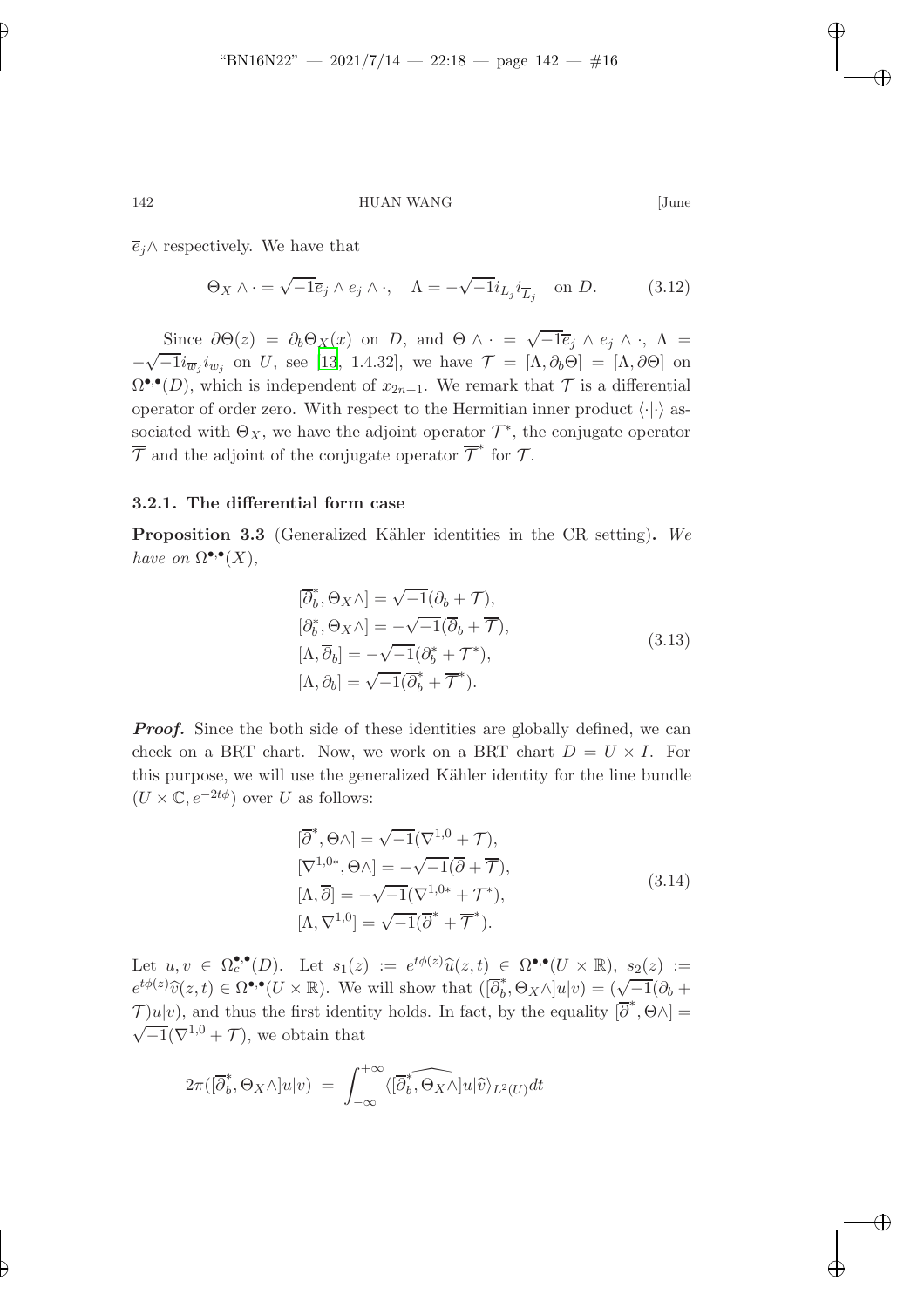$\overline{e}_j\wedge$ respectively. We have that

$$\Theta_X \wedge \cdot = \sqrt{-1}\overline{e}_j \wedge e_j \wedge \cdot, \quad \Lambda = -\sqrt{-1} i_{L_j} i_{\overline{L}_j} \quad \text{on } D. \tag{3.12}$$

Since $\partial\Theta(z) = \partial_b\Theta_X(x)$ on $D$, and $\Theta \wedge \cdot = \sqrt{-1}\overline{e}_j \wedge e_j \wedge \cdot$, $\Lambda = -\sqrt{-1} i_{\overline{w}_j} i_{w_j}$ on $U$, see [13, 1.4.32], we have $\mathcal{T} = [\Lambda, \partial_b\Theta] = [\Lambda, \partial\Theta]$ on $\Omega^{\bullet,\bullet}(D)$, which is independent of $x_{2n+1}$. We remark that $\mathcal{T}$ is a differential operator of order zero. With respect to the Hermitian inner product $\langle\cdot|\cdot\rangle$ associated with $\Theta_X$, we have the adjoint operator $\mathcal{T}^*$, the conjugate operator $\overline{\mathcal{T}}$ and the adjoint of the conjugate operator $\overline{\mathcal{T}}^*$ for $\mathcal{T}$.

#### 3.2.1. The differential form case

**Proposition 3.3** (Generalized Kähler identities in the CR setting). *We have on $\Omega^{\bullet,\bullet}(X)$,*

$$\begin{aligned}
&[\overline{\partial}_b^*, \Theta_X\wedge] = \sqrt{-1}(\partial_b + \mathcal{T}),\\
&[\partial_b^*, \Theta_X\wedge] = -\sqrt{-1}(\overline{\partial}_b + \overline{\mathcal{T}}),\\
&[\Lambda, \overline{\partial}_b] = -\sqrt{-1}(\partial_b^* + \mathcal{T}^*),\\
&[\Lambda, \partial_b] = \sqrt{-1}(\overline{\partial}_b^* + \overline{\mathcal{T}}^*).
\end{aligned} \tag{3.13}$$

***Proof.*** Since the both side of these identities are globally defined, we can check on a BRT chart. Now, we work on a BRT chart $D = U \times I$. For this purpose, we will use the generalized Kähler identity for the line bundle $(U \times \mathbb{C}, e^{-2t\phi})$ over $U$ as follows:

$$\begin{aligned}
&[\overline{\partial}^*, \Theta\wedge] = \sqrt{-1}(\nabla^{1,0} + \mathcal{T}),\\
&[\nabla^{1,0*}, \Theta\wedge] = -\sqrt{-1}(\overline{\partial} + \overline{\mathcal{T}}),\\
&[\Lambda, \overline{\partial}] = -\sqrt{-1}(\nabla^{1,0*} + \mathcal{T}^*),\\
&[\Lambda, \nabla^{1,0}] = \sqrt{-1}(\overline{\partial}^* + \overline{\mathcal{T}}^*).
\end{aligned} \tag{3.14}$$

Let $u, v \in \Omega_c^{\bullet,\bullet}(D)$. Let $s_1(z) := e^{t\phi(z)}\widehat{u}(z,t) \in \Omega^{\bullet,\bullet}(U \times \mathbb{R})$, $s_2(z) := e^{t\phi(z)}\widehat{v}(z,t) \in \Omega^{\bullet,\bullet}(U \times \mathbb{R})$. We will show that $([\overline{\partial}_b^*, \Theta_X\wedge]u|v) = (\sqrt{-1}(\partial_b + \mathcal{T})u|v)$, and thus the first identity holds. In fact, by the equality $[\overline{\partial}^*, \Theta\wedge] = \sqrt{-1}(\nabla^{1,0} + \mathcal{T})$, we obtain that

$$2\pi([\overline{\partial}_b^*, \Theta_X\wedge]u|v) = \int_{-\infty}^{+\infty} \langle \widehat{[\overline{\partial}_b^*, \Theta_X\wedge]u} | \widehat{v} \rangle_{L^2(U)} dt$$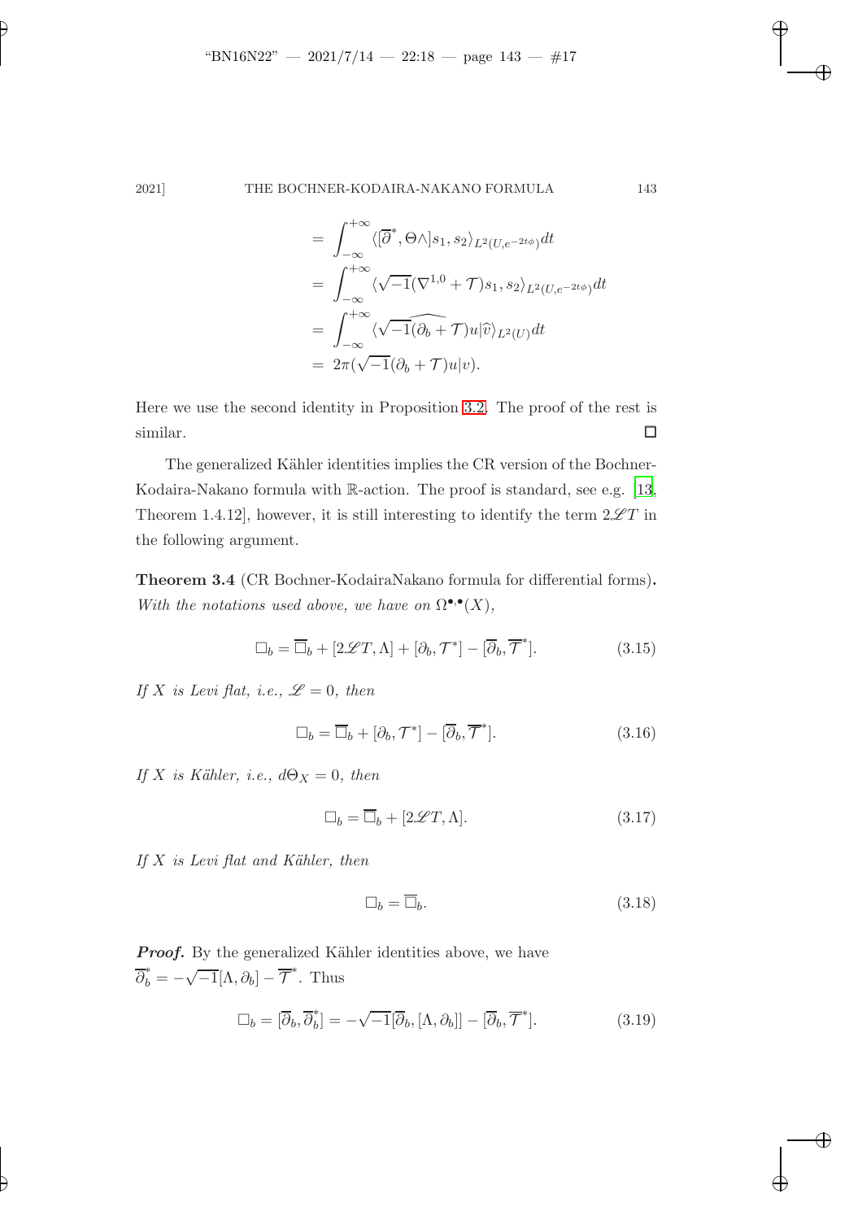$$
\begin{aligned}
&= \int_{-\infty}^{+\infty} \langle [\overline{\partial}^*, \Theta\wedge] s_1, s_2 \rangle_{L^2(U, e^{-2t\phi})} dt \\
&= \int_{-\infty}^{+\infty} \langle \sqrt{-1}(\nabla^{1,0} + \mathcal{T}) s_1, s_2 \rangle_{L^2(U, e^{-2t\phi})} dt \\
&= \int_{-\infty}^{+\infty} \langle \sqrt{-1}\widehat{(\partial_b + \mathcal{T})} u | \widehat{v} \rangle_{L^2(U)} dt \\
&= 2\pi (\sqrt{-1}(\partial_b + \mathcal{T}) u | v).
\end{aligned}
$$

Here we use the second identity in Proposition 3.2. The proof of the rest is similar. □

The generalized Kähler identities implies the CR version of the Bochner-Kodaira-Nakano formula with $\mathbb{R}$-action. The proof is standard, see e.g. [13, Theorem 1.4.12], however, it is still interesting to identify the term $2\mathscr{L}T$ in the following argument.

**Theorem 3.4** (CR Bochner-KodairaNakano formula for differential forms)**.** *With the notations used above, we have on $\Omega^{\bullet,\bullet}(X)$,*

$$
\Box_b = \overline{\Box}_b + [2\mathscr{L}T, \Lambda] + [\partial_b, \mathcal{T}^*] - [\overline{\partial}_b, \overline{\mathcal{T}}^*]. \tag{3.15}
$$

*If $X$ is Levi flat, i.e., $\mathscr{L} = 0$, then*

$$
\Box_b = \overline{\Box}_b + [\partial_b, \mathcal{T}^*] - [\overline{\partial}_b, \overline{\mathcal{T}}^*]. \tag{3.16}
$$

*If $X$ is Kähler, i.e., $d\Theta_X = 0$, then*

$$
\Box_b = \overline{\Box}_b + [2\mathscr{L}T, \Lambda]. \tag{3.17}
$$

*If $X$ is Levi flat and Kähler, then*

$$
\Box_b = \overline{\Box}_b. \tag{3.18}
$$

***Proof.*** By the generalized Kähler identities above, we have $\overline{\partial}_b^* = -\sqrt{-1}[\Lambda, \partial_b] - \overline{\mathcal{T}}^*$. Thus

$$
\Box_b = [\overline{\partial}_b, \overline{\partial}_b^*] = -\sqrt{-1}[\overline{\partial}_b, [\Lambda, \partial_b]] - [\overline{\partial}_b, \overline{\mathcal{T}}^*]. \tag{3.19}
$$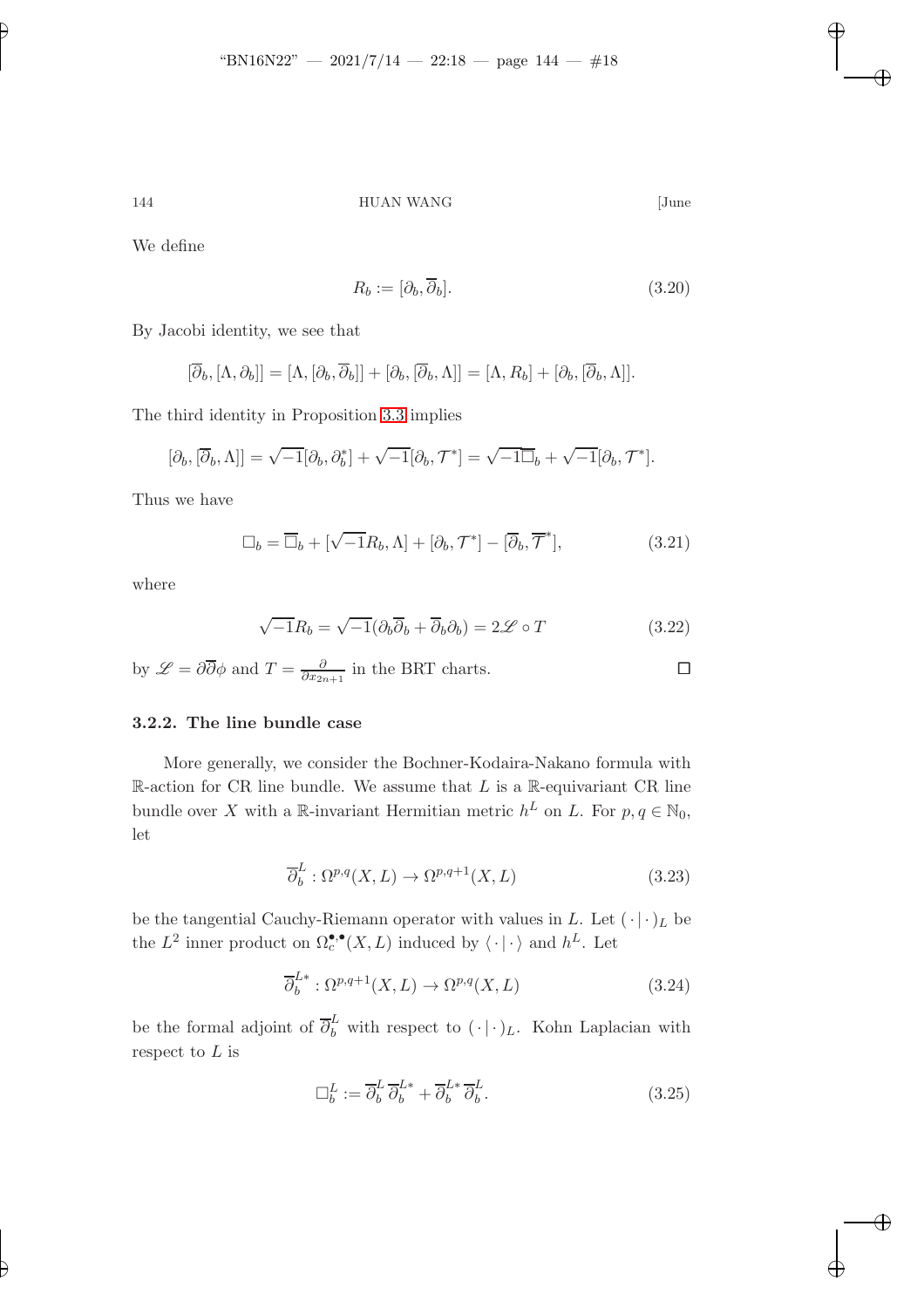We define

$$R_b := [\partial_b, \overline{\partial}_b]. \tag{3.20}$$

By Jacobi identity, we see that

$$[\overline{\partial}_b, [\Lambda, \partial_b]] = [\Lambda, [\partial_b, \overline{\partial}_b]] + [\partial_b, [\overline{\partial}_b, \Lambda]] = [\Lambda, R_b] + [\partial_b, [\overline{\partial}_b, \Lambda]].$$

The third identity in Proposition 3.3 implies

$$[\partial_b, [\overline{\partial}_b, \Lambda]] = \sqrt{-1}[\partial_b, \partial_b^*] + \sqrt{-1}[\partial_b, \mathcal{T}^*] = \sqrt{-1}\overline{\Box}_b + \sqrt{-1}[\partial_b, \mathcal{T}^*].$$

Thus we have

$$\Box_b = \overline{\Box}_b + [\sqrt{-1}R_b, \Lambda] + [\partial_b, \mathcal{T}^*] - [\overline{\partial}_b, \overline{\mathcal{T}}^*], \tag{3.21}$$

where

$$\sqrt{-1}R_b = \sqrt{-1}(\partial_b\overline{\partial}_b + \overline{\partial}_b\partial_b) = 2\mathscr{L} \circ T \tag{3.22}$$

by $\mathscr{L} = \partial\overline{\partial}\phi$ and $T = \frac{\partial}{\partial x_{2n+1}}$ in the BRT charts. $\square$

#### 3.2.2. The line bundle case

More generally, we consider the Bochner-Kodaira-Nakano formula with $\mathbb{R}$-action for CR line bundle. We assume that $L$ is a $\mathbb{R}$-equivariant CR line bundle over $X$ with a $\mathbb{R}$-invariant Hermitian metric $h^L$ on $L$. For $p, q \in \mathbb{N}_0$, let

$$\overline{\partial}_b^L : \Omega^{p,q}(X, L) \to \Omega^{p,q+1}(X, L) \tag{3.23}$$

be the tangential Cauchy-Riemann operator with values in $L$. Let $(\,\cdot\,|\,\cdot\,)_L$ be the $L^2$ inner product on $\Omega_c^{\bullet,\bullet}(X, L)$ induced by $\langle\,\cdot\,|\,\cdot\,\rangle$ and $h^L$. Let

$$\overline{\partial}_b^{L*} : \Omega^{p,q+1}(X, L) \to \Omega^{p,q}(X, L) \tag{3.24}$$

be the formal adjoint of $\overline{\partial}_b^L$ with respect to $(\,\cdot\,|\,\cdot\,)_L$. Kohn Laplacian with respect to $L$ is

$$\Box_b^L := \overline{\partial}_b^L\,\overline{\partial}_b^{L*} + \overline{\partial}_b^{L*}\,\overline{\partial}_b^L. \tag{3.25}$$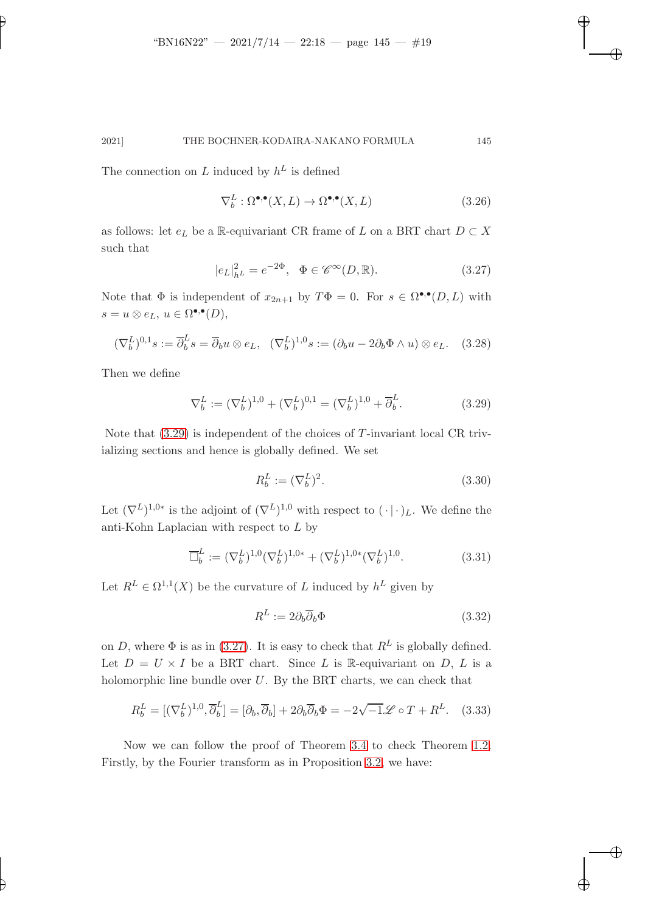The connection on $L$ induced by $h^L$ is defined

$$\nabla_b^L : \Omega^{\bullet,\bullet}(X,L) \to \Omega^{\bullet,\bullet}(X,L) \tag{3.26}$$

as follows: let $e_L$ be a $\mathbb{R}$-equivariant CR frame of $L$ on a BRT chart $D \subset X$ such that

$$|e_L|^2_{h^L} = e^{-2\Phi}, \quad \Phi \in \mathscr{C}^\infty(D,\mathbb{R}). \tag{3.27}$$

Note that $\Phi$ is independent of $x_{2n+1}$ by $T\Phi = 0$. For $s \in \Omega^{\bullet,\bullet}(D,L)$ with $s = u \otimes e_L$, $u \in \Omega^{\bullet,\bullet}(D)$,

$$(\nabla_b^L)^{0,1} s := \overline{\partial}_b^L s = \overline{\partial}_b u \otimes e_L, \quad (\nabla_b^L)^{1,0} s := (\partial_b u - 2\partial_b \Phi \wedge u) \otimes e_L. \tag{3.28}$$

Then we define

$$\nabla_b^L := (\nabla_b^L)^{1,0} + (\nabla_b^L)^{0,1} = (\nabla_b^L)^{1,0} + \overline{\partial}_b^L. \tag{3.29}$$

Note that (3.29) is independent of the choices of $T$-invariant local CR trivializing sections and hence is globally defined. We set

$$R_b^L := (\nabla_b^L)^2. \tag{3.30}$$

Let $(\nabla^L)^{1,0*}$ is the adjoint of $(\nabla^L)^{1,0}$ with respect to $(\cdot\,|\,\cdot)_L$. We define the anti-Kohn Laplacian with respect to $L$ by

$$\overline{\Box}_b^L := (\nabla_b^L)^{1,0}(\nabla_b^L)^{1,0*} + (\nabla_b^L)^{1,0*}(\nabla_b^L)^{1,0}. \tag{3.31}$$

Let $R^L \in \Omega^{1,1}(X)$ be the curvature of $L$ induced by $h^L$ given by

$$R^L := 2\partial_b \overline{\partial}_b \Phi \tag{3.32}$$

on $D$, where $\Phi$ is as in (3.27). It is easy to check that $R^L$ is globally defined. Let $D = U \times I$ be a BRT chart. Since $L$ is $\mathbb{R}$-equivariant on $D$, $L$ is a holomorphic line bundle over $U$. By the BRT charts, we can check that

$$R_b^L = [(\nabla_b^L)^{1,0}, \overline{\partial}_b^L] = [\partial_b, \overline{\partial}_b] + 2\partial_b\overline{\partial}_b \Phi = -2\sqrt{-1}\mathscr{L} \circ T + R^L. \tag{3.33}$$

Now we can follow the proof of Theorem 3.4 to check Theorem 1.2. Firstly, by the Fourier transform as in Proposition 3.2, we have: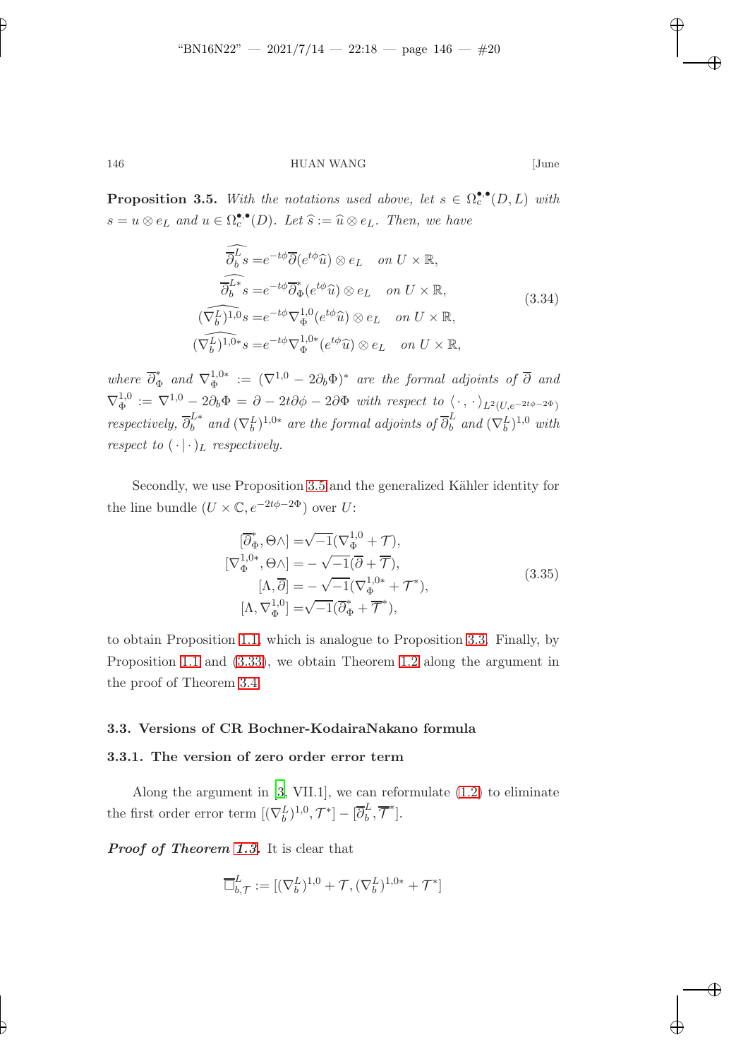**Proposition 3.5.** *With the notations used above, let $s \in \Omega_c^{\bullet,\bullet}(D, L)$ with $s = u \otimes e_L$ and $u \in \Omega_c^{\bullet,\bullet}(D)$. Let $\widehat{s} := \widehat{u} \otimes e_L$. Then, we have*

$$
\begin{aligned}
\widehat{\overline{\partial}_b^L s} &= e^{-t\phi}\overline{\partial}(e^{t\phi}\widehat{u}) \otimes e_L \quad \text{on } U \times \mathbb{R}, \\
\widehat{\overline{\partial}_b^{L*} s} &= e^{-t\phi}\overline{\partial}_\Phi^*(e^{t\phi}\widehat{u}) \otimes e_L \quad \text{on } U \times \mathbb{R}, \\
\widehat{(\nabla_b^L)^{1,0} s} &= e^{-t\phi}\nabla_\Phi^{1,0}(e^{t\phi}\widehat{u}) \otimes e_L \quad \text{on } U \times \mathbb{R}, \\
\widehat{(\nabla_b^L)^{1,0*} s} &= e^{-t\phi}\nabla_\Phi^{1,0*}(e^{t\phi}\widehat{u}) \otimes e_L \quad \text{on } U \times \mathbb{R},
\end{aligned}
\tag{3.34}
$$

*where $\overline{\partial}_\Phi^*$ and $\nabla_\Phi^{1,0*} := (\nabla^{1,0} - 2\partial_b\Phi)^*$ are the formal adjoints of $\overline{\partial}$ and $\nabla_\Phi^{1,0} := \nabla^{1,0} - 2\partial_b\Phi = \partial - 2t\partial\phi - 2\partial\Phi$ with respect to $\langle\cdot,\cdot\rangle_{L^2(U, e^{-2t\phi-2\Phi})}$ respectively, $\overline{\partial}_b^{L*}$ and $(\nabla_b^L)^{1,0*}$ are the formal adjoints of $\overline{\partial}_b^L$ and $(\nabla_b^L)^{1,0}$ with respect to $(\cdot|\cdot)_L$ respectively.*

Secondly, we use Proposition 3.5 and the generalized Kähler identity for the line bundle $(U \times \mathbb{C}, e^{-2t\phi-2\Phi})$ over $U$:

$$
\begin{aligned}
[\overline{\partial}_\Phi^*, \Theta\wedge] &= \sqrt{-1}(\nabla_\Phi^{1,0} + \mathcal{T}), \\
[\nabla_\Phi^{1,0*}, \Theta\wedge] &= -\sqrt{-1}(\overline{\partial} + \overline{\mathcal{T}}), \\
[\Lambda, \overline{\partial}] &= -\sqrt{-1}(\nabla_\Phi^{1,0*} + \mathcal{T}^*), \\
[\Lambda, \nabla_\Phi^{1,0}] &= \sqrt{-1}(\overline{\partial}_\Phi^* + \overline{\mathcal{T}}^*),
\end{aligned}
\tag{3.35}
$$

to obtain Proposition 1.1, which is analogue to Proposition 3.3. Finally, by Proposition 1.1 and (3.33), we obtain Theorem 1.2 along the argument in the proof of Theorem 3.4.

### 3.3. Versions of CR Bochner-KodairaNakano formula

#### 3.3.1. The version of zero order error term

Along the argument in [3, VII.1], we can reformulate (1.2) to eliminate the first order error term $[(\nabla_b^L)^{1,0}, \mathcal{T}^*] - [\overline{\partial}_b^L, \overline{\mathcal{T}}^*]$.

***Proof of Theorem 1.3.*** It is clear that

$$
\overline{\square}_{b,\mathcal{T}}^L := [(\nabla_b^L)^{1,0} + \mathcal{T}, (\nabla_b^L)^{1,0*} + \mathcal{T}^*]
$$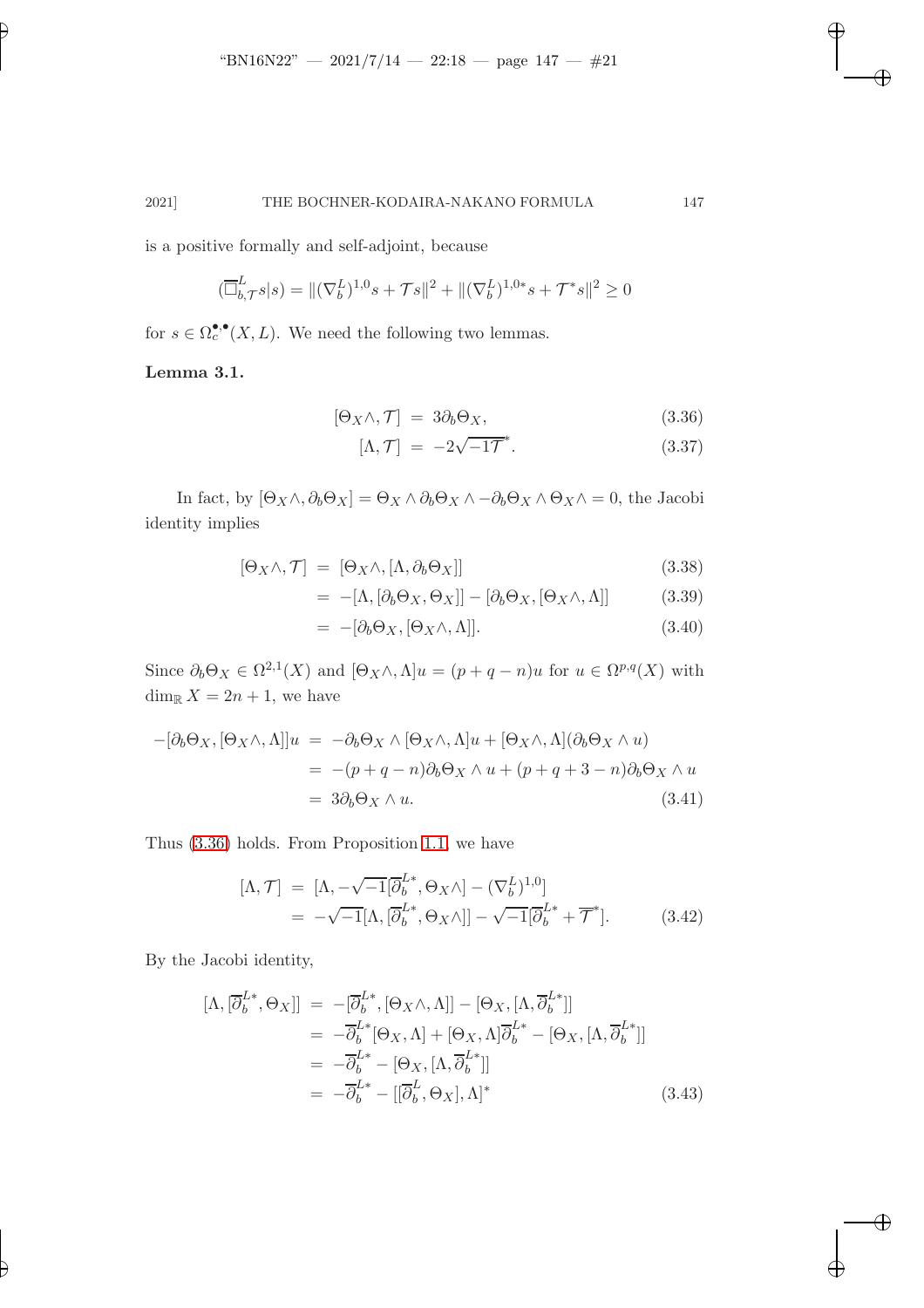is a positive formally and self-adjoint, because

$$(\overline{\square}^L_{b,\mathcal{T}} s|s) = \|(\nabla^L_b)^{1,0} s + \mathcal{T} s\|^2 + \|(\nabla^L_b)^{1,0*} s + \mathcal{T}^* s\|^2 \geq 0$$

for $s \in \Omega^{\bullet,\bullet}_c(X, L)$. We need the following two lemmas.

**Lemma 3.1.**

$$[\Theta_X \wedge, \mathcal{T}] = 3\partial_b \Theta_X, \tag{3.36}$$

$$[\Lambda, \mathcal{T}] = -2\sqrt{-1}\mathcal{T}^*. \tag{3.37}$$

In fact, by $[\Theta_X \wedge, \partial_b \Theta_X] = \Theta_X \wedge \partial_b \Theta_X \wedge - \partial_b \Theta_X \wedge \Theta_X \wedge = 0$, the Jacobi identity implies

$$\begin{aligned}
[\Theta_X \wedge, \mathcal{T}] &= [\Theta_X \wedge, [\Lambda, \partial_b \Theta_X]] && (3.38)\\
&= -[\Lambda, [\partial_b \Theta_X, \Theta_X]] - [\partial_b \Theta_X, [\Theta_X \wedge, \Lambda]] && (3.39)\\
&= -[\partial_b \Theta_X, [\Theta_X \wedge, \Lambda]]. && (3.40)
\end{aligned}$$

Since $\partial_b \Theta_X \in \Omega^{2,1}(X)$ and $[\Theta_X \wedge, \Lambda] u = (p + q - n) u$ for $u \in \Omega^{p,q}(X)$ with $\dim_{\mathbb{R}} X = 2n + 1$, we have

$$\begin{aligned}
-[\partial_b \Theta_X, [\Theta_X \wedge, \Lambda]] u &= -\partial_b \Theta_X \wedge [\Theta_X \wedge, \Lambda] u + [\Theta_X \wedge, \Lambda](\partial_b \Theta_X \wedge u)\\
&= -(p + q - n)\partial_b \Theta_X \wedge u + (p + q + 3 - n)\partial_b \Theta_X \wedge u\\
&= 3\partial_b \Theta_X \wedge u. && (3.41)
\end{aligned}$$

Thus (3.36) holds. From Proposition 1.1, we have

$$\begin{aligned}
[\Lambda, \mathcal{T}] &= [\Lambda, -\sqrt{-1}[\overline{\partial}^{L*}_b, \Theta_X \wedge] - (\nabla^L_b)^{1,0}]\\
&= -\sqrt{-1}[\Lambda, [\overline{\partial}^{L*}_b, \Theta_X \wedge]] - \sqrt{-1}[\overline{\partial}^{L*}_b + \overline{\mathcal{T}}^*]. && (3.42)
\end{aligned}$$

By the Jacobi identity,

$$\begin{aligned}
[\Lambda, [\overline{\partial}^{L*}_b, \Theta_X]] &= -[\overline{\partial}^{L*}_b, [\Theta_X \wedge, \Lambda]] - [\Theta_X, [\Lambda, \overline{\partial}^{L*}_b]]\\
&= -\overline{\partial}^{L*}_b [\Theta_X, \Lambda] + [\Theta_X, \Lambda]\overline{\partial}^{L*}_b - [\Theta_X, [\Lambda, \overline{\partial}^{L*}_b]]\\
&= -\overline{\partial}^{L*}_b - [\Theta_X, [\Lambda, \overline{\partial}^{L*}_b]]\\
&= -\overline{\partial}^{L*}_b - [[\overline{\partial}^L_b, \Theta_X], \Lambda]^* && (3.43)
\end{aligned}$$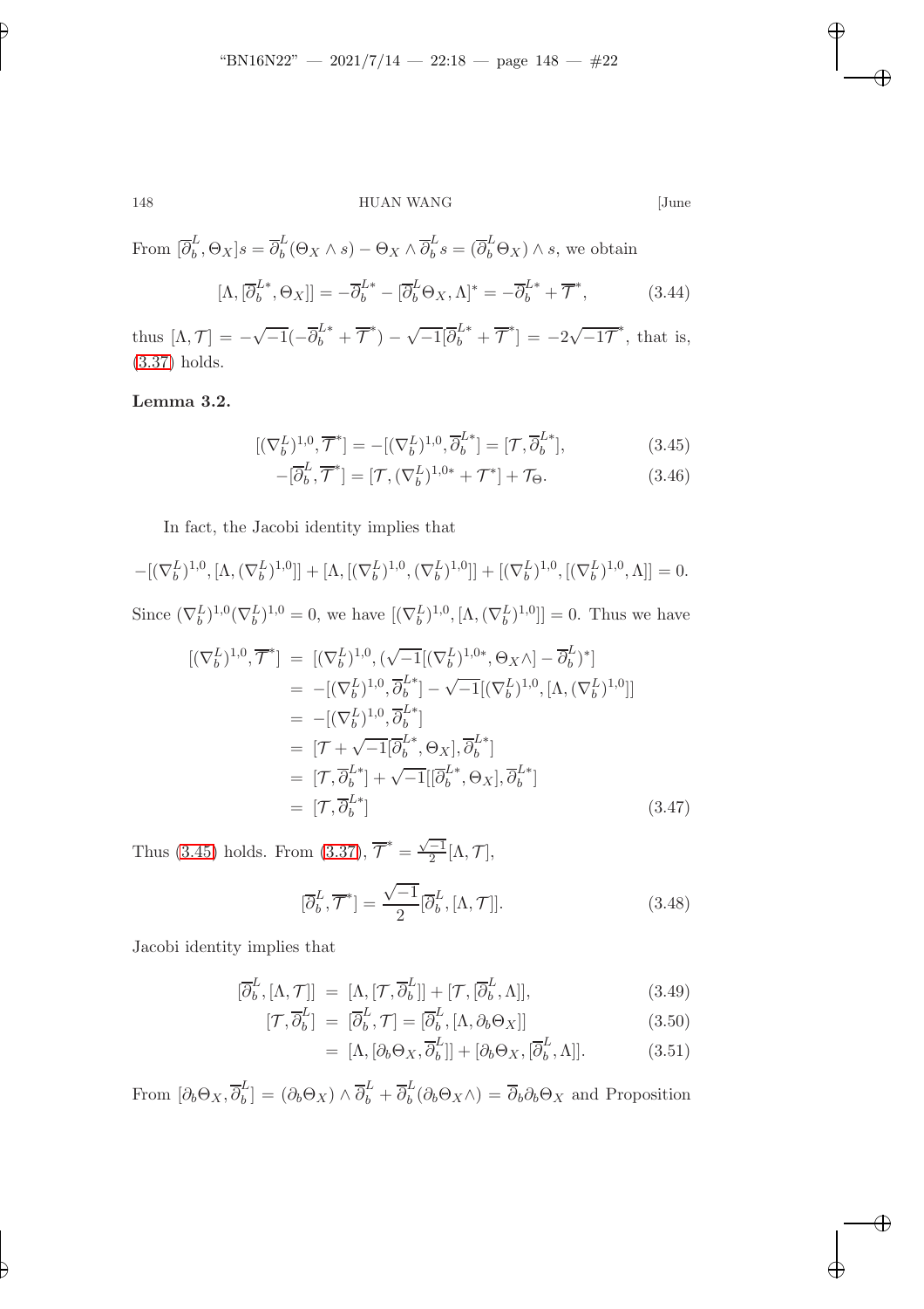From $[\overline{\partial}_b^L, \Theta_X]s = \overline{\partial}_b^L(\Theta_X \wedge s) - \Theta_X \wedge \overline{\partial}_b^L s = (\overline{\partial}_b^L \Theta_X) \wedge s$, we obtain

$$[\Lambda, [\overline{\partial}_b^{L*}, \Theta_X]] = -\overline{\partial}_b^{L*} - [\overline{\partial}_b^L \Theta_X, \Lambda]^* = -\overline{\partial}_b^{L*} + \overline{\mathcal{T}}^*, \tag{3.44}$$

thus $[\Lambda, \mathcal{T}] = -\sqrt{-1}(-\overline{\partial}_b^{L*} + \overline{\mathcal{T}}^*) - \sqrt{-1}[\overline{\partial}_b^{L*} + \overline{\mathcal{T}}^*] = -2\sqrt{-1}\overline{\mathcal{T}}^*$, that is, (3.37) holds.

**Lemma 3.2.**

$$[(\nabla_b^L)^{1,0}, \overline{\mathcal{T}}^*] = -[(\nabla_b^L)^{1,0}, \overline{\partial}_b^{L*}] = [\mathcal{T}, \overline{\partial}_b^{L*}], \tag{3.45}$$

$$-[\overline{\partial}_b^L, \overline{\mathcal{T}}^*] = [\mathcal{T}, (\nabla_b^L)^{1,0*} + \mathcal{T}^*] + \mathcal{T}_\Theta. \tag{3.46}$$

In fact, the Jacobi identity implies that

$$-[(\nabla_b^L)^{1,0}, [\Lambda, (\nabla_b^L)^{1,0}]] + [\Lambda, [(\nabla_b^L)^{1,0}, (\nabla_b^L)^{1,0}]] + [(\nabla_b^L)^{1,0}, [(\nabla_b^L)^{1,0}, \Lambda]] = 0.$$

Since $(\nabla_b^L)^{1,0}(\nabla_b^L)^{1,0} = 0$, we have $[(\nabla_b^L)^{1,0}, [\Lambda, (\nabla_b^L)^{1,0}]] = 0$. Thus we have

$$\begin{aligned}
[(\nabla_b^L)^{1,0}, \overline{\mathcal{T}}^*] &= [(\nabla_b^L)^{1,0}, (\sqrt{-1}[(\nabla_b^L)^{1,0*}, \Theta_X \wedge] - \overline{\partial}_b^L)^*] \\
&= -[(\nabla_b^L)^{1,0}, \overline{\partial}_b^{L*}] - \sqrt{-1}[(\nabla_b^L)^{1,0}, [\Lambda, (\nabla_b^L)^{1,0}]] \\
&= -[(\nabla_b^L)^{1,0}, \overline{\partial}_b^{L*}] \\
&= [\mathcal{T} + \sqrt{-1}[\overline{\partial}_b^{L*}, \Theta_X], \overline{\partial}_b^{L*}] \\
&= [\mathcal{T}, \overline{\partial}_b^{L*}] + \sqrt{-1}[[\overline{\partial}_b^{L*}, \Theta_X], \overline{\partial}_b^{L*}] \\
&= [\mathcal{T}, \overline{\partial}_b^{L*}]
\end{aligned} \tag{3.47}$$

Thus (3.45) holds. From (3.37), $\overline{\mathcal{T}}^* = \frac{\sqrt{-1}}{2}[\Lambda, \mathcal{T}]$,

$$[\overline{\partial}_b^L, \overline{\mathcal{T}}^*] = \frac{\sqrt{-1}}{2}[\overline{\partial}_b^L, [\Lambda, \mathcal{T}]]. \tag{3.48}$$

Jacobi identity implies that

$$[\overline{\partial}_b^L, [\Lambda, \mathcal{T}]] = [\Lambda, [\mathcal{T}, \overline{\partial}_b^L]] + [\mathcal{T}, [\overline{\partial}_b^L, \Lambda]], \tag{3.49}$$

$$[\mathcal{T}, \overline{\partial}_b^L] = [\overline{\partial}_b^L, \mathcal{T}] = [\overline{\partial}_b^L, [\Lambda, \partial_b \Theta_X]] \tag{3.50}$$

$$= [\Lambda, [\partial_b \Theta_X, \overline{\partial}_b^L]] + [\partial_b \Theta_X, [\overline{\partial}_b^L, \Lambda]]. \tag{3.51}$$

From $[\partial_b \Theta_X, \overline{\partial}_b^L] = (\partial_b \Theta_X) \wedge \overline{\partial}_b^L + \overline{\partial}_b^L(\partial_b \Theta_X \wedge) = \overline{\partial}_b \partial_b \Theta_X$ and Proposition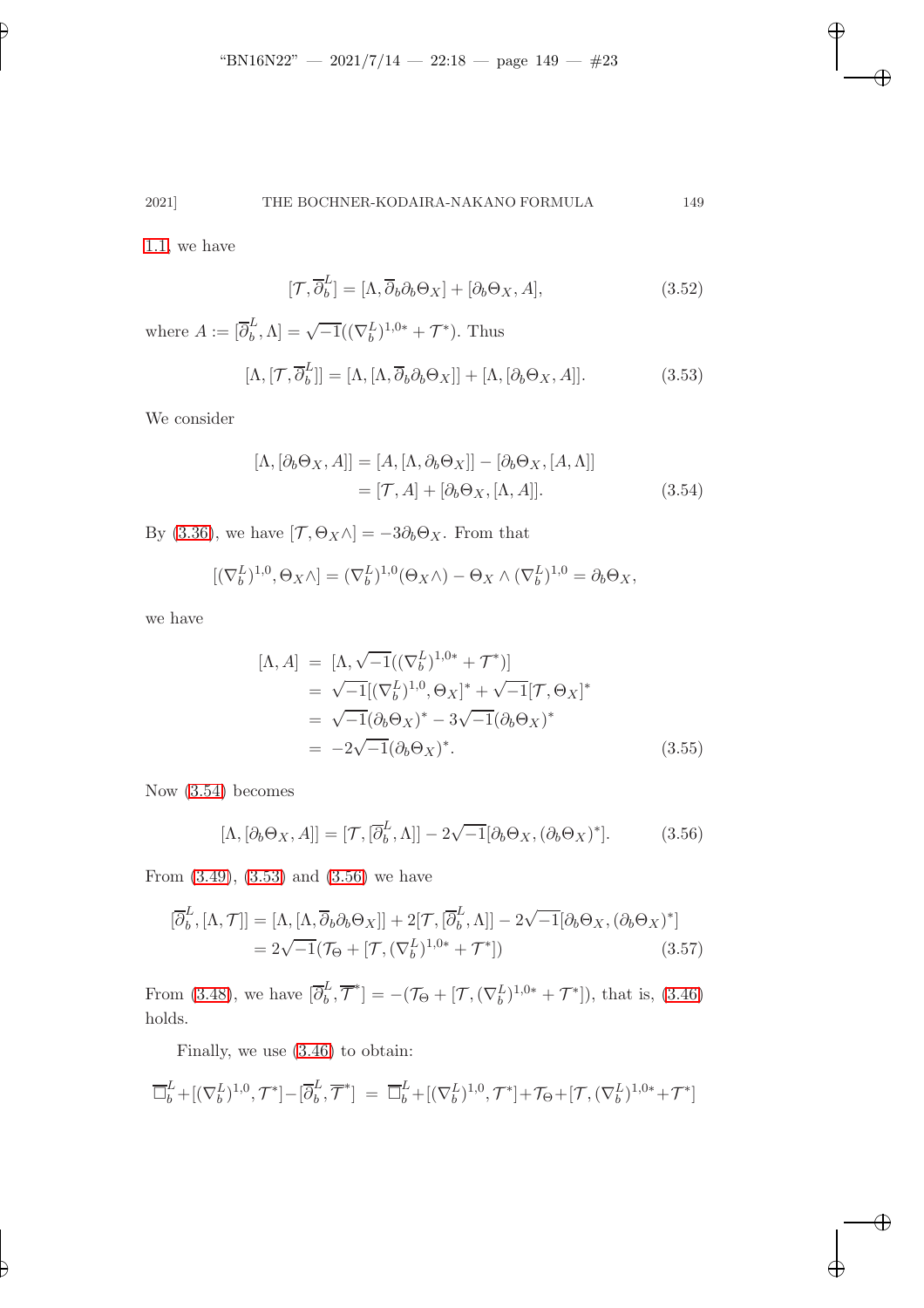1.1, we have

$$[\mathcal{T}, \overline{\partial}_b^L] = [\Lambda, \overline{\partial}_b \partial_b \Theta_X] + [\partial_b \Theta_X, A], \tag{3.52}$$

where $A := [\overline{\partial}_b^L, \Lambda] = \sqrt{-1}((\nabla_b^L)^{1,0*} + \mathcal{T}^*)$. Thus

$$[\Lambda, [\mathcal{T}, \overline{\partial}_b^L]] = [\Lambda, [\Lambda, \overline{\partial}_b \partial_b \Theta_X]] + [\Lambda, [\partial_b \Theta_X, A]]. \tag{3.53}$$

We consider

$$\begin{aligned}
[\Lambda, [\partial_b \Theta_X, A]] &= [A, [\Lambda, \partial_b \Theta_X]] - [\partial_b \Theta_X, [A, \Lambda]] \\
&= [\mathcal{T}, A] + [\partial_b \Theta_X, [\Lambda, A]].
\end{aligned} \tag{3.54}$$

By (3.36), we have $[\mathcal{T}, \Theta_X \wedge] = -3\partial_b \Theta_X$. From that

$$[(\nabla_b^L)^{1,0}, \Theta_X \wedge] = (\nabla_b^L)^{1,0}(\Theta_X \wedge) - \Theta_X \wedge (\nabla_b^L)^{1,0} = \partial_b \Theta_X,$$

we have

$$\begin{aligned}
[\Lambda, A] &= [\Lambda, \sqrt{-1}((\nabla_b^L)^{1,0*} + \mathcal{T}^*)] \\
&= \sqrt{-1}[(\nabla_b^L)^{1,0}, \Theta_X]^* + \sqrt{-1}[\mathcal{T}, \Theta_X]^* \\
&= \sqrt{-1}(\partial_b \Theta_X)^* - 3\sqrt{-1}(\partial_b \Theta_X)^* \\
&= -2\sqrt{-1}(\partial_b \Theta_X)^*.
\end{aligned} \tag{3.55}$$

Now (3.54) becomes

$$[\Lambda, [\partial_b \Theta_X, A]] = [\mathcal{T}, [\overline{\partial}_b^L, \Lambda]] - 2\sqrt{-1}[\partial_b \Theta_X, (\partial_b \Theta_X)^*]. \tag{3.56}$$

From (3.49), (3.53) and (3.56) we have

$$\begin{aligned}
[\overline{\partial}_b^L, [\Lambda, \mathcal{T}]] &= [\Lambda, [\Lambda, \overline{\partial}_b \partial_b \Theta_X]] + 2[\mathcal{T}, [\overline{\partial}_b^L, \Lambda]] - 2\sqrt{-1}[\partial_b \Theta_X, (\partial_b \Theta_X)^*] \\
&= 2\sqrt{-1}(\mathcal{T}_\Theta + [\mathcal{T}, (\nabla_b^L)^{1,0*} + \mathcal{T}^*])
\end{aligned} \tag{3.57}$$

From (3.48), we have $[\overline{\partial}_b^L, \overline{\mathcal{T}}^*] = -(\mathcal{T}_\Theta + [\mathcal{T}, (\nabla_b^L)^{1,0*} + \mathcal{T}^*])$, that is, (3.46) holds.

Finally, we use (3.46) to obtain:

$$\overline{\Box}_b^L + [(\nabla_b^L)^{1,0}, \mathcal{T}^*] - [\overline{\partial}_b^L, \overline{\mathcal{T}}^*] \;=\; \overline{\Box}_b^L + [(\nabla_b^L)^{1,0}, \mathcal{T}^*] + \mathcal{T}_\Theta + [\mathcal{T}, (\nabla_b^L)^{1,0*} + \mathcal{T}^*]$$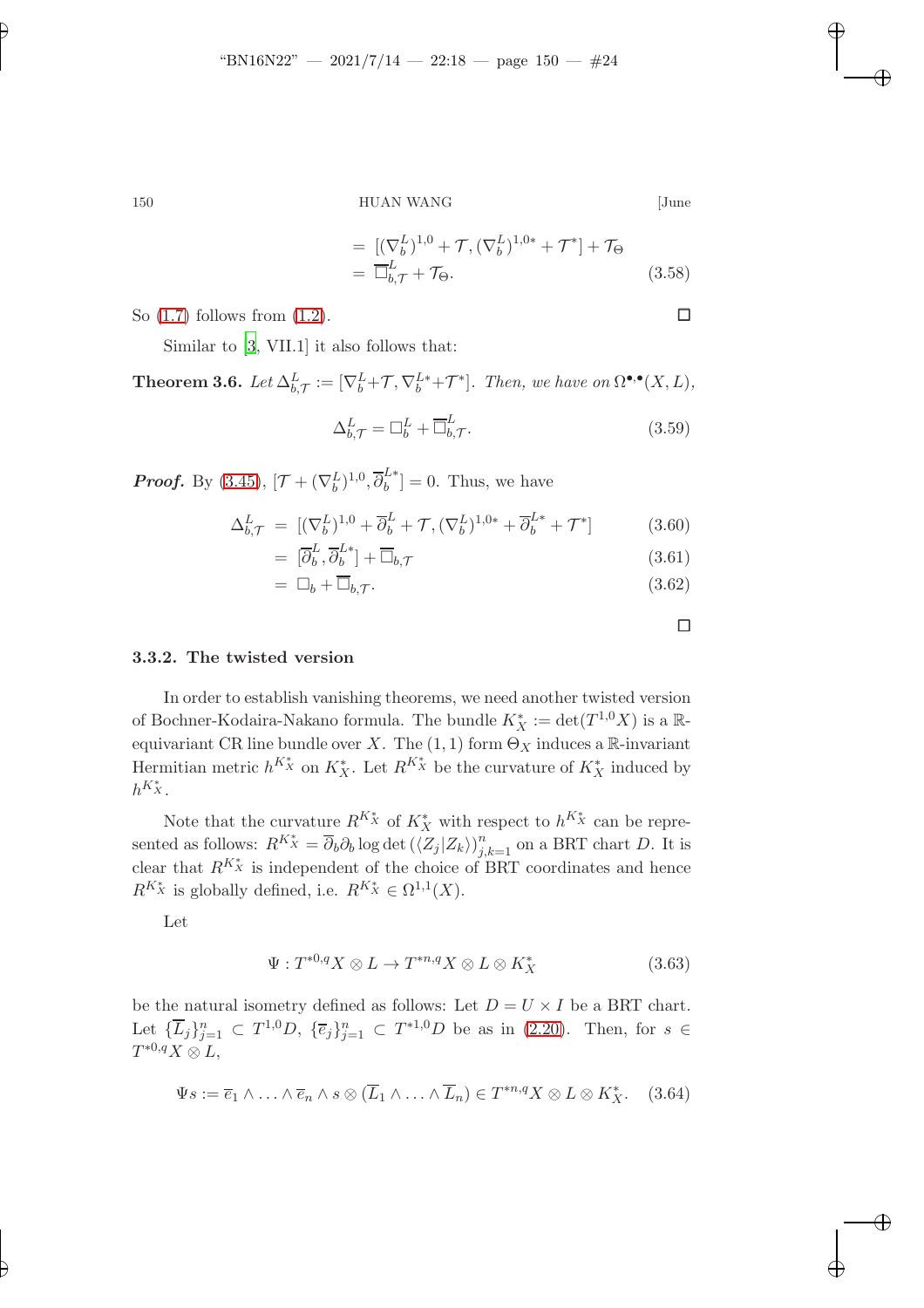$$
\begin{aligned}
&= [(\nabla_b^L)^{1,0} + \mathcal{T}, (\nabla_b^L)^{1,0*} + \mathcal{T}^*] + \mathcal{T}_\Theta \\
&= \overline{\Box}^L_{b,\mathcal{T}} + \mathcal{T}_\Theta. \qquad (3.58)
\end{aligned}
$$

So (1.7) follows from (1.2). ◻

Similar to [3, VII.1] it also follows that:

**Theorem 3.6.** *Let $\Delta^L_{b,\mathcal{T}} := [\nabla^L_b + \mathcal{T}, \nabla^{L*}_b + \mathcal{T}^*]$. Then, we have on $\Omega^{\bullet,\bullet}(X,L)$,*

$$
\Delta^L_{b,\mathcal{T}} = \Box^L_b + \overline{\Box}^L_{b,\mathcal{T}}. \qquad (3.59)
$$

***Proof.*** By (3.45), $[\mathcal{T} + (\nabla_b^L)^{1,0}, \overline{\partial}_b^{L*}] = 0$. Thus, we have

$$
\begin{aligned}
\Delta^L_{b,\mathcal{T}} &= [(\nabla_b^L)^{1,0} + \overline{\partial}_b^L + \mathcal{T}, (\nabla_b^L)^{1,0*} + \overline{\partial}_b^{L*} + \mathcal{T}^*] \qquad (3.60)\\
&= [\overline{\partial}_b^L, \overline{\partial}_b^{L*}] + \overline{\Box}_{b,\mathcal{T}} \qquad (3.61)\\
&= \Box_b + \overline{\Box}_{b,\mathcal{T}}. \qquad (3.62)
\end{aligned}
$$

◻

### 3.3.2. The twisted version

In order to establish vanishing theorems, we need another twisted version of Bochner-Kodaira-Nakano formula. The bundle $K_X^* := \det(T^{1,0}X)$ is a $\mathbb{R}$-equivariant CR line bundle over $X$. The $(1,1)$ form $\Theta_X$ induces a $\mathbb{R}$-invariant Hermitian metric $h^{K_X^*}$ on $K_X^*$. Let $R^{K_X^*}$ be the curvature of $K_X^*$ induced by $h^{K_X^*}$.

Note that the curvature $R^{K_X^*}$ of $K_X^*$ with respect to $h^{K_X^*}$ can be represented as follows: $R^{K_X^*} = \overline{\partial}_b \partial_b \log \det\left(\langle Z_j | Z_k \rangle\right)_{j,k=1}^n$ on a BRT chart $D$. It is clear that $R^{K_X^*}$ is independent of the choice of BRT coordinates and hence $R^{K_X^*}$ is globally defined, i.e. $R^{K_X^*} \in \Omega^{1,1}(X)$.

Let

$$
\Psi : T^{*0,q}X \otimes L \to T^{*n,q}X \otimes L \otimes K_X^* \qquad (3.63)
$$

be the natural isometry defined as follows: Let $D = U \times I$ be a BRT chart. Let $\{\overline{L}_j\}_{j=1}^n \subset T^{1,0}D$, $\{\overline{e}_j\}_{j=1}^n \subset T^{*1,0}D$ be as in (2.20). Then, for $s \in T^{*0,q}X \otimes L$,

$$
\Psi s := \overline{e}_1 \wedge \ldots \wedge \overline{e}_n \wedge s \otimes (\overline{L}_1 \wedge \ldots \wedge \overline{L}_n) \in T^{*n,q}X \otimes L \otimes K_X^*. \qquad (3.64)
$$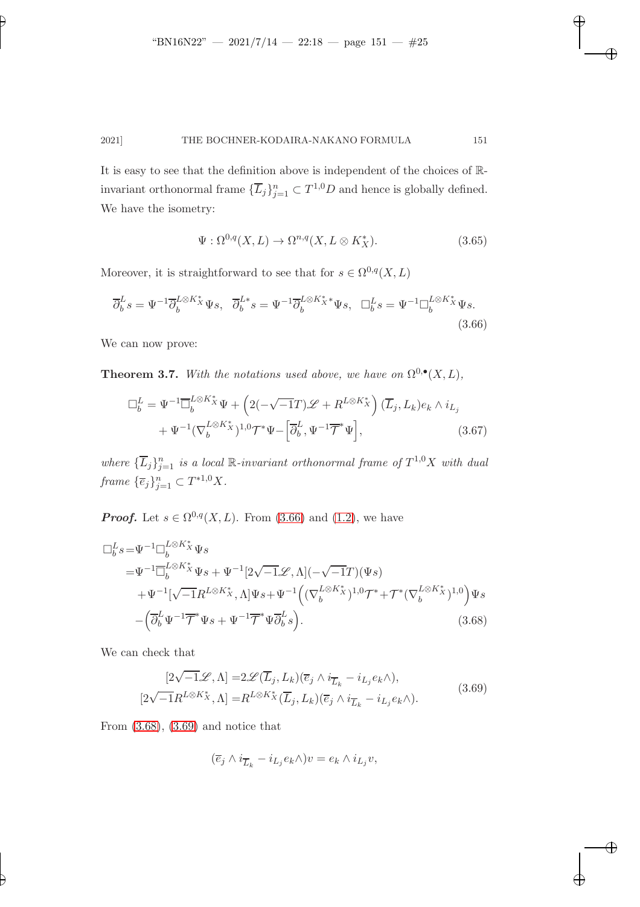It is easy to see that the definition above is independent of the choices of $\mathbb{R}$-invariant orthonormal frame $\{\overline{L}_j\}_{j=1}^n \subset T^{1,0}D$ and hence is globally defined. We have the isometry:

$$\Psi : \Omega^{0,q}(X, L) \to \Omega^{n,q}(X, L \otimes K_X^*). \tag{3.65}$$

Moreover, it is straightforward to see that for $s \in \Omega^{0,q}(X, L)$

$$\overline{\partial}_b^L s = \Psi^{-1} \overline{\partial}_b^{L \otimes K_X^*} \Psi s, \quad \overline{\partial}_b^{L*} s = \Psi^{-1} \overline{\partial}_b^{L \otimes K_X^* *} \Psi s, \quad \Box_b^L s = \Psi^{-1} \Box_b^{L \otimes K_X^*} \Psi s. \tag{3.66}$$

We can now prove:

**Theorem 3.7.** *With the notations used above, we have on $\Omega^{0,\bullet}(X, L)$,*

$$\begin{aligned}
\Box_b^L = {} & \Psi^{-1} \overline{\Box}_b^{L \otimes K_X^*} \Psi + \Big( 2(-\sqrt{-1}T)\mathscr{L} + R^{L \otimes K_X^*} \Big) (\overline{L}_j, L_k) e_k \wedge i_{L_j} \\
& + \Psi^{-1} (\nabla_b^{L \otimes K_X^*})^{1,0} \mathcal{T}^* \Psi - \Big[ \overline{\partial}_b^L, \Psi^{-1} \overline{\mathcal{T}}^* \Psi \Big],
\end{aligned} \tag{3.67}$$

*where $\{\overline{L}_j\}_{j=1}^n$ is a local $\mathbb{R}$-invariant orthonormal frame of $T^{1,0}X$ with dual frame $\{\overline{e}_j\}_{j=1}^n \subset T^{*1,0}X$.*

***Proof.*** Let $s \in \Omega^{0,q}(X, L)$. From (3.66) and (1.2), we have

$$\begin{aligned}
\Box_b^L s = {} & \Psi^{-1} \Box_b^{L \otimes K_X^*} \Psi s \\
= {} & \Psi^{-1} \overline{\Box}_b^{L \otimes K_X^*} \Psi s + \Psi^{-1} [2\sqrt{-1}\mathscr{L}, \Lambda](-\sqrt{-1}T)(\Psi s) \\
& + \Psi^{-1} [\sqrt{-1} R^{L \otimes K_X^*}, \Lambda] \Psi s + \Psi^{-1} \Big( (\nabla_b^{L \otimes K_X^*})^{1,0} \mathcal{T}^* + \mathcal{T}^* (\nabla_b^{L \otimes K_X^*})^{1,0} \Big) \Psi s \\
& - \Big( \overline{\partial}_b^L \Psi^{-1} \overline{\mathcal{T}}^* \Psi s + \Psi^{-1} \overline{\mathcal{T}}^* \Psi \overline{\partial}_b^L s \Big).
\end{aligned} \tag{3.68}$$

We can check that

$$\begin{aligned}
[2\sqrt{-1}\mathscr{L}, \Lambda] &= 2\mathscr{L}(\overline{L}_j, L_k)(\overline{e}_j \wedge i_{\overline{L}_k} - i_{L_j} e_k \wedge), \\
[2\sqrt{-1} R^{L \otimes K_X^*}, \Lambda] &= R^{L \otimes K_X^*}(\overline{L}_j, L_k)(\overline{e}_j \wedge i_{\overline{L}_k} - i_{L_j} e_k \wedge).
\end{aligned} \tag{3.69}$$

From (3.68), (3.69) and notice that

$$(\overline{e}_j \wedge i_{\overline{L}_k} - i_{L_j} e_k \wedge) v = e_k \wedge i_{L_j} v,$$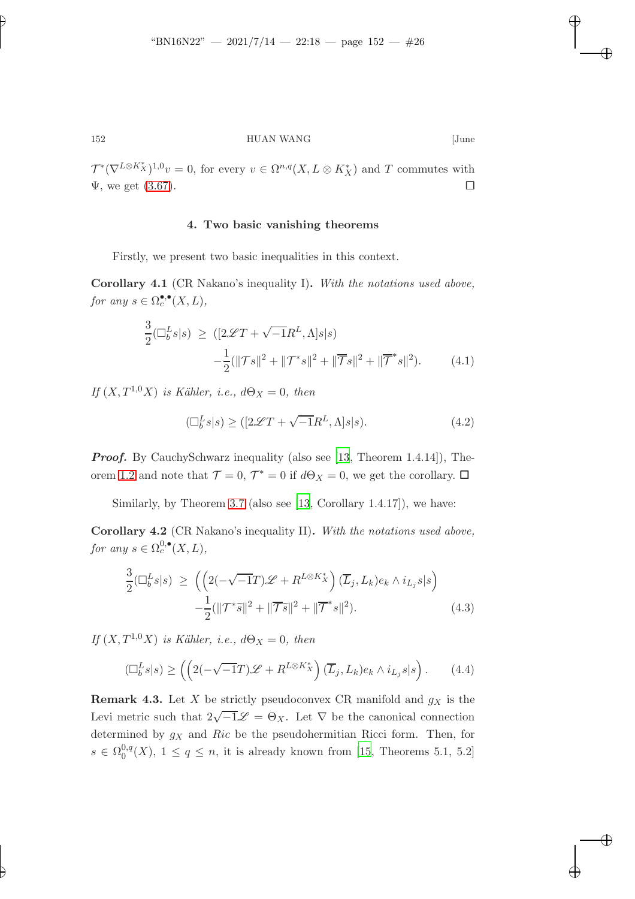$\mathcal{T}^*(\nabla^{L\otimes K_X^*})^{1,0}v = 0$, for every $v \in \Omega^{n,q}(X, L\otimes K_X^*)$ and $T$ commutes with $\Psi$, we get (3.67). $\square$

## 4. Two basic vanishing theorems

Firstly, we present two basic inequalities in this context.

**Corollary 4.1** (CR Nakano's inequality I)**.** *With the notations used above, for any $s \in \Omega_c^{\bullet,\bullet}(X, L)$,*

$$\frac{3}{2}(\Box_b^L s|s) \ \geq \ ([2\mathscr{L}T + \sqrt{-1}R^L, \Lambda]s|s) - \frac{1}{2}(\|\mathcal{T}s\|^2 + \|\mathcal{T}^*s\|^2 + \|\overline{\mathcal{T}}s\|^2 + \|\overline{\mathcal{T}}^*s\|^2). \tag{4.1}$$

*If $(X, T^{1,0}X)$ is Kähler, i.e., $d\Theta_X = 0$, then*

$$(\Box_b^L s|s) \geq ([2\mathscr{L}T + \sqrt{-1}R^L, \Lambda]s|s). \tag{4.2}$$

***Proof.*** By CauchySchwarz inequality (also see [13, Theorem 1.4.14]), Theorem 1.2 and note that $\mathcal{T} = 0$, $\mathcal{T}^* = 0$ if $d\Theta_X = 0$, we get the corollary. $\square$

Similarly, by Theorem 3.7 (also see [13, Corollary 1.4.17]), we have:

**Corollary 4.2** (CR Nakano's inequality II)**.** *With the notations used above, for any $s \in \Omega_c^{0,\bullet}(X, L)$,*

$$\frac{3}{2}(\Box_b^L s|s) \ \geq \ \left(\left(2(-\sqrt{-1}T)\mathscr{L} + R^{L\otimes K_X^*}\right)(\overline{L}_j, L_k)e_k \wedge i_{L_j}s|s\right) - \frac{1}{2}(\|\mathcal{T}^*\widetilde{s}\|^2 + \|\overline{\mathcal{T}}\widetilde{s}\|^2 + \|\overline{\mathcal{T}}^*s\|^2). \tag{4.3}$$

*If $(X, T^{1,0}X)$ is Kähler, i.e., $d\Theta_X = 0$, then*

$$(\Box_b^L s|s) \geq \left(\left(2(-\sqrt{-1}T)\mathscr{L} + R^{L\otimes K_X^*}\right)(\overline{L}_j, L_k)e_k \wedge i_{L_j}s|s\right). \tag{4.4}$$

**Remark 4.3.** Let $X$ be strictly pseudoconvex CR manifold and $g_X$ is the Levi metric such that $2\sqrt{-1}\mathscr{L} = \Theta_X$. Let $\nabla$ be the canonical connection determined by $g_X$ and $Ric$ be the pseudohermitian Ricci form. Then, for $s \in \Omega_0^{0,q}(X)$, $1 \leq q \leq n$, it is already known from [15, Theorems 5.1, 5.2]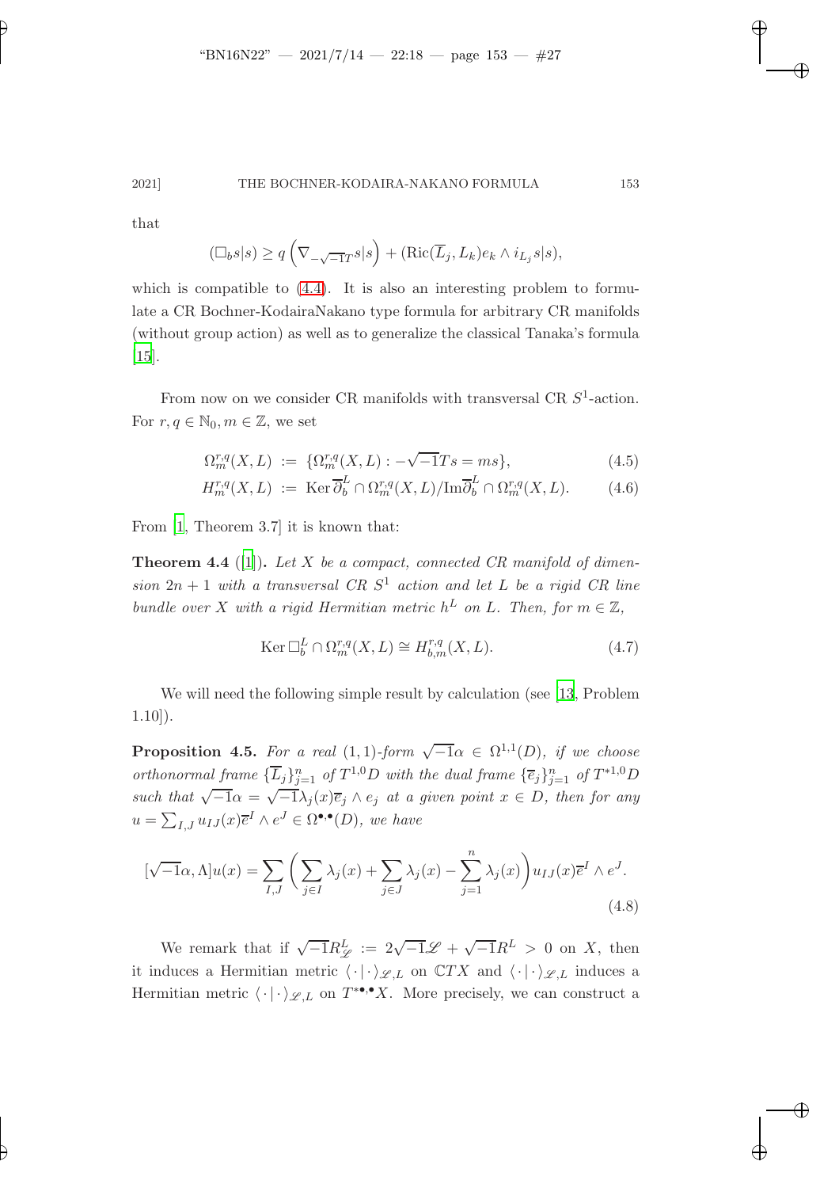that

$$(\Box_b s|s) \geq q\left(\nabla_{-\sqrt{-1}T} s|s\right) + (\mathrm{Ric}(\overline{L}_j, L_k)e_k \wedge i_{L_j} s|s),$$

which is compatible to (4.4). It is also an interesting problem to formulate a CR Bochner-KodairaNakano type formula for arbitrary CR manifolds (without group action) as well as to generalize the classical Tanaka's formula [15].

From now on we consider CR manifolds with transversal CR $S^1$-action. For $r, q \in \mathbb{N}_0, m \in \mathbb{Z}$, we set

$$\Omega_m^{r,q}(X, L) := \{\Omega_m^{r,q}(X, L) : -\sqrt{-1}Ts = ms\}, \tag{4.5}$$

$$H_m^{r,q}(X, L) := \mathrm{Ker}\,\overline{\partial}_b^L \cap \Omega_m^{r,q}(X, L)/\mathrm{Im}\overline{\partial}_b^L \cap \Omega_m^{r,q}(X, L). \tag{4.6}$$

From [1, Theorem 3.7] it is known that:

**Theorem 4.4** ([1]). *Let $X$ be a compact, connected CR manifold of dimension $2n+1$ with a transversal CR $S^1$ action and let $L$ be a rigid CR line bundle over $X$ with a rigid Hermitian metric $h^L$ on $L$. Then, for $m \in \mathbb{Z}$,*

$$\mathrm{Ker}\,\Box_b^L \cap \Omega_m^{r,q}(X, L) \cong H_{b,m}^{r,q}(X, L). \tag{4.7}$$

We will need the following simple result by calculation (see [13, Problem 1.10]).

**Proposition 4.5.** *For a real $(1,1)$-form $\sqrt{-1}\alpha \in \Omega^{1,1}(D)$, if we choose orthonormal frame $\{\overline{L}_j\}_{j=1}^n$ of $T^{1,0}D$ with the dual frame $\{\overline{e}_j\}_{j=1}^n$ of $T^{*1,0}D$ such that $\sqrt{-1}\alpha = \sqrt{-1}\lambda_j(x)\overline{e}_j \wedge e_j$ at a given point $x \in D$, then for any $u = \sum_{I,J} u_{IJ}(x)\overline{e}^I \wedge e^J \in \Omega^{\bullet,\bullet}(D)$, we have*

$$[\sqrt{-1}\alpha, \Lambda]u(x) = \sum_{I,J}\left(\sum_{j\in I}\lambda_j(x) + \sum_{j\in J}\lambda_j(x) - \sum_{j=1}^n \lambda_j(x)\right)u_{IJ}(x)\overline{e}^I \wedge e^J. \tag{4.8}$$

We remark that if $\sqrt{-1}R_{\mathscr{L}}^L := 2\sqrt{-1}\mathscr{L} + \sqrt{-1}R^L > 0$ on $X$, then it induces a Hermitian metric $\langle\cdot|\cdot\rangle_{\mathscr{L},L}$ on $\mathbb{C}TX$ and $\langle\cdot|\cdot\rangle_{\mathscr{L},L}$ induces a Hermitian metric $\langle\cdot|\cdot\rangle_{\mathscr{L},L}$ on $T^{*\bullet,\bullet}X$. More precisely, we can construct a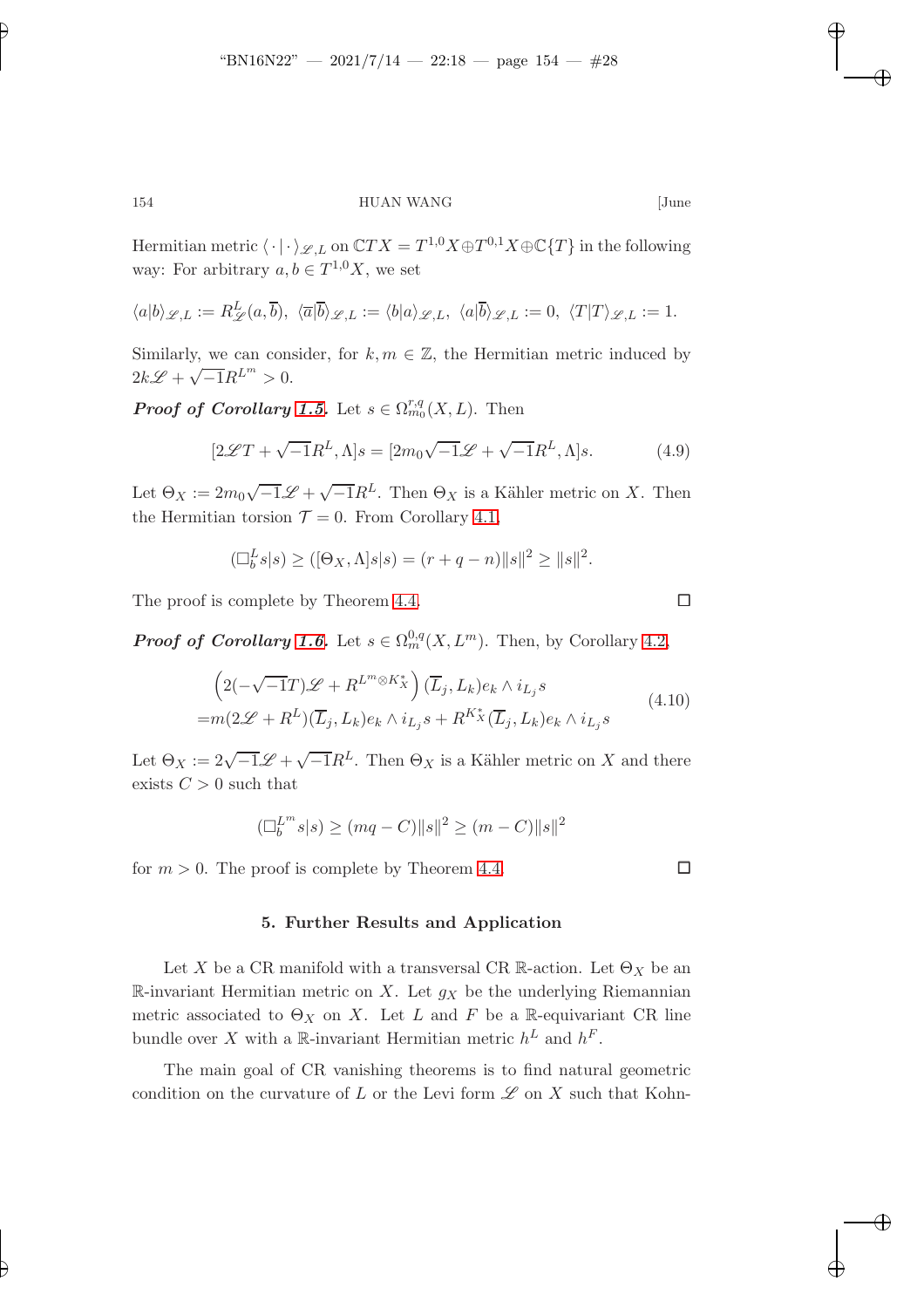Hermitian metric $\langle \cdot | \cdot \rangle_{\mathscr{L},L}$ on $\mathbb{C}TX = T^{1,0}X \oplus T^{0,1}X \oplus \mathbb{C}\{T\}$ in the following way: For arbitrary $a, b \in T^{1,0}X$, we set

$$\langle a|b\rangle_{\mathscr{L},L} := R^L_{\mathscr{L}}(a,\overline{b}),\ \langle \overline{a}|\overline{b}\rangle_{\mathscr{L},L} := \langle b|a\rangle_{\mathscr{L},L},\ \langle a|\overline{b}\rangle_{\mathscr{L},L} := 0,\ \langle T|T\rangle_{\mathscr{L},L} := 1.$$

Similarly, we can consider, for $k, m \in \mathbb{Z}$, the Hermitian metric induced by $2k\mathscr{L} + \sqrt{-1}R^{L^m} > 0$.

***Proof of Corollary 1.5.*** Let $s \in \Omega^{r,q}_{m_0}(X, L)$. Then

$$[2\mathscr{L}T + \sqrt{-1}R^L, \Lambda]s = [2m_0\sqrt{-1}\mathscr{L} + \sqrt{-1}R^L, \Lambda]s. \tag{4.9}$$

Let $\Theta_X := 2m_0\sqrt{-1}\mathscr{L} + \sqrt{-1}R^L$. Then $\Theta_X$ is a Kähler metric on $X$. Then the Hermitian torsion $\mathcal{T} = 0$. From Corollary 4.1,

$$(\Box^L_b s|s) \geq ([\Theta_X, \Lambda]s|s) = (r + q - n)\|s\|^2 \geq \|s\|^2.$$

The proof is complete by Theorem 4.4. $\square$

***Proof of Corollary 1.6.*** Let $s \in \Omega^{0,q}_m(X, L^m)$. Then, by Corollary 4.2,

$$\begin{aligned}
&\left(2(-\sqrt{-1}T)\mathscr{L} + R^{L^m \otimes K^*_X}\right)(\overline{L}_j, L_k)e_k \wedge i_{L_j}s \\
=& m(2\mathscr{L} + R^L)(\overline{L}_j, L_k)e_k \wedge i_{L_j}s + R^{K^*_X}(\overline{L}_j, L_k)e_k \wedge i_{L_j}s
\end{aligned} \tag{4.10}$$

Let $\Theta_X := 2\sqrt{-1}\mathscr{L} + \sqrt{-1}R^L$. Then $\Theta_X$ is a Kähler metric on $X$ and there exists $C > 0$ such that

$$(\Box^{L^m}_b s|s) \geq (mq - C)\|s\|^2 \geq (m - C)\|s\|^2$$

for $m > 0$. The proof is complete by Theorem 4.4. $\square$

## 5. Further Results and Application

Let $X$ be a CR manifold with a transversal CR $\mathbb{R}$-action. Let $\Theta_X$ be an $\mathbb{R}$-invariant Hermitian metric on $X$. Let $g_X$ be the underlying Riemannian metric associated to $\Theta_X$ on $X$. Let $L$ and $F$ be a $\mathbb{R}$-equivariant CR line bundle over $X$ with a $\mathbb{R}$-invariant Hermitian metric $h^L$ and $h^F$.

The main goal of CR vanishing theorems is to find natural geometric condition on the curvature of $L$ or the Levi form $\mathscr{L}$ on $X$ such that Kohn-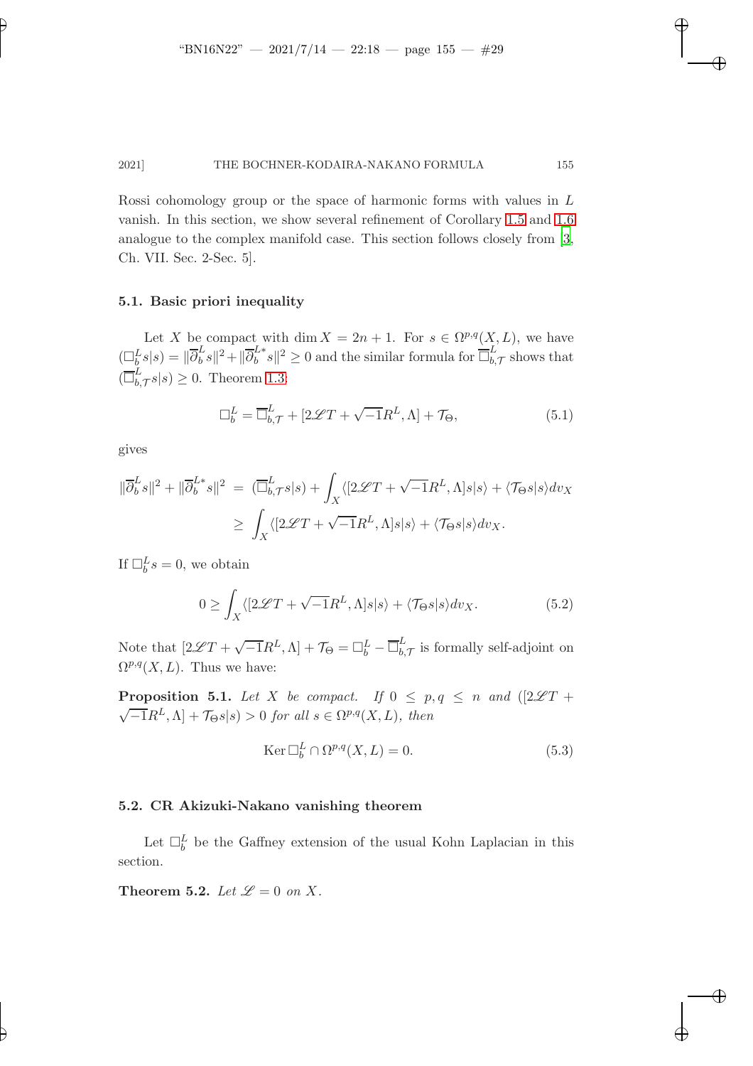Rossi cohomology group or the space of harmonic forms with values in $L$ vanish. In this section, we show several refinement of Corollary 1.5 and 1.6 analogue to the complex manifold case. This section follows closely from [3, Ch. VII. Sec. 2-Sec. 5].

### 5.1. Basic priori inequality

Let $X$ be compact with $\dim X = 2n+1$. For $s \in \Omega^{p,q}(X,L)$, we have $(\Box^L_b s|s) = \|\overline{\partial}^L_b s\|^2 + \|\overline{\partial}^{L*}_b s\|^2 \geq 0$ and the similar formula for $\overline{\Box}^L_{b,\mathcal{T}}$ shows that $(\overline{\Box}^L_{b,\mathcal{T}} s|s) \geq 0$. Theorem 1.3:

$$\Box^L_b = \overline{\Box}^L_{b,\mathcal{T}} + [2\mathscr{L}T + \sqrt{-1}R^L, \Lambda] + \mathcal{T}_\Theta, \tag{5.1}$$

gives

$$\begin{aligned}
\|\overline{\partial}^L_b s\|^2 + \|\overline{\partial}^{L*}_b s\|^2 &= (\overline{\Box}^L_{b,\mathcal{T}} s|s) + \int_X \langle [2\mathscr{L}T + \sqrt{-1}R^L, \Lambda]s|s\rangle + \langle \mathcal{T}_\Theta s|s\rangle dv_X \\
&\geq \int_X \langle [2\mathscr{L}T + \sqrt{-1}R^L, \Lambda]s|s\rangle + \langle \mathcal{T}_\Theta s|s\rangle dv_X.
\end{aligned}$$

If $\Box^L_b s = 0$, we obtain

$$0 \geq \int_X \langle [2\mathscr{L}T + \sqrt{-1}R^L, \Lambda]s|s\rangle + \langle \mathcal{T}_\Theta s|s\rangle dv_X. \tag{5.2}$$

Note that $[2\mathscr{L}T + \sqrt{-1}R^L, \Lambda] + \mathcal{T}_\Theta = \Box^L_b - \overline{\Box}^L_{b,\mathcal{T}}$ is formally self-adjoint on $\Omega^{p,q}(X,L)$. Thus we have:

**Proposition 5.1.** *Let $X$ be compact. If $0 \leq p,q \leq n$ and $([2\mathscr{L}T + \sqrt{-1}R^L, \Lambda] + \mathcal{T}_\Theta s|s) > 0$ for all $s \in \Omega^{p,q}(X,L)$, then*

$$\operatorname{Ker} \Box^L_b \cap \Omega^{p,q}(X,L) = 0. \tag{5.3}$$

### 5.2. CR Akizuki-Nakano vanishing theorem

Let $\Box^L_b$ be the Gaffney extension of the usual Kohn Laplacian in this section.

**Theorem 5.2.** *Let $\mathscr{L} = 0$ on $X$.*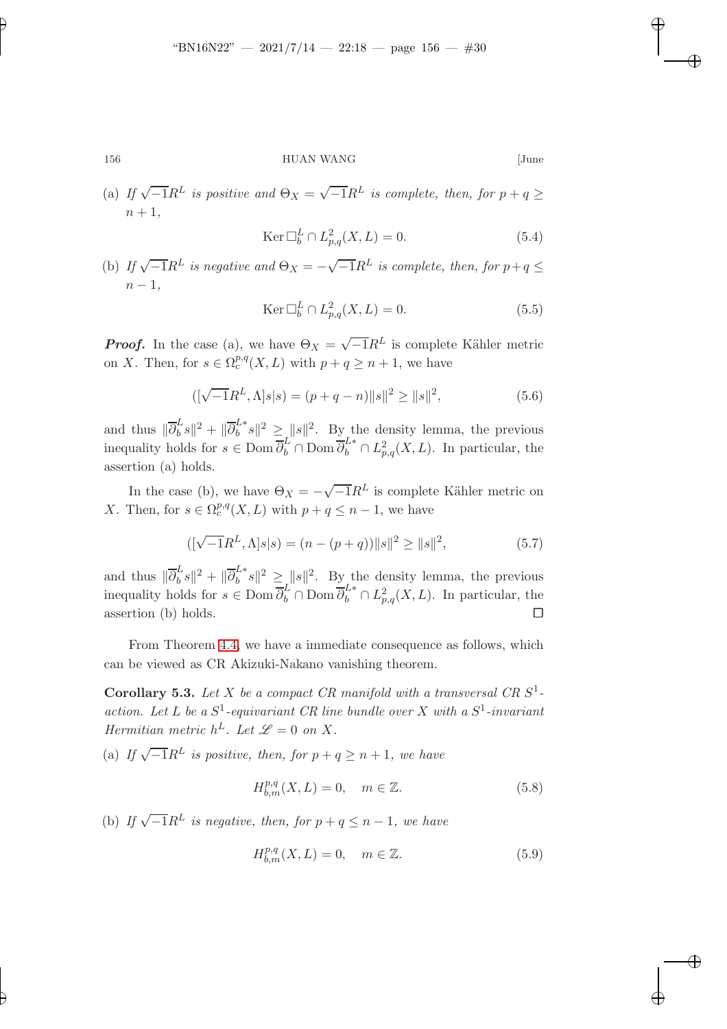(a) *If* $\sqrt{-1}R^L$ *is positive and* $\Theta_X = \sqrt{-1}R^L$ *is complete, then, for* $p+q \geq n+1$,

$$\operatorname{Ker} \square_b^L \cap L^2_{p,q}(X, L) = 0. \tag{5.4}$$

(b) *If* $\sqrt{-1}R^L$ *is negative and* $\Theta_X = -\sqrt{-1}R^L$ *is complete, then, for* $p+q \leq n-1$,

$$\operatorname{Ker} \square_b^L \cap L^2_{p,q}(X, L) = 0. \tag{5.5}$$

***Proof.*** In the case (a), we have $\Theta_X = \sqrt{-1}R^L$ is complete Kähler metric on $X$. Then, for $s \in \Omega_c^{p,q}(X, L)$ with $p+q \geq n+1$, we have

$$([\sqrt{-1}R^L, \Lambda]s|s) = (p+q-n)\|s\|^2 \geq \|s\|^2, \tag{5.6}$$

and thus $\|\overline{\partial}_b^L s\|^2 + \|\overline{\partial}_b^{L*} s\|^2 \geq \|s\|^2$. By the density lemma, the previous inequality holds for $s \in \operatorname{Dom} \overline{\partial}_b^L \cap \operatorname{Dom} \overline{\partial}_b^{L*} \cap L^2_{p,q}(X, L)$. In particular, the assertion (a) holds.

In the case (b), we have $\Theta_X = -\sqrt{-1}R^L$ is complete Kähler metric on $X$. Then, for $s \in \Omega_c^{p,q}(X, L)$ with $p+q \leq n-1$, we have

$$([\sqrt{-1}R^L, \Lambda]s|s) = (n-(p+q))\|s\|^2 \geq \|s\|^2, \tag{5.7}$$

and thus $\|\overline{\partial}_b^L s\|^2 + \|\overline{\partial}_b^{L*} s\|^2 \geq \|s\|^2$. By the density lemma, the previous inequality holds for $s \in \operatorname{Dom} \overline{\partial}_b^L \cap \operatorname{Dom} \overline{\partial}_b^{L*} \cap L^2_{p,q}(X, L)$. In particular, the assertion (b) holds. $\square$

From Theorem 4.4, we have a immediate consequence as follows, which can be viewed as CR Akizuki-Nakano vanishing theorem.

**Corollary 5.3.** *Let* $X$ *be a compact CR manifold with a transversal CR* $S^1$*-action. Let* $L$ *be a* $S^1$*-equivariant CR line bundle over* $X$ *with a* $S^1$*-invariant Hermitian metric* $h^L$*. Let* $\mathscr{L} = 0$ *on* $X$*.*

(a) *If* $\sqrt{-1}R^L$ *is positive, then, for* $p+q \geq n+1$*, we have*

$$H^{p,q}_{b,m}(X, L) = 0, \quad m \in \mathbb{Z}. \tag{5.8}$$

(b) *If* $\sqrt{-1}R^L$ *is negative, then, for* $p+q \leq n-1$*, we have*

$$H^{p,q}_{b,m}(X, L) = 0, \quad m \in \mathbb{Z}. \tag{5.9}$$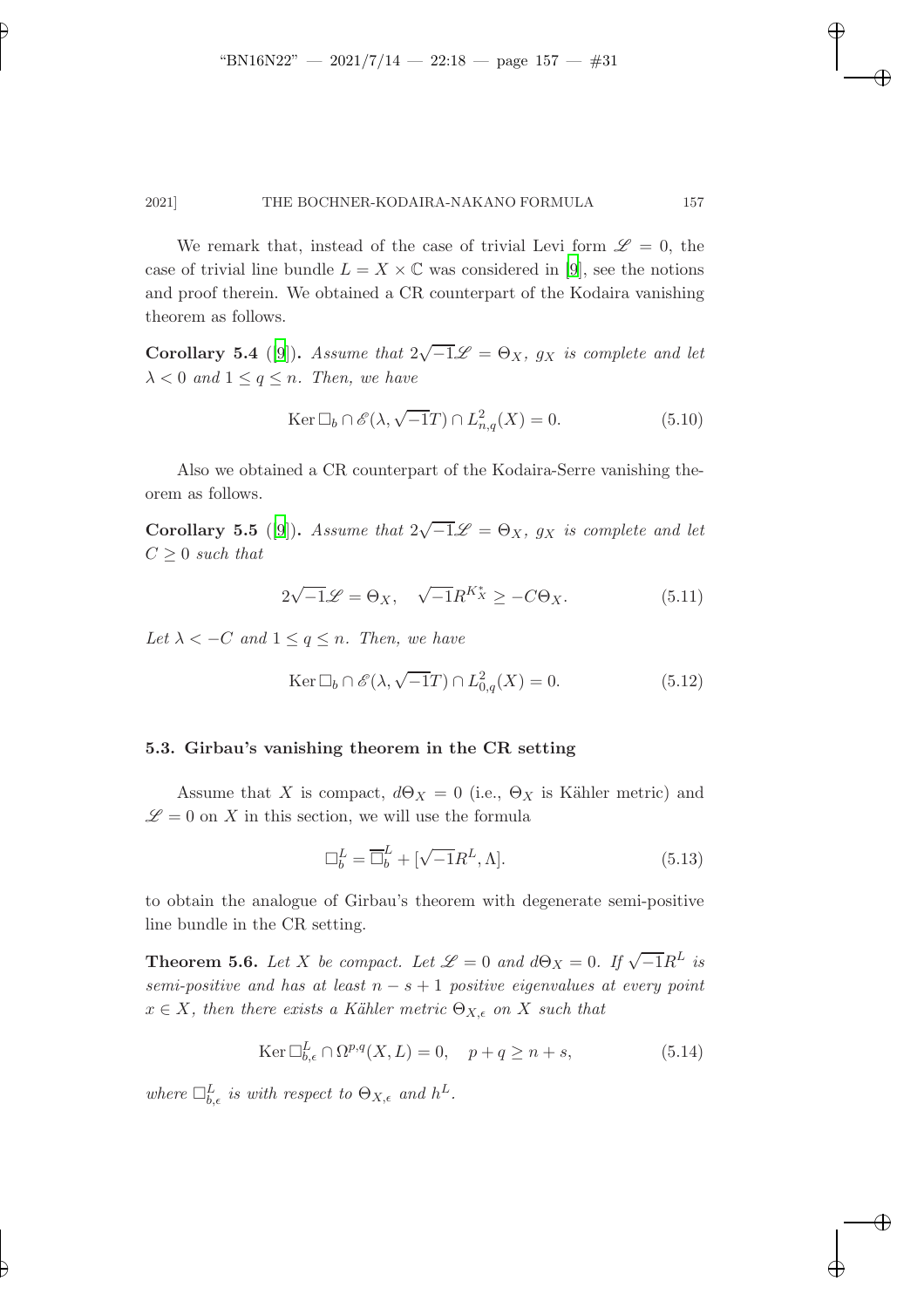We remark that, instead of the case of trivial Levi form $\mathscr{L} = 0$, the case of trivial line bundle $L = X \times \mathbb{C}$ was considered in [9], see the notions and proof therein. We obtained a CR counterpart of the Kodaira vanishing theorem as follows.

**Corollary 5.4** ([9])**.** *Assume that $2\sqrt{-1}\mathscr{L} = \Theta_X$, $g_X$ is complete and let $\lambda < 0$ and $1 \leq q \leq n$. Then, we have*

$$\operatorname{Ker} \square_b \cap \mathscr{E}(\lambda, \sqrt{-1}T) \cap L^2_{n,q}(X) = 0. \tag{5.10}$$

Also we obtained a CR counterpart of the Kodaira-Serre vanishing theorem as follows.

**Corollary 5.5** ([9])**.** *Assume that $2\sqrt{-1}\mathscr{L} = \Theta_X$, $g_X$ is complete and let $C \geq 0$ such that*

$$2\sqrt{-1}\mathscr{L} = \Theta_X, \quad \sqrt{-1}R^{K_X^*} \geq -C\Theta_X. \tag{5.11}$$

*Let $\lambda < -C$ and $1 \leq q \leq n$. Then, we have*

$$\operatorname{Ker} \square_b \cap \mathscr{E}(\lambda, \sqrt{-1}T) \cap L^2_{0,q}(X) = 0. \tag{5.12}$$

### 5.3. Girbau's vanishing theorem in the CR setting

Assume that $X$ is compact, $d\Theta_X = 0$ (i.e., $\Theta_X$ is Kähler metric) and $\mathscr{L} = 0$ on $X$ in this section, we will use the formula

$$\square^L_b = \overline{\square}^L_b + [\sqrt{-1}R^L, \Lambda]. \tag{5.13}$$

to obtain the analogue of Girbau's theorem with degenerate semi-positive line bundle in the CR setting.

**Theorem 5.6.** *Let $X$ be compact. Let $\mathscr{L} = 0$ and $d\Theta_X = 0$. If $\sqrt{-1}R^L$ is semi-positive and has at least $n - s + 1$ positive eigenvalues at every point $x \in X$, then there exists a Kähler metric $\Theta_{X,\epsilon}$ on $X$ such that*

$$\operatorname{Ker} \square^L_{b,\epsilon} \cap \Omega^{p,q}(X, L) = 0, \quad p + q \geq n + s, \tag{5.14}$$

*where $\square^L_{b,\epsilon}$ is with respect to $\Theta_{X,\epsilon}$ and $h^L$.*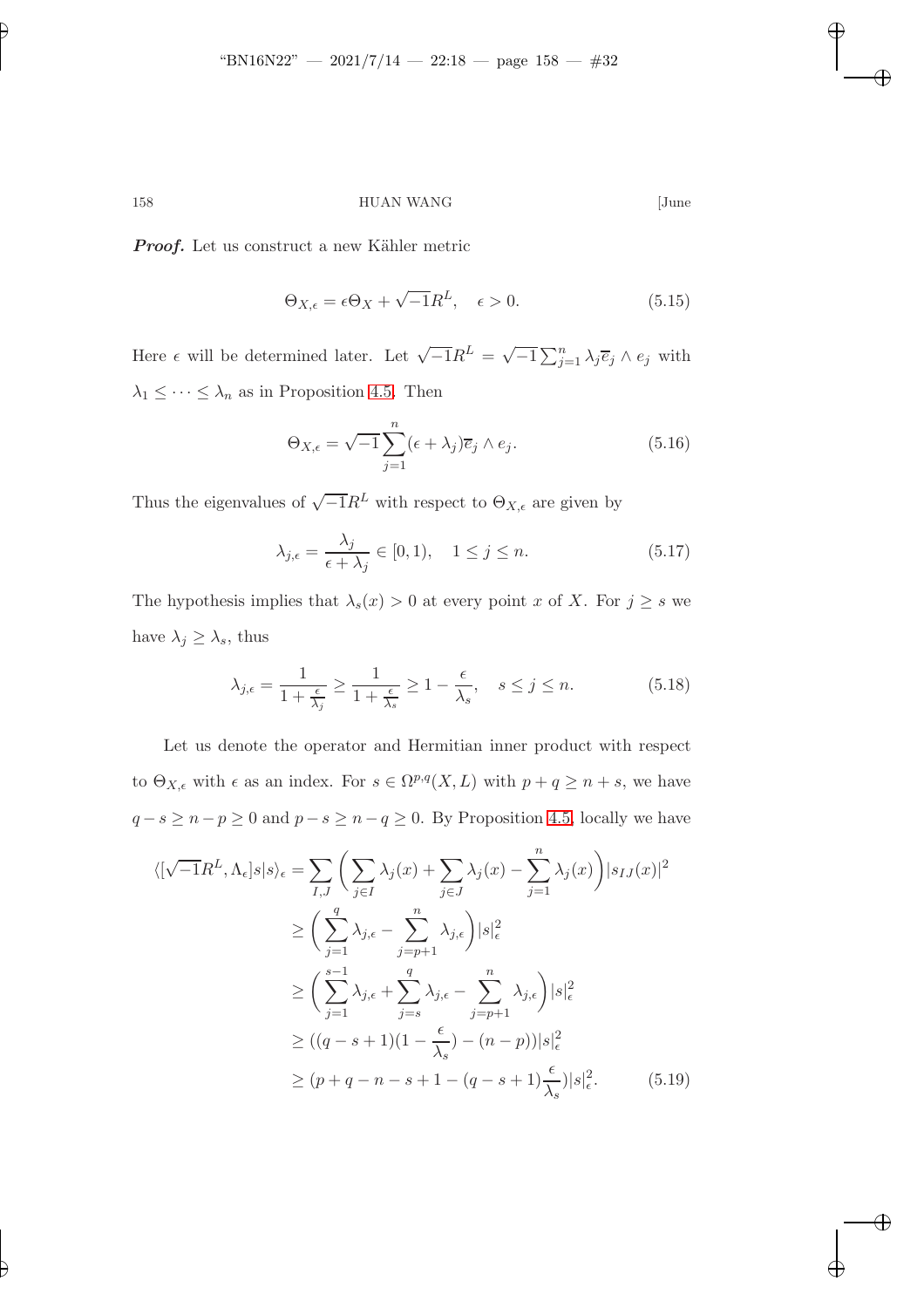***Proof.*** Let us construct a new Kähler metric

$$\Theta_{X,\epsilon} = \epsilon\Theta_X + \sqrt{-1}R^L, \quad \epsilon > 0. \tag{5.15}$$

Here $\epsilon$ will be determined later. Let $\sqrt{-1}R^L = \sqrt{-1}\sum_{j=1}^n \lambda_j \overline{e}_j \wedge e_j$ with $\lambda_1 \leq \cdots \leq \lambda_n$ as in Proposition 4.5. Then

$$\Theta_{X,\epsilon} = \sqrt{-1}\sum_{j=1}^n (\epsilon + \lambda_j)\overline{e}_j \wedge e_j. \tag{5.16}$$

Thus the eigenvalues of $\sqrt{-1}R^L$ with respect to $\Theta_{X,\epsilon}$ are given by

$$\lambda_{j,\epsilon} = \frac{\lambda_j}{\epsilon + \lambda_j} \in [0,1), \quad 1 \leq j \leq n. \tag{5.17}$$

The hypothesis implies that $\lambda_s(x) > 0$ at every point $x$ of $X$. For $j \geq s$ we have $\lambda_j \geq \lambda_s$, thus

$$\lambda_{j,\epsilon} = \frac{1}{1 + \frac{\epsilon}{\lambda_j}} \geq \frac{1}{1 + \frac{\epsilon}{\lambda_s}} \geq 1 - \frac{\epsilon}{\lambda_s}, \quad s \leq j \leq n. \tag{5.18}$$

Let us denote the operator and Hermitian inner product with respect to $\Theta_{X,\epsilon}$ with $\epsilon$ as an index. For $s \in \Omega^{p,q}(X,L)$ with $p+q \geq n+s$, we have $q - s \geq n - p \geq 0$ and $p - s \geq n - q \geq 0$. By Proposition 4.5, locally we have

$$\begin{aligned}
\langle [\sqrt{-1}R^L, \Lambda_\epsilon] s | s \rangle_\epsilon &= \sum_{I,J} \left( \sum_{j \in I} \lambda_j(x) + \sum_{j \in J} \lambda_j(x) - \sum_{j=1}^n \lambda_j(x) \right) |s_{IJ}(x)|^2 \\
&\geq \left( \sum_{j=1}^q \lambda_{j,\epsilon} - \sum_{j=p+1}^n \lambda_{j,\epsilon} \right) |s|_\epsilon^2 \\
&\geq \left( \sum_{j=1}^{s-1} \lambda_{j,\epsilon} + \sum_{j=s}^q \lambda_{j,\epsilon} - \sum_{j=p+1}^n \lambda_{j,\epsilon} \right) |s|_\epsilon^2 \\
&\geq ((q-s+1)(1 - \frac{\epsilon}{\lambda_s}) - (n-p)) |s|_\epsilon^2 \\
&\geq (p+q-n-s+1 - (q-s+1)\frac{\epsilon}{\lambda_s}) |s|_\epsilon^2.
\end{aligned} \tag{5.19}$$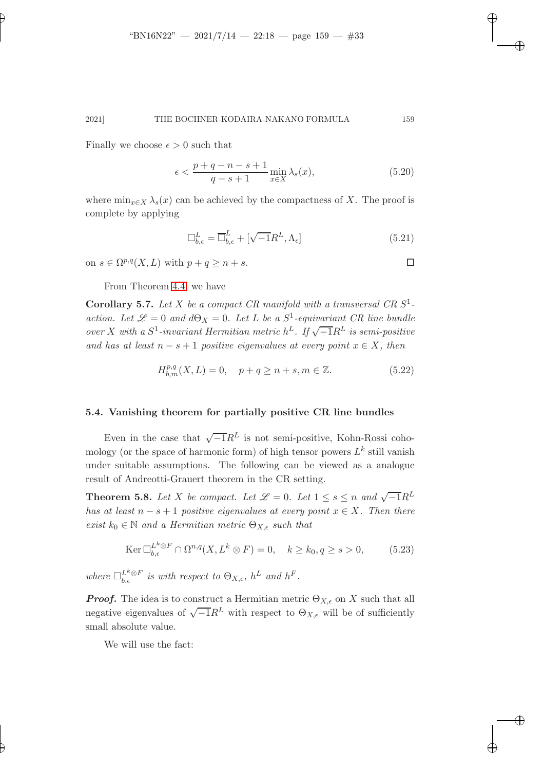Finally we choose $\epsilon > 0$ such that

$$\epsilon < \frac{p+q-n-s+1}{q-s+1} \min_{x \in X} \lambda_s(x), \tag{5.20}$$

where $\min_{x\in X} \lambda_s(x)$ can be achieved by the compactness of $X$. The proof is complete by applying

$$\Box^L_{b,\epsilon} = \overline{\Box}^L_{b,\epsilon} + [\sqrt{-1}R^L, \Lambda_\epsilon] \tag{5.21}$$

on $s \in \Omega^{p,q}(X, L)$ with $p + q \geq n + s$. $\square$

From Theorem 4.4, we have

**Corollary 5.7.** *Let $X$ be a compact CR manifold with a transversal CR $S^1$-action. Let $\mathscr{L} = 0$ and $d\Theta_X = 0$. Let $L$ be a $S^1$-equivariant CR line bundle over $X$ with a $S^1$-invariant Hermitian metric $h^L$. If $\sqrt{-1}R^L$ is semi-positive and has at least $n - s + 1$ positive eigenvalues at every point $x \in X$, then*

$$H^{p,q}_{b,m}(X, L) = 0, \quad p + q \geq n + s, m \in \mathbb{Z}. \tag{5.22}$$

### 5.4. Vanishing theorem for partially positive CR line bundles

Even in the case that $\sqrt{-1}R^L$ is not semi-positive, Kohn-Rossi cohomology (or the space of harmonic form) of high tensor powers $L^k$ still vanish under suitable assumptions. The following can be viewed as a analogue result of Andreotti-Grauert theorem in the CR setting.

**Theorem 5.8.** *Let $X$ be compact. Let $\mathscr{L} = 0$. Let $1 \leq s \leq n$ and $\sqrt{-1}R^L$ has at least $n - s + 1$ positive eigenvalues at every point $x \in X$. Then there exist $k_0 \in \mathbb{N}$ and a Hermitian metric $\Theta_{X,\epsilon}$ such that*

$$\operatorname{Ker} \Box^{L^k \otimes F}_{b,\epsilon} \cap \Omega^{n,q}(X, L^k \otimes F) = 0, \quad k \geq k_0, q \geq s > 0, \tag{5.23}$$

*where $\Box^{L^k\otimes F}_{b,\epsilon}$ is with respect to $\Theta_{X,\epsilon}$, $h^L$ and $h^F$.*

***Proof.*** The idea is to construct a Hermitian metric $\Theta_{X,\epsilon}$ on $X$ such that all negative eigenvalues of $\sqrt{-1}R^L$ with respect to $\Theta_{X,\epsilon}$ will be of sufficiently small absolute value.

We will use the fact: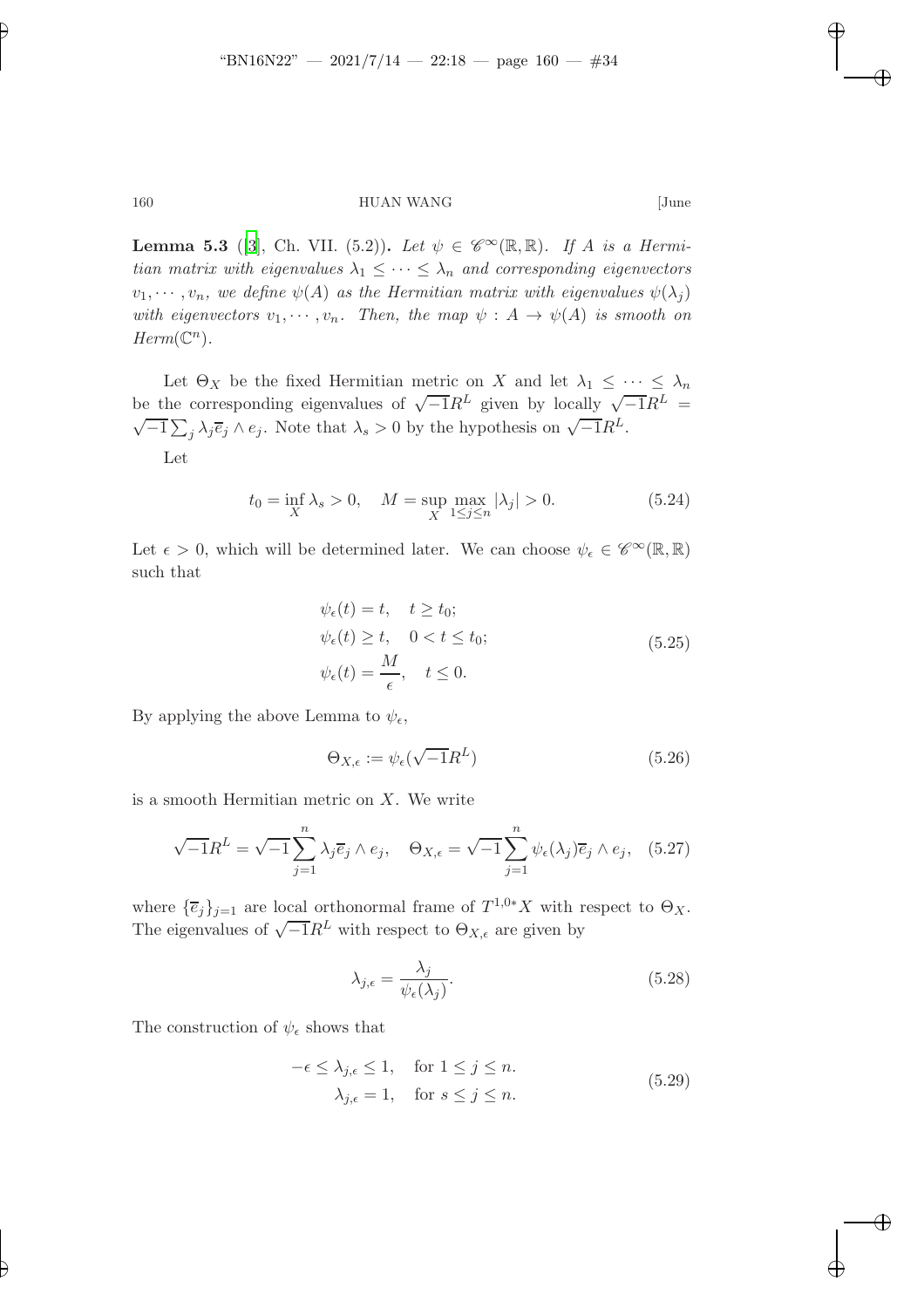**Lemma 5.3** ([3], Ch. VII. (5.2))**.** *Let $\psi \in \mathscr{C}^\infty(\mathbb{R}, \mathbb{R})$. If $A$ is a Hermitian matrix with eigenvalues $\lambda_1 \leq \cdots \leq \lambda_n$ and corresponding eigenvectors $v_1, \cdots, v_n$, we define $\psi(A)$ as the Hermitian matrix with eigenvalues $\psi(\lambda_j)$ with eigenvectors $v_1, \cdots, v_n$. Then, the map $\psi : A \to \psi(A)$ is smooth on $Herm(\mathbb{C}^n)$.*

Let $\Theta_X$ be the fixed Hermitian metric on $X$ and let $\lambda_1 \leq \cdots \leq \lambda_n$ be the corresponding eigenvalues of $\sqrt{-1}R^L$ given by locally $\sqrt{-1}R^L = \sqrt{-1}\sum_j \lambda_j \overline{e}_j \wedge e_j$. Note that $\lambda_s > 0$ by the hypothesis on $\sqrt{-1}R^L$.

Let

$$t_0 = \inf_X \lambda_s > 0, \quad M = \sup_X \max_{1 \leq j \leq n} |\lambda_j| > 0. \tag{5.24}$$

Let $\epsilon > 0$, which will be determined later. We can choose $\psi_\epsilon \in \mathscr{C}^\infty(\mathbb{R}, \mathbb{R})$ such that

$$\begin{aligned} \psi_\epsilon(t) &= t, \quad t \geq t_0; \\ \psi_\epsilon(t) &\geq t, \quad 0 < t \leq t_0; \\ \psi_\epsilon(t) &= \frac{M}{\epsilon}, \quad t \leq 0. \end{aligned} \tag{5.25}$$

By applying the above Lemma to $\psi_\epsilon$,

$$\Theta_{X,\epsilon} := \psi_\epsilon(\sqrt{-1}R^L) \tag{5.26}$$

is a smooth Hermitian metric on $X$. We write

$$\sqrt{-1}R^L = \sqrt{-1}\sum_{j=1}^n \lambda_j \overline{e}_j \wedge e_j, \quad \Theta_{X,\epsilon} = \sqrt{-1}\sum_{j=1}^n \psi_\epsilon(\lambda_j)\overline{e}_j \wedge e_j, \tag{5.27}$$

where $\{\overline{e}_j\}_{j=1}$ are local orthonormal frame of $T^{1,0*}X$ with respect to $\Theta_X$. The eigenvalues of $\sqrt{-1}R^L$ with respect to $\Theta_{X,\epsilon}$ are given by

$$\lambda_{j,\epsilon} = \frac{\lambda_j}{\psi_\epsilon(\lambda_j)}. \tag{5.28}$$

The construction of $\psi_\epsilon$ shows that

$$\begin{aligned} -\epsilon \leq \lambda_{j,\epsilon} &\leq 1, \quad \text{for } 1 \leq j \leq n. \\ \lambda_{j,\epsilon} &= 1, \quad \text{for } s \leq j \leq n. \end{aligned} \tag{5.29}$$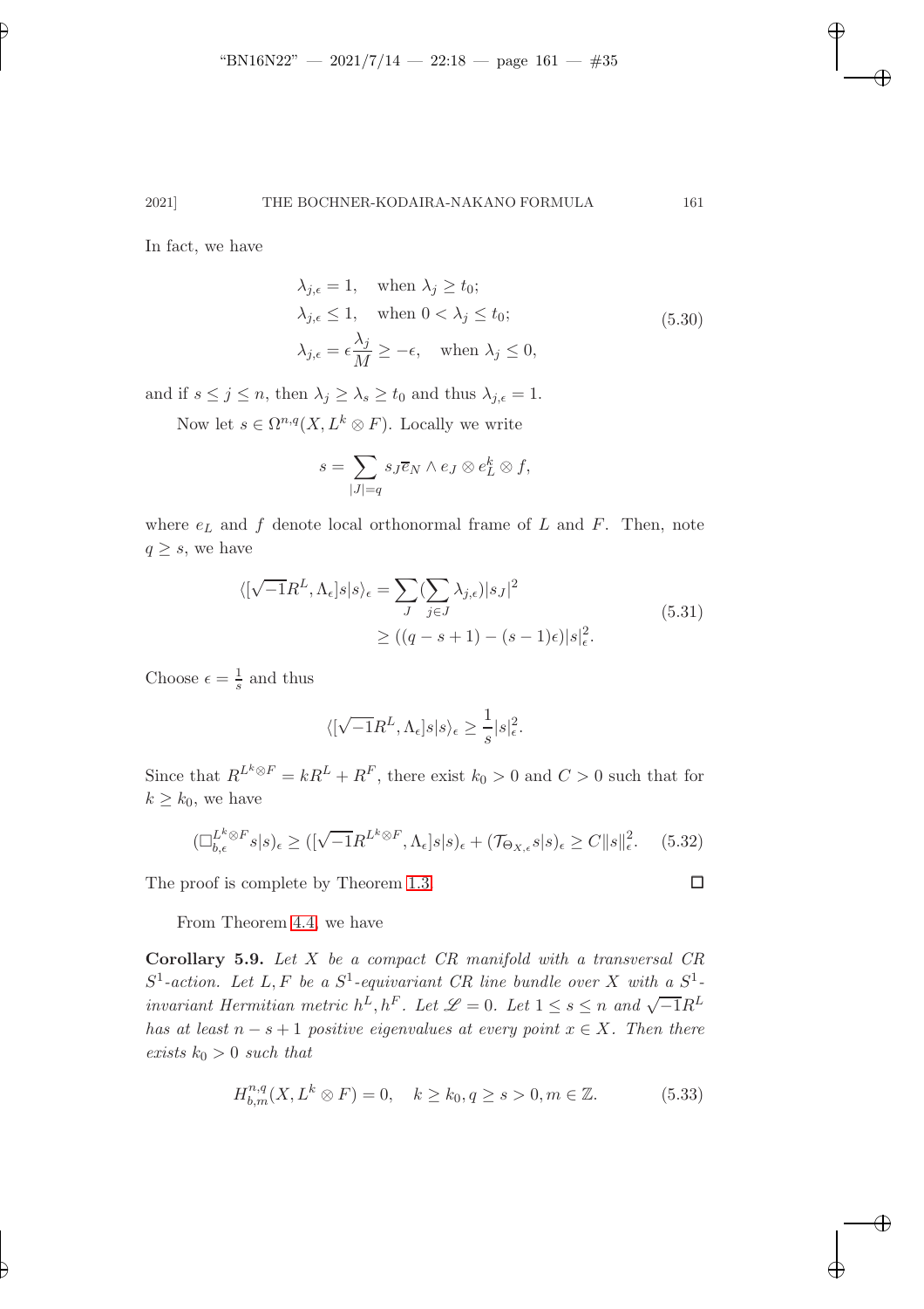In fact, we have

$$\begin{aligned}
&\lambda_{j,\epsilon} = 1, \quad \text{when } \lambda_j \geq t_0;\\
&\lambda_{j,\epsilon} \leq 1, \quad \text{when } 0 < \lambda_j \leq t_0;\\
&\lambda_{j,\epsilon} = \epsilon \frac{\lambda_j}{M} \geq -\epsilon, \quad \text{when } \lambda_j \leq 0,
\end{aligned} \tag{5.30}$$

and if $s \leq j \leq n$, then $\lambda_j \geq \lambda_s \geq t_0$ and thus $\lambda_{j,\epsilon} = 1$.

Now let $s \in \Omega^{n,q}(X, L^k \otimes F)$. Locally we write

$$s = \sum_{|J|=q} s_J \overline{e}_N \wedge e_J \otimes e_L^k \otimes f,$$

where $e_L$ and $f$ denote local orthonormal frame of $L$ and $F$. Then, note $q \geq s$, we have

$$\begin{aligned}
\langle [\sqrt{-1}R^L, \Lambda_\epsilon] s | s \rangle_\epsilon &= \sum_J (\sum_{j \in J} \lambda_{j,\epsilon}) |s_J|^2 \\
&\geq ((q - s + 1) - (s-1)\epsilon) |s|_\epsilon^2.
\end{aligned} \tag{5.31}$$

Choose $\epsilon = \frac{1}{s}$ and thus

$$\langle [\sqrt{-1}R^L, \Lambda_\epsilon] s | s \rangle_\epsilon \geq \frac{1}{s} |s|_\epsilon^2.$$

Since that $R^{L^k \otimes F} = kR^L + R^F$, there exist $k_0 > 0$ and $C > 0$ such that for $k \geq k_0$, we have

$$(\Box_{b,\epsilon}^{L^k \otimes F} s | s)_\epsilon \geq ([\sqrt{-1}R^{L^k \otimes F}, \Lambda_\epsilon] s | s)_\epsilon + (\mathcal{T}_{\Theta_{X,\epsilon}} s | s)_\epsilon \geq C \|s\|_\epsilon^2. \tag{5.32}$$

The proof is complete by Theorem 1.3. $\square$

From Theorem 4.4, we have

**Corollary 5.9.** *Let $X$ be a compact CR manifold with a transversal CR $S^1$-action. Let $L, F$ be a $S^1$-equivariant CR line bundle over $X$ with a $S^1$-invariant Hermitian metric $h^L, h^F$. Let $\mathscr{L} = 0$. Let $1 \leq s \leq n$ and $\sqrt{-1}R^L$ has at least $n - s + 1$ positive eigenvalues at every point $x \in X$. Then there exists $k_0 > 0$ such that*

$$H_{b,m}^{n,q}(X, L^k \otimes F) = 0, \quad k \geq k_0, q \geq s > 0, m \in \mathbb{Z}. \tag{5.33}$$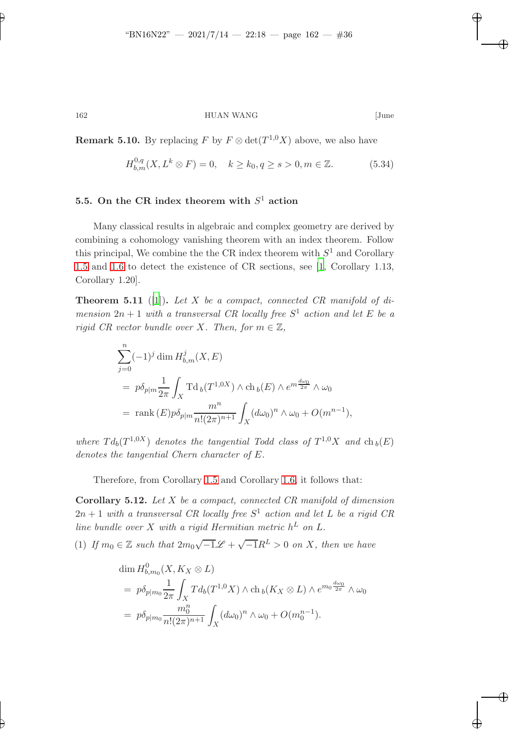**Remark 5.10.** By replacing $F$ by $F \otimes \det(T^{1,0}X)$ above, we also have

$$H^{0,q}_{b,m}(X, L^k \otimes F) = 0, \quad k \geq k_0, q \geq s > 0, m \in \mathbb{Z}. \tag{5.34}$$

### 5.5. On the CR index theorem with $S^1$ action

Many classical results in algebraic and complex geometry are derived by combining a cohomology vanishing theorem with an index theorem. Follow this principal, We combine the the CR index theorem with $S^1$ and Corollary 1.5 and 1.6 to detect the existence of CR sections, see [1, Corollary 1.13, Corollary 1.20].

**Theorem 5.11** ([1]). *Let $X$ be a compact, connected CR manifold of dimension $2n+1$ with a transversal CR locally free $S^1$ action and let $E$ be a rigid CR vector bundle over $X$. Then, for $m \in \mathbb{Z}$,*

$$\begin{aligned}
&\sum_{j=0}^{n}(-1)^j \dim H^j_{b,m}(X, E) \\
&= p\delta_{p|m}\frac{1}{2\pi}\int_X \mathrm{Td}_b(T^{1,0X}) \wedge \mathrm{ch}_b(E) \wedge e^{m\frac{d\omega_0}{2\pi}} \wedge \omega_0 \\
&= \mathrm{rank}(E) p\delta_{p|m}\frac{m^n}{n!(2\pi)^{n+1}}\int_X (d\omega_0)^n \wedge \omega_0 + O(m^{n-1}),
\end{aligned}$$

*where $Td_b(T^{1,0X})$ denotes the tangential Todd class of $T^{1,0}X$ and $\mathrm{ch}_b(E)$ denotes the tangential Chern character of $E$.*

Therefore, from Corollary 1.5 and Corollary 1.6, it follows that:

**Corollary 5.12.** *Let $X$ be a compact, connected CR manifold of dimension $2n+1$ with a transversal CR locally free $S^1$ action and let $L$ be a rigid CR line bundle over $X$ with a rigid Hermitian metric $h^L$ on $L$.*

(1) *If $m_0 \in \mathbb{Z}$ such that $2m_0\sqrt{-1}\mathscr{L} + \sqrt{-1}R^L > 0$ on $X$, then we have*

$$\begin{aligned}
&\dim H^0_{b,m_0}(X, K_X \otimes L) \\
&= p\delta_{p|m_0}\frac{1}{2\pi}\int_X Td_b(T^{1,0}X) \wedge \mathrm{ch}_b(K_X \otimes L) \wedge e^{m_0\frac{d\omega_0}{2\pi}} \wedge \omega_0 \\
&= p\delta_{p|m_0}\frac{m_0^n}{n!(2\pi)^{n+1}}\int_X (d\omega_0)^n \wedge \omega_0 + O(m_0^{n-1}).
\end{aligned}$$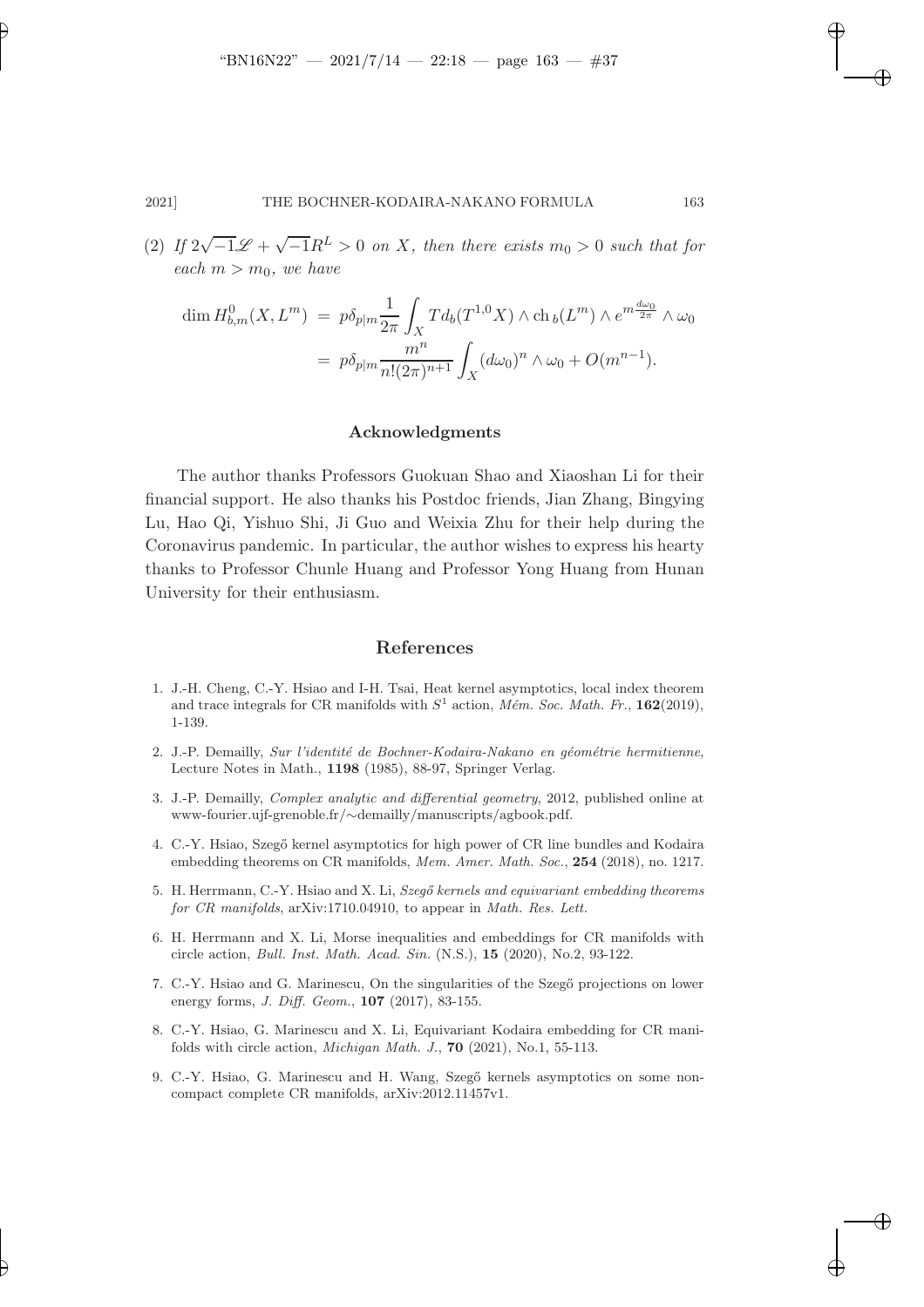(2) *If* $2\sqrt{-1}\mathscr{L} + \sqrt{-1}R^L > 0$ *on* $X$*, then there exists* $m_0 > 0$ *such that for each* $m > m_0$*, we have*

$$
\begin{aligned}
\dim H^0_{b,m}(X, L^m) &= p\delta_{p|m}\frac{1}{2\pi}\int_X Td_b(T^{1,0}X) \wedge \mathrm{ch}_b(L^m) \wedge e^{m\frac{d\omega_0}{2\pi}} \wedge \omega_0 \\
&= p\delta_{p|m}\frac{m^n}{n!(2\pi)^{n+1}}\int_X (d\omega_0)^n \wedge \omega_0 + O(m^{n-1}).
\end{aligned}
$$

## Acknowledgments

The author thanks Professors Guokuan Shao and Xiaoshan Li for their financial support. He also thanks his Postdoc friends, Jian Zhang, Bingying Lu, Hao Qi, Yishuo Shi, Ji Guo and Weixia Zhu for their help during the Coronavirus pandemic. In particular, the author wishes to express his hearty thanks to Professor Chunle Huang and Professor Yong Huang from Hunan University for their enthusiasm.

## References

1. J.-H. Cheng, C.-Y. Hsiao and I-H. Tsai, Heat kernel asymptotics, local index theorem and trace integrals for CR manifolds with $S^1$ action, *Mém. Soc. Math. Fr.*, **162**(2019), 1-139.
2. J.-P. Demailly, *Sur l'identité de Bochner-Kodaira-Nakano en géométrie hermitienne*, Lecture Notes in Math., **1198** (1985), 88-97, Springer Verlag.
3. J.-P. Demailly, *Complex analytic and differential geometry*, 2012, published online at www-fourier.ujf-grenoble.fr/∼demailly/manuscripts/agbook.pdf.
4. C.-Y. Hsiao, Szegő kernel asymptotics for high power of CR line bundles and Kodaira embedding theorems on CR manifolds, *Mem. Amer. Math. Soc.*, **254** (2018), no. 1217.
5. H. Herrmann, C.-Y. Hsiao and X. Li, *Szegő kernels and equivariant embedding theorems for CR manifolds*, arXiv:1710.04910, to appear in *Math. Res. Lett.*
6. H. Herrmann and X. Li, Morse inequalities and embeddings for CR manifolds with circle action, *Bull. Inst. Math. Acad. Sin.* (N.S.), **15** (2020), No.2, 93-122.
7. C.-Y. Hsiao and G. Marinescu, On the singularities of the Szegő projections on lower energy forms, *J. Diff. Geom.*, **107** (2017), 83-155.
8. C.-Y. Hsiao, G. Marinescu and X. Li, Equivariant Kodaira embedding for CR manifolds with circle action, *Michigan Math. J.*, **70** (2021), No.1, 55-113.
9. C.-Y. Hsiao, G. Marinescu and H. Wang, Szegő kernels asymptotics on some non-compact complete CR manifolds, arXiv:2012.11457v1.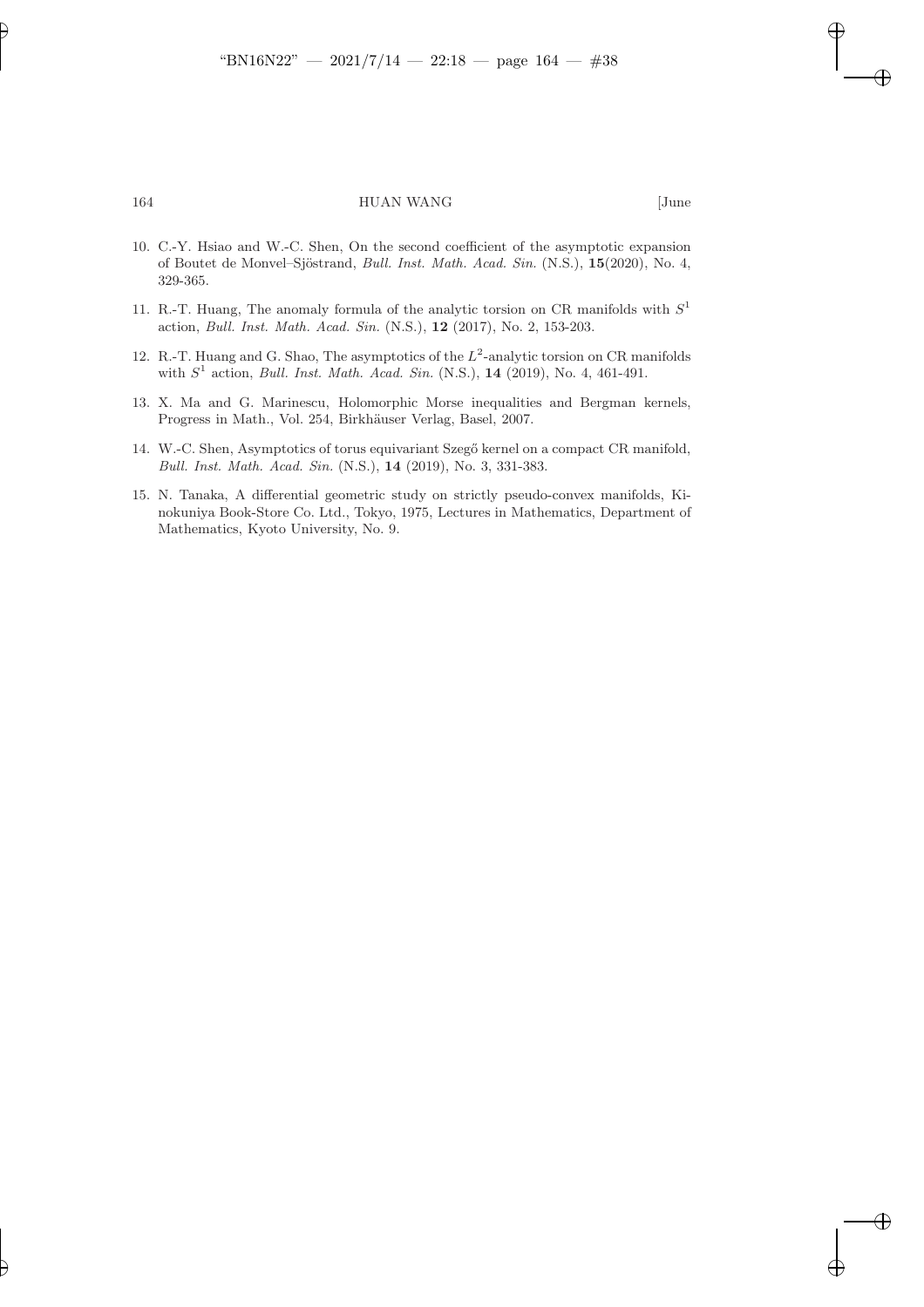10. C.-Y. Hsiao and W.-C. Shen, On the second coefficient of the asymptotic expansion of Boutet de Monvel–Sjöstrand, *Bull. Inst. Math. Acad. Sin.* (N.S.), **15**(2020), No. 4, 329-365.

11. R.-T. Huang, The anomaly formula of the analytic torsion on CR manifolds with $S^1$ action, *Bull. Inst. Math. Acad. Sin.* (N.S.), **12** (2017), No. 2, 153-203.

12. R.-T. Huang and G. Shao, The asymptotics of the $L^2$-analytic torsion on CR manifolds with $S^1$ action, *Bull. Inst. Math. Acad. Sin.* (N.S.), **14** (2019), No. 4, 461-491.

13. X. Ma and G. Marinescu, Holomorphic Morse inequalities and Bergman kernels, Progress in Math., Vol. 254, Birkhäuser Verlag, Basel, 2007.

14. W.-C. Shen, Asymptotics of torus equivariant Szegő kernel on a compact CR manifold, *Bull. Inst. Math. Acad. Sin.* (N.S.), **14** (2019), No. 3, 331-383.

15. N. Tanaka, A differential geometric study on strictly pseudo-convex manifolds, Kinokuniya Book-Store Co. Ltd., Tokyo, 1975, Lectures in Mathematics, Department of Mathematics, Kyoto University, No. 9.